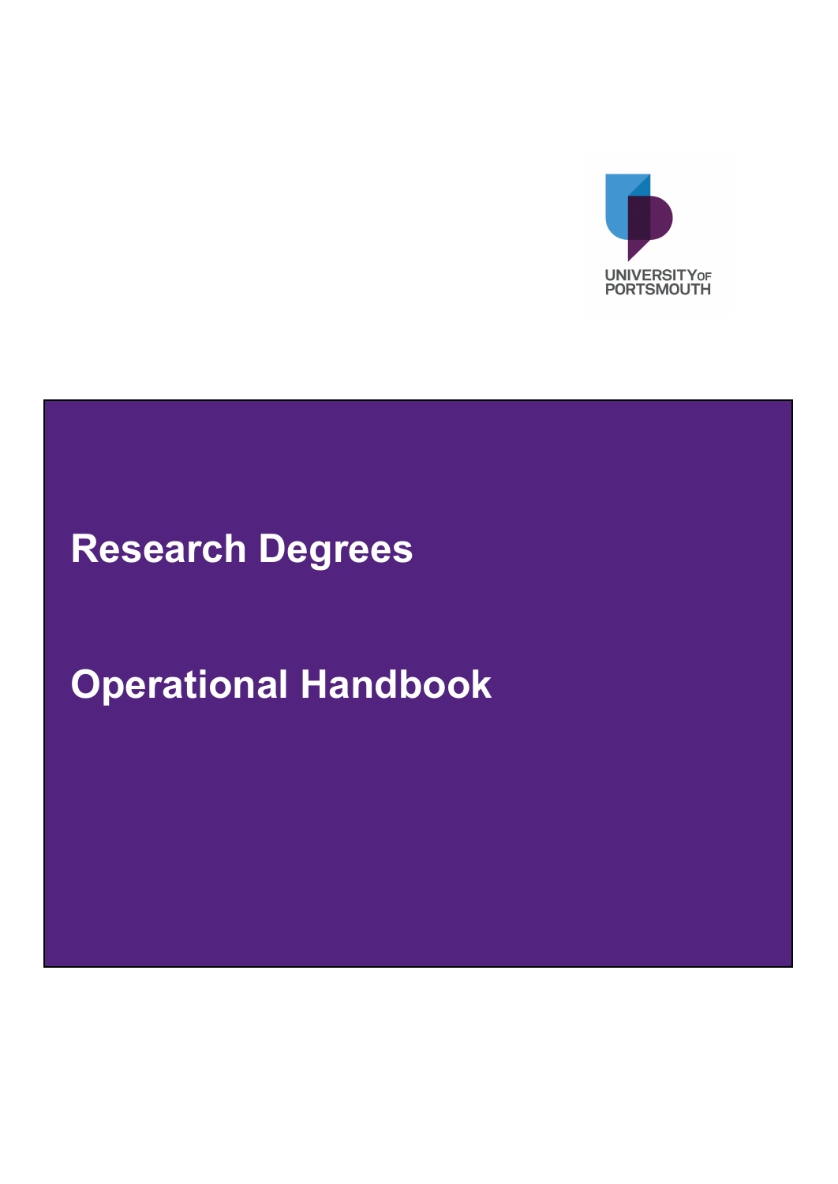UNIVERSITY OF PORTSMOUTH

# Research Degrees

# Operational Handbook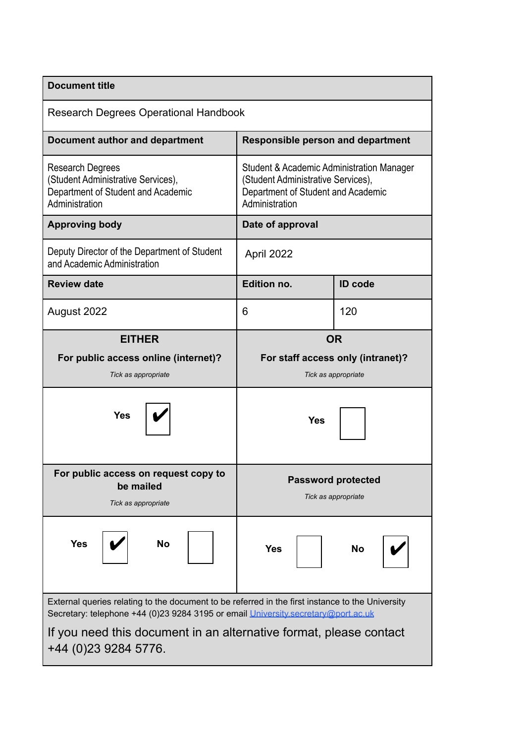| **Document title** | | |
|---|---|---|
| Research Degrees Operational Handbook | | |
| **Document author and department** | **Responsible person and department** | |
| Research Degrees (Student Administrative Services), Department of Student and Academic Administration | Student & Academic Administration Manager (Student Administrative Services), Department of Student and Academic Administration | |
| **Approving body** | **Date of approval** | |
| Deputy Director of the Department of Student and Academic Administration | April 2022 | |
| **Review date** | **Edition no.** | **ID code** |
| August 2022 | 6 | 120 |

| **EITHER** **For public access online (internet)?** *Tick as appropriate* | **OR** **For staff access only (intranet)?** *Tick as appropriate* |
|---|---|
| **Yes** ✔ | **Yes** ☐ |
| **For public access on request copy to be mailed** *Tick as appropriate* | **Password protected** *Tick as appropriate* |
| **Yes** ✔ **No** ☐ | **Yes** ☐ **No** ✔ |

External queries relating to the document to be referred in the first instance to the University Secretary: telephone +44 (0)23 9284 3195 or email University.secretary@port.ac.uk

If you need this document in an alternative format, please contact +44 (0)23 9284 5776.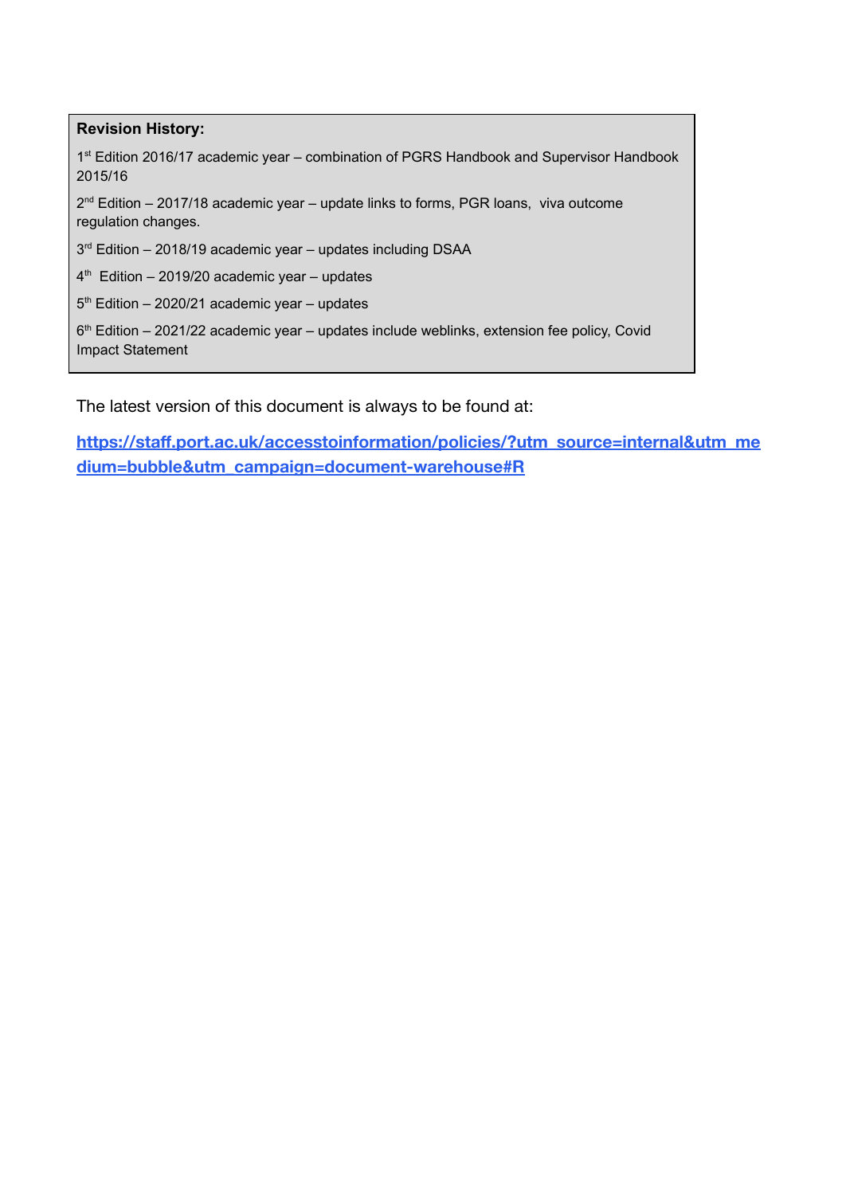**Revision History:**

1st Edition 2016/17 academic year – combination of PGRS Handbook and Supervisor Handbook 2015/16

2nd Edition – 2017/18 academic year – update links to forms, PGR loans,  viva outcome regulation changes.

3rd Edition – 2018/19 academic year – updates including DSAA

4th  Edition – 2019/20 academic year – updates

5th Edition – 2020/21 academic year – updates

6th Edition – 2021/22 academic year – updates include weblinks, extension fee policy, Covid Impact Statement

The latest version of this document is always to be found at:

**https://staff.port.ac.uk/accesstoinformation/policies/?utm_source=internal&utm_medium=bubble&utm_campaign=document-warehouse#R**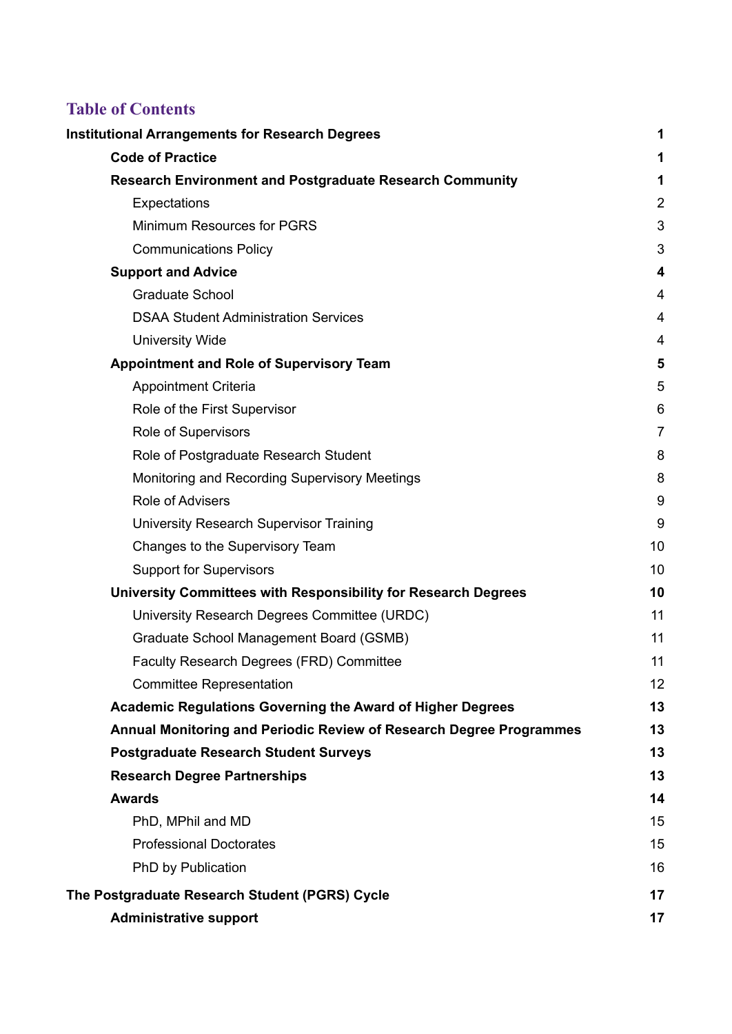## Table of Contents

| | |
|---|---|
| **Institutional Arrangements for Research Degrees** | **1** |
| **Code of Practice** | **1** |
| **Research Environment and Postgraduate Research Community** | **1** |
| Expectations | 2 |
| Minimum Resources for PGRS | 3 |
| Communications Policy | 3 |
| **Support and Advice** | **4** |
| Graduate School | 4 |
| DSAA Student Administration Services | 4 |
| University Wide | 4 |
| **Appointment and Role of Supervisory Team** | **5** |
| Appointment Criteria | 5 |
| Role of the First Supervisor | 6 |
| Role of Supervisors | 7 |
| Role of Postgraduate Research Student | 8 |
| Monitoring and Recording Supervisory Meetings | 8 |
| Role of Advisers | 9 |
| University Research Supervisor Training | 9 |
| Changes to the Supervisory Team | 10 |
| Support for Supervisors | 10 |
| **University Committees with Responsibility for Research Degrees** | **10** |
| University Research Degrees Committee (URDC) | 11 |
| Graduate School Management Board (GSMB) | 11 |
| Faculty Research Degrees (FRD) Committee | 11 |
| Committee Representation | 12 |
| **Academic Regulations Governing the Award of Higher Degrees** | **13** |
| **Annual Monitoring and Periodic Review of Research Degree Programmes** | **13** |
| **Postgraduate Research Student Surveys** | **13** |
| **Research Degree Partnerships** | **13** |
| **Awards** | **14** |
| PhD, MPhil and MD | 15 |
| Professional Doctorates | 15 |
| PhD by Publication | 16 |
| **The Postgraduate Research Student (PGRS) Cycle** | **17** |
| **Administrative support** | **17** |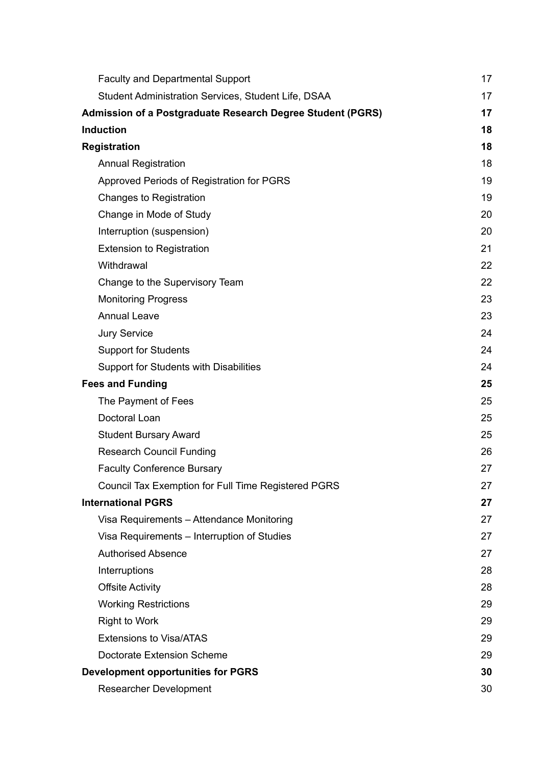Faculty and Departmental Support 17

Student Administration Services, Student Life, DSAA 17

**Admission of a Postgraduate Research Degree Student (PGRS) 17**

**Induction 18**

**Registration 18**

Annual Registration 18

Approved Periods of Registration for PGRS 19

Changes to Registration 19

Change in Mode of Study 20

Interruption (suspension) 20

Extension to Registration 21

Withdrawal 22

Change to the Supervisory Team 22

Monitoring Progress 23

Annual Leave 23

Jury Service 24

Support for Students 24

Support for Students with Disabilities 24

**Fees and Funding 25**

The Payment of Fees 25

Doctoral Loan 25

Student Bursary Award 25

Research Council Funding 26

Faculty Conference Bursary 27

Council Tax Exemption for Full Time Registered PGRS 27

**International PGRS 27**

Visa Requirements – Attendance Monitoring 27

Visa Requirements – Interruption of Studies 27

Authorised Absence 27

Interruptions 28

Offsite Activity 28

Working Restrictions 29

Right to Work 29

Extensions to Visa/ATAS 29

Doctorate Extension Scheme 29

**Development opportunities for PGRS 30**

Researcher Development 30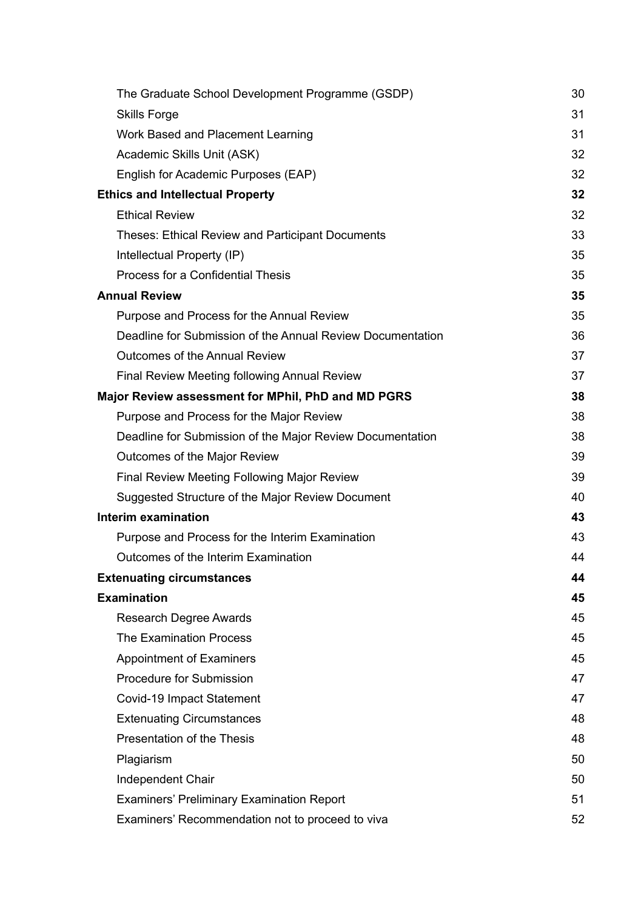| | |
|---|---|
| The Graduate School Development Programme (GSDP) | 30 |
| Skills Forge | 31 |
| Work Based and Placement Learning | 31 |
| Academic Skills Unit (ASK) | 32 |
| English for Academic Purposes (EAP) | 32 |
| **Ethics and Intellectual Property** | **32** |
| Ethical Review | 32 |
| Theses: Ethical Review and Participant Documents | 33 |
| Intellectual Property (IP) | 35 |
| Process for a Confidential Thesis | 35 |
| **Annual Review** | **35** |
| Purpose and Process for the Annual Review | 35 |
| Deadline for Submission of the Annual Review Documentation | 36 |
| Outcomes of the Annual Review | 37 |
| Final Review Meeting following Annual Review | 37 |
| **Major Review assessment for MPhil, PhD and MD PGRS** | **38** |
| Purpose and Process for the Major Review | 38 |
| Deadline for Submission of the Major Review Documentation | 38 |
| Outcomes of the Major Review | 39 |
| Final Review Meeting Following Major Review | 39 |
| Suggested Structure of the Major Review Document | 40 |
| **Interim examination** | **43** |
| Purpose and Process for the Interim Examination | 43 |
| Outcomes of the Interim Examination | 44 |
| **Extenuating circumstances** | **44** |
| **Examination** | **45** |
| Research Degree Awards | 45 |
| The Examination Process | 45 |
| Appointment of Examiners | 45 |
| Procedure for Submission | 47 |
| Covid-19 Impact Statement | 47 |
| Extenuating Circumstances | 48 |
| Presentation of the Thesis | 48 |
| Plagiarism | 50 |
| Independent Chair | 50 |
| Examiners' Preliminary Examination Report | 51 |
| Examiners' Recommendation not to proceed to viva | 52 |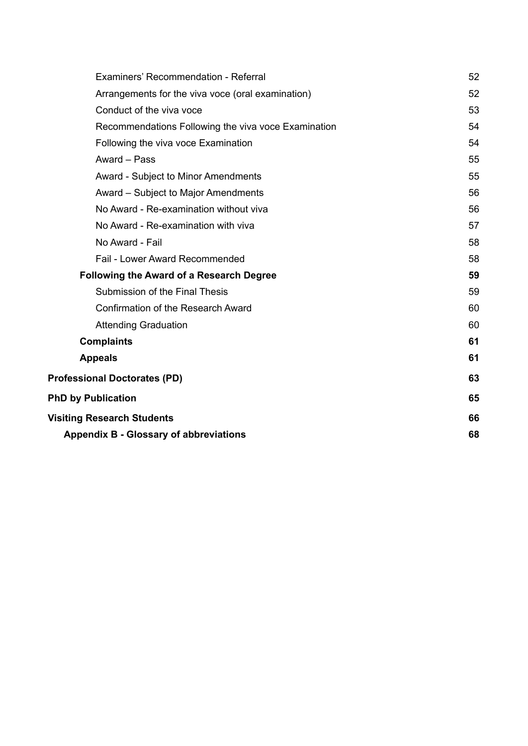| | |
|---|---|
| Examiners' Recommendation - Referral | 52 |
| Arrangements for the viva voce (oral examination) | 52 |
| Conduct of the viva voce | 53 |
| Recommendations Following the viva voce Examination | 54 |
| Following the viva voce Examination | 54 |
| Award – Pass | 55 |
| Award - Subject to Minor Amendments | 55 |
| Award – Subject to Major Amendments | 56 |
| No Award - Re-examination without viva | 56 |
| No Award - Re-examination with viva | 57 |
| No Award - Fail | 58 |
| Fail - Lower Award Recommended | 58 |
| **Following the Award of a Research Degree** | **59** |
| Submission of the Final Thesis | 59 |
| Confirmation of the Research Award | 60 |
| Attending Graduation | 60 |
| **Complaints** | **61** |
| **Appeals** | **61** |
| **Professional Doctorates (PD)** | **63** |
| **PhD by Publication** | **65** |
| **Visiting Research Students** | **66** |
| **Appendix B - Glossary of abbreviations** | **68** |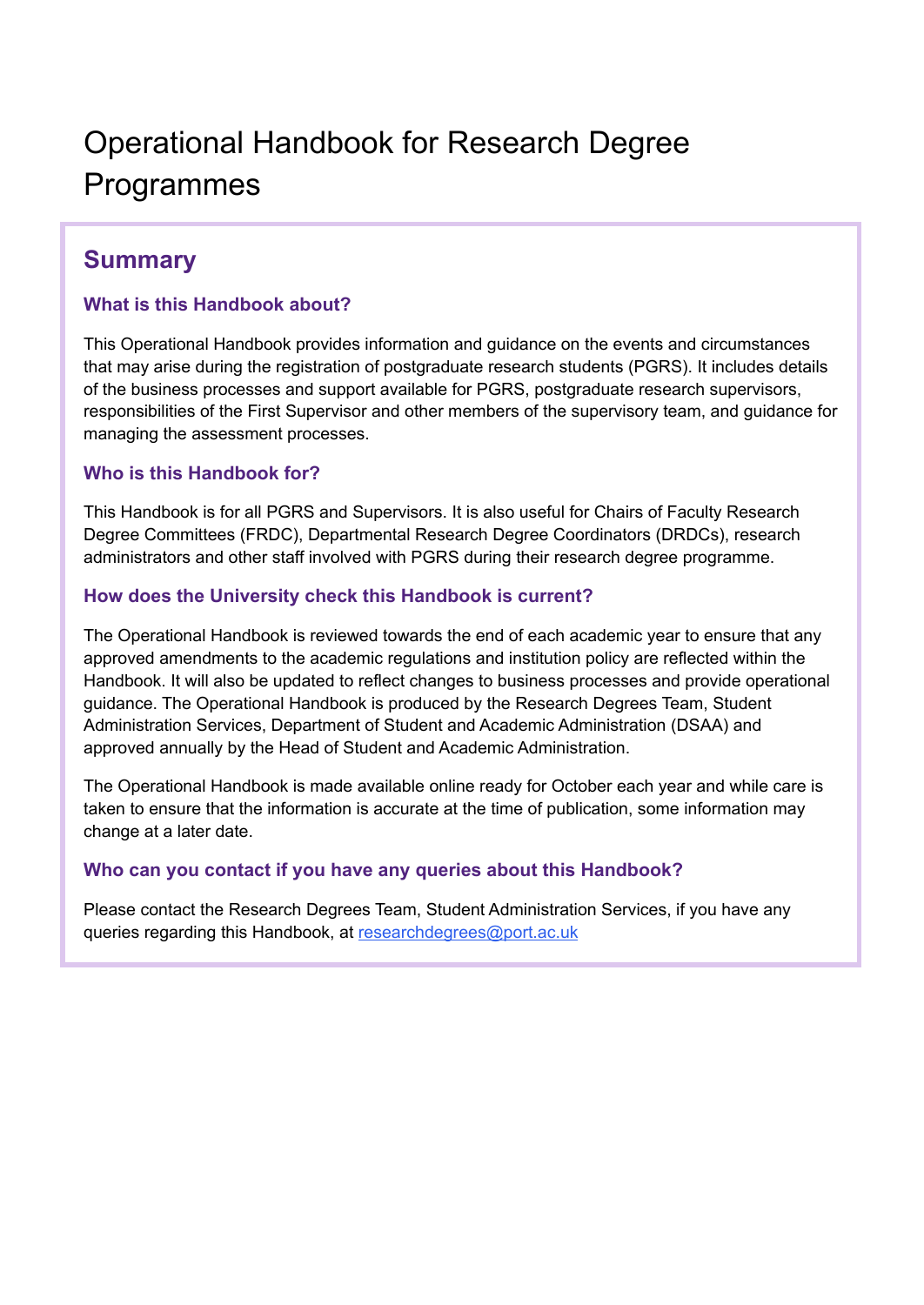# Operational Handbook for Research Degree Programmes

## Summary

### What is this Handbook about?

This Operational Handbook provides information and guidance on the events and circumstances that may arise during the registration of postgraduate research students (PGRS). It includes details of the business processes and support available for PGRS, postgraduate research supervisors, responsibilities of the First Supervisor and other members of the supervisory team, and guidance for managing the assessment processes.

### Who is this Handbook for?

This Handbook is for all PGRS and Supervisors. It is also useful for Chairs of Faculty Research Degree Committees (FRDC), Departmental Research Degree Coordinators (DRDCs), research administrators and other staff involved with PGRS during their research degree programme.

### How does the University check this Handbook is current?

The Operational Handbook is reviewed towards the end of each academic year to ensure that any approved amendments to the academic regulations and institution policy are reflected within the Handbook. It will also be updated to reflect changes to business processes and provide operational guidance. The Operational Handbook is produced by the Research Degrees Team, Student Administration Services, Department of Student and Academic Administration (DSAA) and approved annually by the Head of Student and Academic Administration.

The Operational Handbook is made available online ready for October each year and while care is taken to ensure that the information is accurate at the time of publication, some information may change at a later date.

### Who can you contact if you have any queries about this Handbook?

Please contact the Research Degrees Team, Student Administration Services, if you have any queries regarding this Handbook, at [researchdegrees@port.ac.uk](mailto:researchdegrees@port.ac.uk)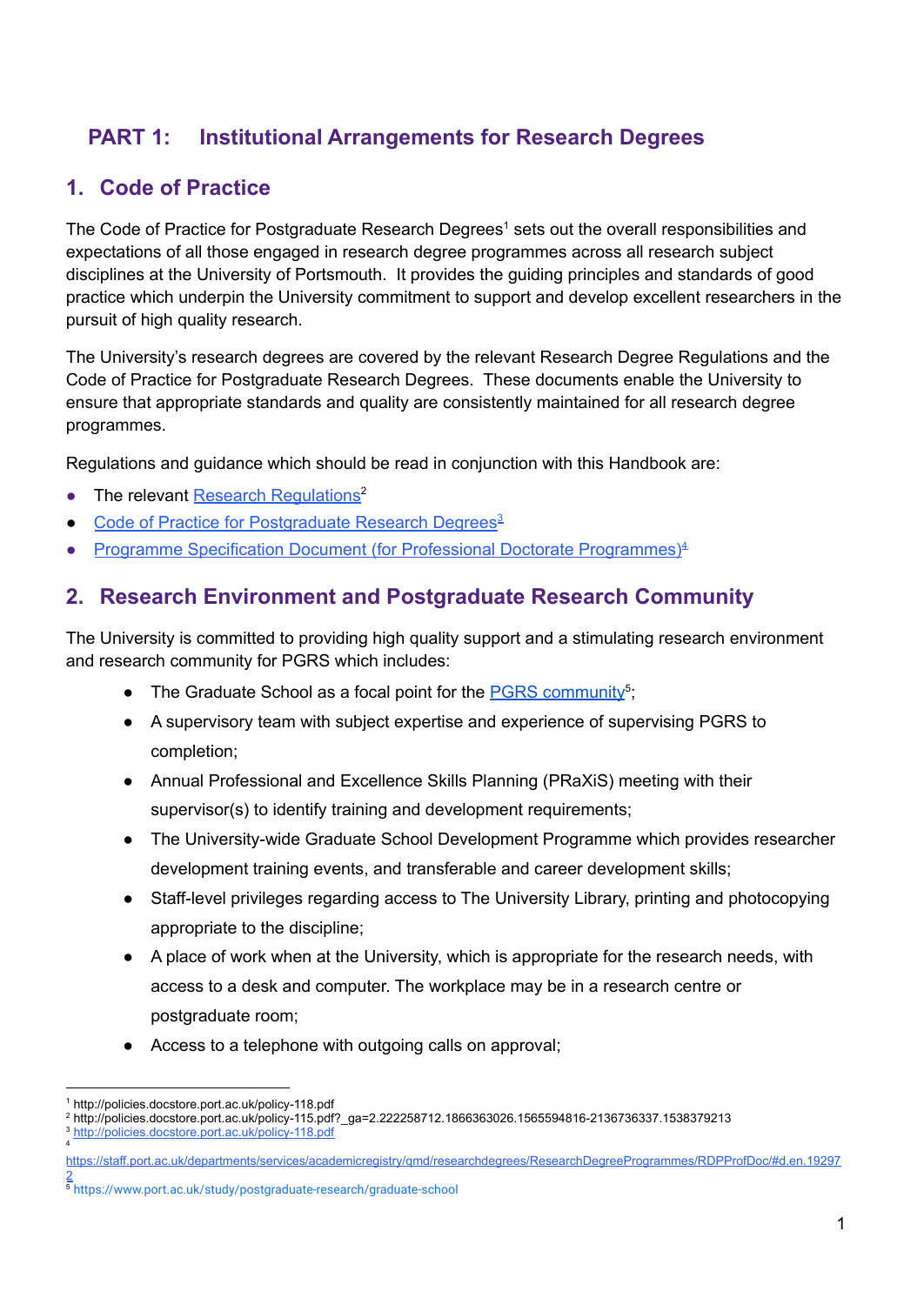# PART 1: Institutional Arrangements for Research Degrees

## 1. Code of Practice

The Code of Practice for Postgraduate Research Degrees[1] sets out the overall responsibilities and expectations of all those engaged in research degree programmes across all research subject disciplines at the University of Portsmouth. It provides the guiding principles and standards of good practice which underpin the University commitment to support and develop excellent researchers in the pursuit of high quality research.

The University's research degrees are covered by the relevant Research Degree Regulations and the Code of Practice for Postgraduate Research Degrees. These documents enable the University to ensure that appropriate standards and quality are consistently maintained for all research degree programmes.

Regulations and guidance which should be read in conjunction with this Handbook are:

- The relevant Research Regulations[2]
- Code of Practice for Postgraduate Research Degrees[3]
- Programme Specification Document (for Professional Doctorate Programmes)[4]

## 2. Research Environment and Postgraduate Research Community

The University is committed to providing high quality support and a stimulating research environment and research community for PGRS which includes:

- The Graduate School as a focal point for the PGRS community[5];
- A supervisory team with subject expertise and experience of supervising PGRS to completion;
- Annual Professional and Excellence Skills Planning (PRaXiS) meeting with their supervisor(s) to identify training and development requirements;
- The University-wide Graduate School Development Programme which provides researcher development training events, and transferable and career development skills;
- Staff-level privileges regarding access to The University Library, printing and photocopying appropriate to the discipline;
- A place of work when at the University, which is appropriate for the research needs, with access to a desk and computer. The workplace may be in a research centre or postgraduate room;
- Access to a telephone with outgoing calls on approval;

---

[1] http://policies.docstore.port.ac.uk/policy-118.pdf

[2] http://policies.docstore.port.ac.uk/policy-115.pdf?_ga=2.222258712.1866363026.1565594816-2136736337.1538379213

[3] http://policies.docstore.port.ac.uk/policy-118.pdf

[4] https://staff.port.ac.uk/departments/services/academicregistry/qmd/researchdegrees/ResearchDegreeProgrammes/RDPProfDoc/#d.en.192972

[5] https://www.port.ac.uk/study/postgraduate-research/graduate-school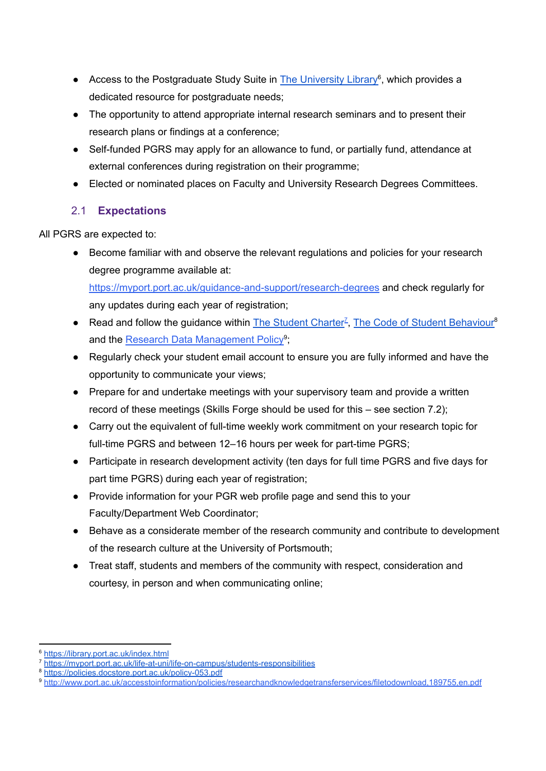- Access to the Postgraduate Study Suite in The University Library[6], which provides a dedicated resource for postgraduate needs;
- The opportunity to attend appropriate internal research seminars and to present their research plans or findings at a conference;
- Self-funded PGRS may apply for an allowance to fund, or partially fund, attendance at external conferences during registration on their programme;
- Elected or nominated places on Faculty and University Research Degrees Committees.

## 2.1 Expectations

All PGRS are expected to:

- Become familiar with and observe the relevant regulations and policies for your research degree programme available at: https://myport.port.ac.uk/guidance-and-support/research-degrees and check regularly for any updates during each year of registration;
- Read and follow the guidance within The Student Charter[7], The Code of Student Behaviour[8] and the Research Data Management Policy[9];
- Regularly check your student email account to ensure you are fully informed and have the opportunity to communicate your views;
- Prepare for and undertake meetings with your supervisory team and provide a written record of these meetings (Skills Forge should be used for this – see section 7.2);
- Carry out the equivalent of full-time weekly work commitment on your research topic for full-time PGRS and between 12–16 hours per week for part-time PGRS;
- Participate in research development activity (ten days for full time PGRS and five days for part time PGRS) during each year of registration;
- Provide information for your PGR web profile page and send this to your Faculty/Department Web Coordinator;
- Behave as a considerate member of the research community and contribute to development of the research culture at the University of Portsmouth;
- Treat staff, students and members of the community with respect, consideration and courtesy, in person and when communicating online;

---

[6] https://library.port.ac.uk/index.html
[7] https://myport.port.ac.uk/life-at-uni/life-on-campus/students-responsibilities
[8] https://policies.docstore.port.ac.uk/policy-053.pdf
[9] http://www.port.ac.uk/accesstoinformation/policies/researchandknowledgetransferservices/filetodownload,189755,en.pdf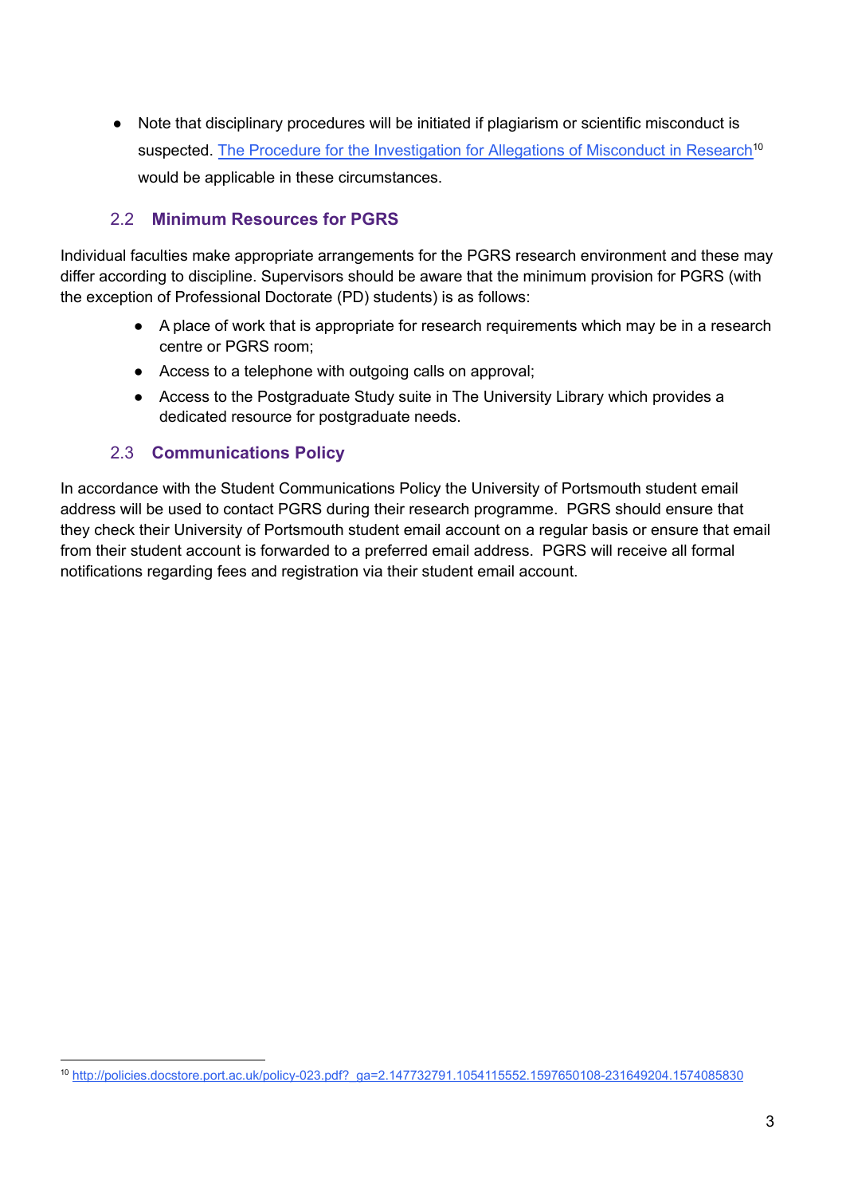- Note that disciplinary procedures will be initiated if plagiarism or scientific misconduct is suspected. The Procedure for the Investigation for Allegations of Misconduct in Research[10] would be applicable in these circumstances.

## 2.2 Minimum Resources for PGRS

Individual faculties make appropriate arrangements for the PGRS research environment and these may differ according to discipline. Supervisors should be aware that the minimum provision for PGRS (with the exception of Professional Doctorate (PD) students) is as follows:

- A place of work that is appropriate for research requirements which may be in a research centre or PGRS room;
- Access to a telephone with outgoing calls on approval;
- Access to the Postgraduate Study suite in The University Library which provides a dedicated resource for postgraduate needs.

## 2.3 Communications Policy

In accordance with the Student Communications Policy the University of Portsmouth student email address will be used to contact PGRS during their research programme. PGRS should ensure that they check their University of Portsmouth student email account on a regular basis or ensure that email from their student account is forwarded to a preferred email address. PGRS will receive all formal notifications regarding fees and registration via their student email account.

[10] http://policies.docstore.port.ac.uk/policy-023.pdf?_ga=2.147732791.1054115552.1597650108-231649204.1574085830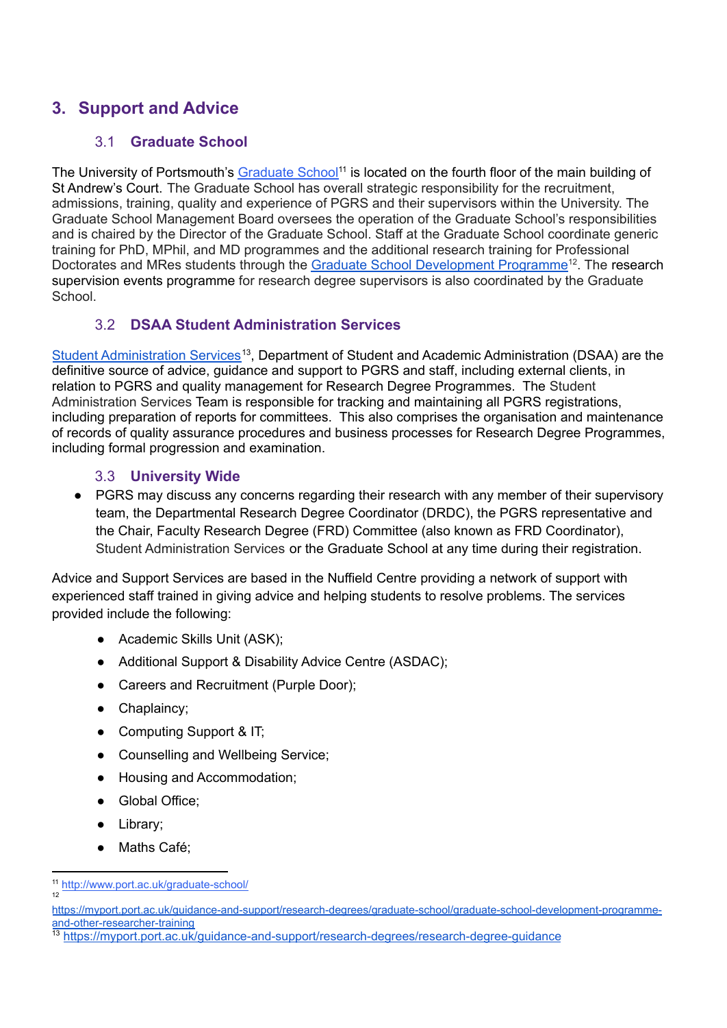## 3. Support and Advice

### 3.1 Graduate School

The University of Portsmouth's Graduate School[11] is located on the fourth floor of the main building of St Andrew's Court. The Graduate School has overall strategic responsibility for the recruitment, admissions, training, quality and experience of PGRS and their supervisors within the University. The Graduate School Management Board oversees the operation of the Graduate School's responsibilities and is chaired by the Director of the Graduate School. Staff at the Graduate School coordinate generic training for PhD, MPhil, and MD programmes and the additional research training for Professional Doctorates and MRes students through the Graduate School Development Programme[12]. The research supervision events programme for research degree supervisors is also coordinated by the Graduate School.

### 3.2 DSAA Student Administration Services

Student Administration Services[13], Department of Student and Academic Administration (DSAA) are the definitive source of advice, guidance and support to PGRS and staff, including external clients, in relation to PGRS and quality management for Research Degree Programmes. The Student Administration Services Team is responsible for tracking and maintaining all PGRS registrations, including preparation of reports for committees. This also comprises the organisation and maintenance of records of quality assurance procedures and business processes for Research Degree Programmes, including formal progression and examination.

### 3.3 University Wide

- PGRS may discuss any concerns regarding their research with any member of their supervisory team, the Departmental Research Degree Coordinator (DRDC), the PGRS representative and the Chair, Faculty Research Degree (FRD) Committee (also known as FRD Coordinator), Student Administration Services or the Graduate School at any time during their registration.

Advice and Support Services are based in the Nuffield Centre providing a network of support with experienced staff trained in giving advice and helping students to resolve problems. The services provided include the following:

- Academic Skills Unit (ASK);
- Additional Support & Disability Advice Centre (ASDAC);
- Careers and Recruitment (Purple Door);
- Chaplaincy;
- Computing Support & IT;
- Counselling and Wellbeing Service;
- Housing and Accommodation;
- Global Office;
- Library;
- Maths Café;

---

[11] http://www.port.ac.uk/graduate-school/

[12] https://myport.port.ac.uk/guidance-and-support/research-degrees/graduate-school/graduate-school-development-programme-and-other-researcher-training

[13] https://myport.port.ac.uk/guidance-and-support/research-degrees/research-degree-guidance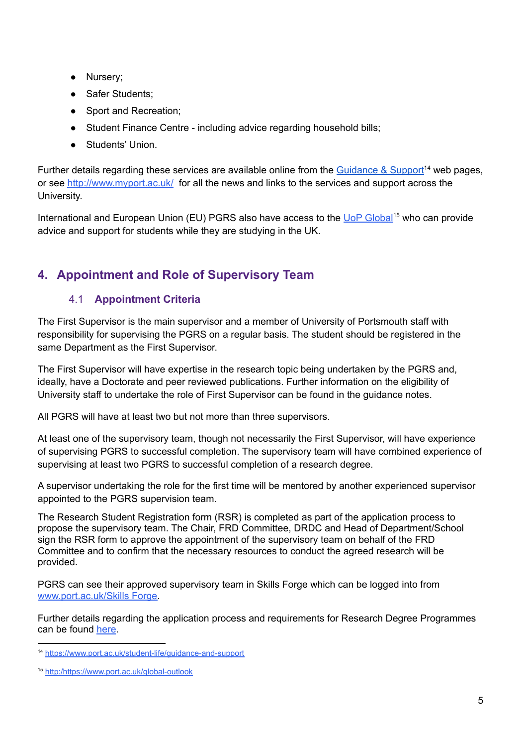- Nursery;
- Safer Students;
- Sport and Recreation;
- Student Finance Centre - including advice regarding household bills;
- Students' Union.

Further details regarding these services are available online from the Guidance & Support[14] web pages, or see http://www.myport.ac.uk/ for all the news and links to the services and support across the University.

International and European Union (EU) PGRS also have access to the UoP Global[15] who can provide advice and support for students while they are studying in the UK.

## 4. Appointment and Role of Supervisory Team

### 4.1 Appointment Criteria

The First Supervisor is the main supervisor and a member of University of Portsmouth staff with responsibility for supervising the PGRS on a regular basis. The student should be registered in the same Department as the First Supervisor.

The First Supervisor will have expertise in the research topic being undertaken by the PGRS and, ideally, have a Doctorate and peer reviewed publications. Further information on the eligibility of University staff to undertake the role of First Supervisor can be found in the guidance notes.

All PGRS will have at least two but not more than three supervisors.

At least one of the supervisory team, though not necessarily the First Supervisor, will have experience of supervising PGRS to successful completion. The supervisory team will have combined experience of supervising at least two PGRS to successful completion of a research degree.

A supervisor undertaking the role for the first time will be mentored by another experienced supervisor appointed to the PGRS supervision team.

The Research Student Registration form (RSR) is completed as part of the application process to propose the supervisory team. The Chair, FRD Committee, DRDC and Head of Department/School sign the RSR form to approve the appointment of the supervisory team on behalf of the FRD Committee and to confirm that the necessary resources to conduct the agreed research will be provided.

PGRS can see their approved supervisory team in Skills Forge which can be logged into from www.port.ac.uk/Skills Forge.

Further details regarding the application process and requirements for Research Degree Programmes can be found here.

---

[14] https://www.port.ac.uk/student-life/guidance-and-support

[15] http:/https://www.port.ac.uk/global-outlook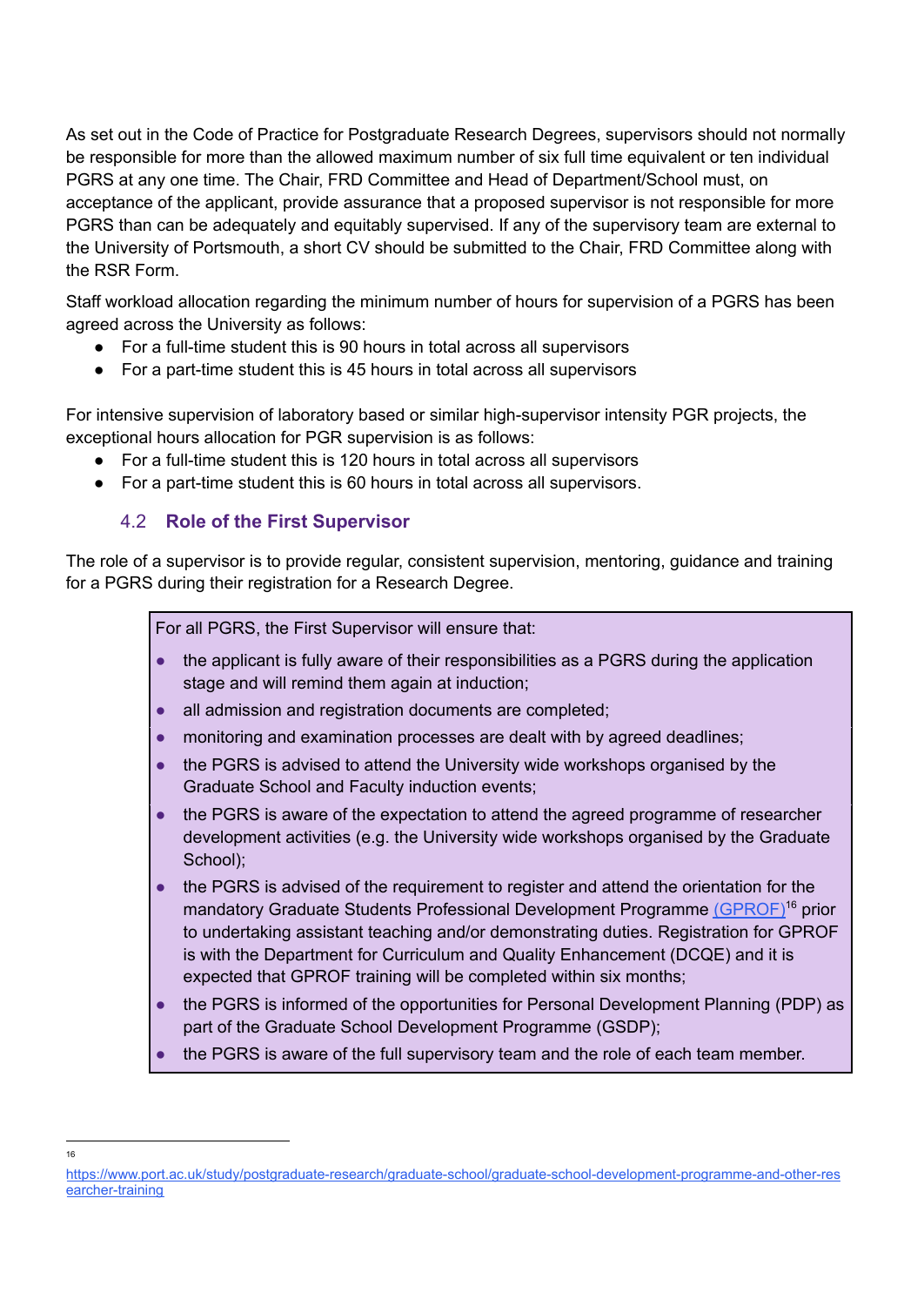As set out in the Code of Practice for Postgraduate Research Degrees, supervisors should not normally be responsible for more than the allowed maximum number of six full time equivalent or ten individual PGRS at any one time. The Chair, FRD Committee and Head of Department/School must, on acceptance of the applicant, provide assurance that a proposed supervisor is not responsible for more PGRS than can be adequately and equitably supervised. If any of the supervisory team are external to the University of Portsmouth, a short CV should be submitted to the Chair, FRD Committee along with the RSR Form.

Staff workload allocation regarding the minimum number of hours for supervision of a PGRS has been agreed across the University as follows:

- For a full-time student this is 90 hours in total across all supervisors
- For a part-time student this is 45 hours in total across all supervisors

For intensive supervision of laboratory based or similar high-supervisor intensity PGR projects, the exceptional hours allocation for PGR supervision is as follows:

- For a full-time student this is 120 hours in total across all supervisors
- For a part-time student this is 60 hours in total across all supervisors.

### 4.2 Role of the First Supervisor

The role of a supervisor is to provide regular, consistent supervision, mentoring, guidance and training for a PGRS during their registration for a Research Degree.

For all PGRS, the First Supervisor will ensure that:

- the applicant is fully aware of their responsibilities as a PGRS during the application stage and will remind them again at induction;
- all admission and registration documents are completed;
- monitoring and examination processes are dealt with by agreed deadlines;
- the PGRS is advised to attend the University wide workshops organised by the Graduate School and Faculty induction events;
- the PGRS is aware of the expectation to attend the agreed programme of researcher development activities (e.g. the University wide workshops organised by the Graduate School);
- the PGRS is advised of the requirement to register and attend the orientation for the mandatory Graduate Students Professional Development Programme (GPROF)[16] prior to undertaking assistant teaching and/or demonstrating duties. Registration for GPROF is with the Department for Curriculum and Quality Enhancement (DCQE) and it is expected that GPROF training will be completed within six months;
- the PGRS is informed of the opportunities for Personal Development Planning (PDP) as part of the Graduate School Development Programme (GSDP);
- the PGRS is aware of the full supervisory team and the role of each team member.

[16] https://www.port.ac.uk/study/postgraduate-research/graduate-school/graduate-school-development-programme-and-other-researcher-training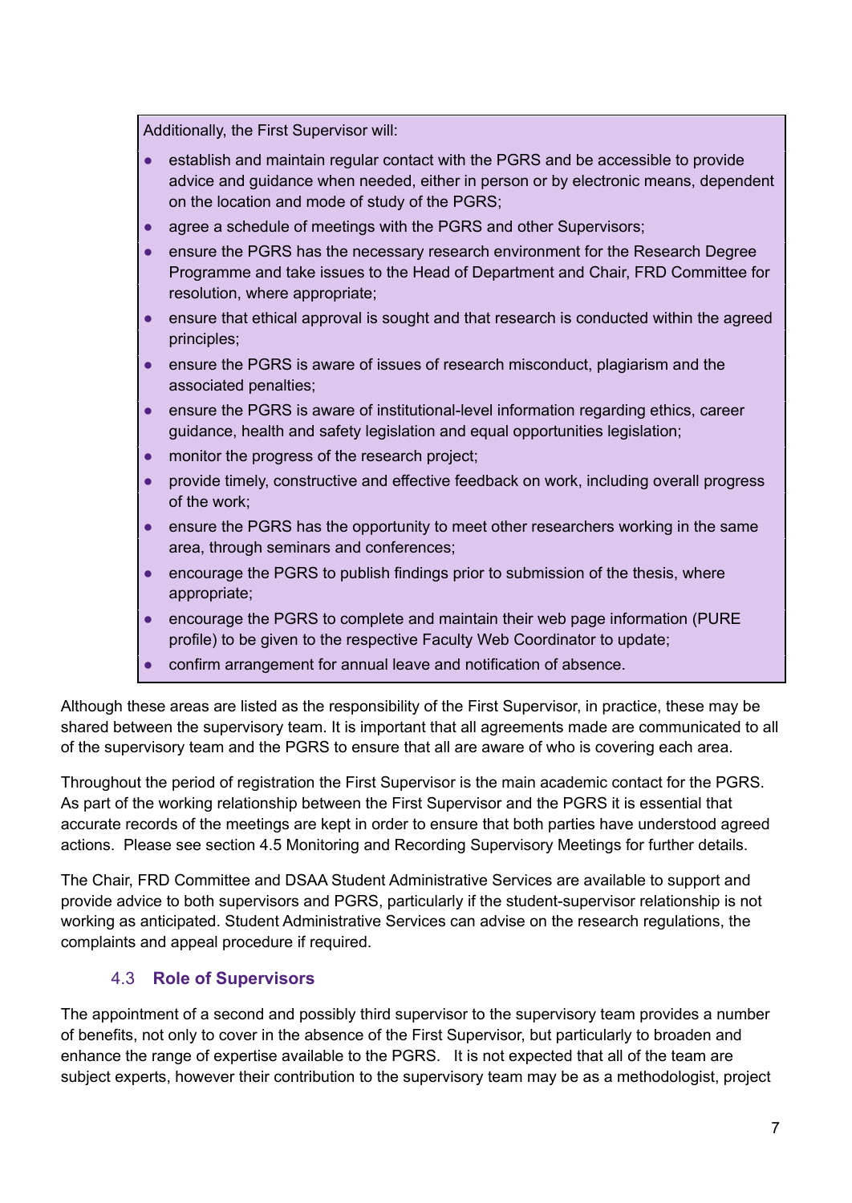Additionally, the First Supervisor will:

- establish and maintain regular contact with the PGRS and be accessible to provide advice and guidance when needed, either in person or by electronic means, dependent on the location and mode of study of the PGRS;
- agree a schedule of meetings with the PGRS and other Supervisors;
- ensure the PGRS has the necessary research environment for the Research Degree Programme and take issues to the Head of Department and Chair, FRD Committee for resolution, where appropriate;
- ensure that ethical approval is sought and that research is conducted within the agreed principles;
- ensure the PGRS is aware of issues of research misconduct, plagiarism and the associated penalties;
- ensure the PGRS is aware of institutional-level information regarding ethics, career guidance, health and safety legislation and equal opportunities legislation;
- monitor the progress of the research project;
- provide timely, constructive and effective feedback on work, including overall progress of the work;
- ensure the PGRS has the opportunity to meet other researchers working in the same area, through seminars and conferences;
- encourage the PGRS to publish findings prior to submission of the thesis, where appropriate;
- encourage the PGRS to complete and maintain their web page information (PURE profile) to be given to the respective Faculty Web Coordinator to update;
- confirm arrangement for annual leave and notification of absence.

Although these areas are listed as the responsibility of the First Supervisor, in practice, these may be shared between the supervisory team. It is important that all agreements made are communicated to all of the supervisory team and the PGRS to ensure that all are aware of who is covering each area.

Throughout the period of registration the First Supervisor is the main academic contact for the PGRS. As part of the working relationship between the First Supervisor and the PGRS it is essential that accurate records of the meetings are kept in order to ensure that both parties have understood agreed actions. Please see section 4.5 Monitoring and Recording Supervisory Meetings for further details.

The Chair, FRD Committee and DSAA Student Administrative Services are available to support and provide advice to both supervisors and PGRS, particularly if the student-supervisor relationship is not working as anticipated. Student Administrative Services can advise on the research regulations, the complaints and appeal procedure if required.

### 4.3 Role of Supervisors

The appointment of a second and possibly third supervisor to the supervisory team provides a number of benefits, not only to cover in the absence of the First Supervisor, but particularly to broaden and enhance the range of expertise available to the PGRS. It is not expected that all of the team are subject experts, however their contribution to the supervisory team may be as a methodologist, project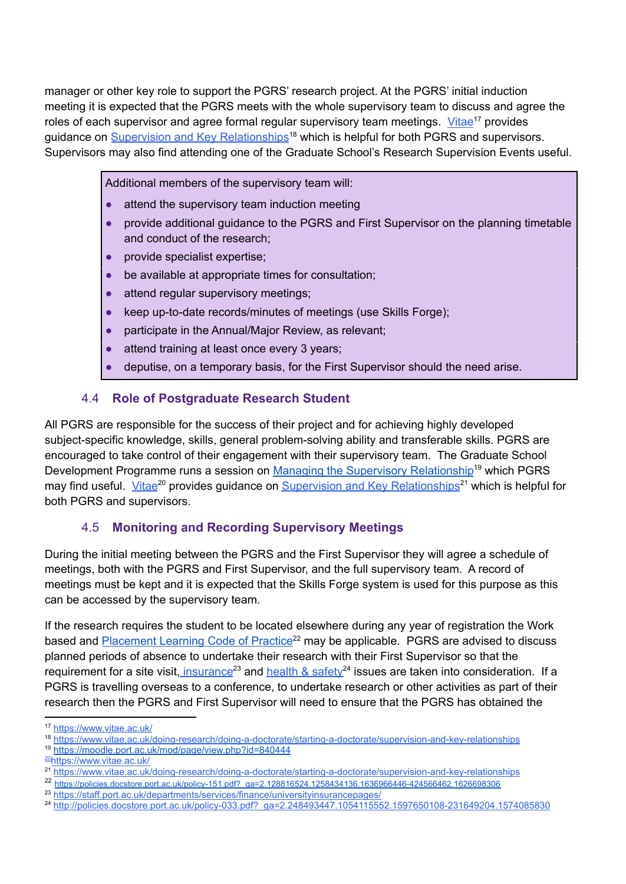manager or other key role to support the PGRS' research project. At the PGRS' initial induction meeting it is expected that the PGRS meets with the whole supervisory team to discuss and agree the roles of each supervisor and agree formal regular supervisory team meetings. Vitae[17] provides guidance on Supervision and Key Relationships[18] which is helpful for both PGRS and supervisors. Supervisors may also find attending one of the Graduate School's Research Supervision Events useful.

Additional members of the supervisory team will:

- attend the supervisory team induction meeting
- provide additional guidance to the PGRS and First Supervisor on the planning timetable and conduct of the research;
- provide specialist expertise;
- be available at appropriate times for consultation;
- attend regular supervisory meetings;
- keep up-to-date records/minutes of meetings (use Skills Forge);
- participate in the Annual/Major Review, as relevant;
- attend training at least once every 3 years;
- deputise, on a temporary basis, for the First Supervisor should the need arise.

### 4.4 Role of Postgraduate Research Student

All PGRS are responsible for the success of their project and for achieving highly developed subject-specific knowledge, skills, general problem-solving ability and transferable skills. PGRS are encouraged to take control of their engagement with their supervisory team. The Graduate School Development Programme runs a session on Managing the Supervisory Relationship[19] which PGRS may find useful. Vitae[20] provides guidance on Supervision and Key Relationships[21] which is helpful for both PGRS and supervisors.

### 4.5 Monitoring and Recording Supervisory Meetings

During the initial meeting between the PGRS and the First Supervisor they will agree a schedule of meetings, both with the PGRS and First Supervisor, and the full supervisory team. A record of meetings must be kept and it is expected that the Skills Forge system is used for this purpose as this can be accessed by the supervisory team.

If the research requires the student to be located elsewhere during any year of registration the Work based and Placement Learning Code of Practice[22] may be applicable. PGRS are advised to discuss planned periods of absence to undertake their research with their First Supervisor so that the requirement for a site visit, insurance[23] and health & safety[24] issues are taken into consideration. If a PGRS is travelling overseas to a conference, to undertake research or other activities as part of their research then the PGRS and First Supervisor will need to ensure that the PGRS has obtained the

---

[17] https://www.vitae.ac.uk/
[18] https://www.vitae.ac.uk/doing-research/doing-a-doctorate/starting-a-doctorate/supervision-and-key-relationships
[19] https://moodle.port.ac.uk/mod/page/view.php?id=840444
[20] https://www.vitae.ac.uk/
[21] https://www.vitae.ac.uk/doing-research/doing-a-doctorate/starting-a-doctorate/supervision-and-key-relationships
[22] https://policies.docstore.port.ac.uk/policy-151.pdf?_ga=2.128816524.1258434136.1636966446-424566462.1626698306
[23] https://staff.port.ac.uk/departments/services/finance/universityinsurancepages/
[24] http://policies.docstore.port.ac.uk/policy-033.pdf?_ga=2.248493447.1054115552.1597650108-231649204.1574085830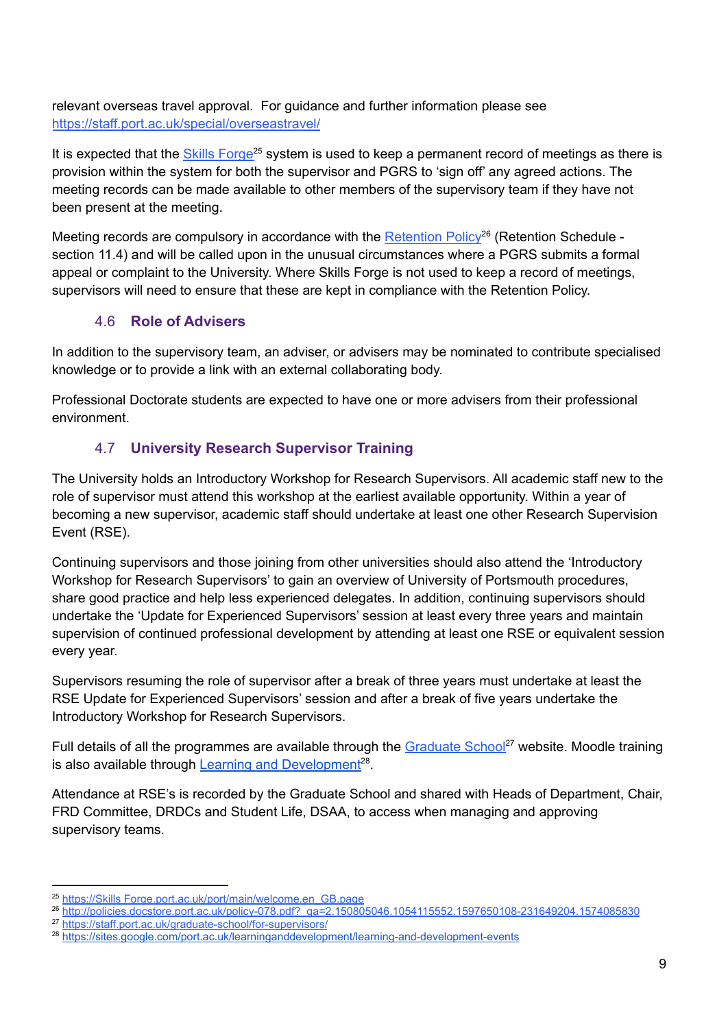relevant overseas travel approval. For guidance and further information please see https://staff.port.ac.uk/special/overseastravel/

It is expected that the Skills Forge[25] system is used to keep a permanent record of meetings as there is provision within the system for both the supervisor and PGRS to 'sign off' any agreed actions. The meeting records can be made available to other members of the supervisory team if they have not been present at the meeting.

Meeting records are compulsory in accordance with the Retention Policy[26] (Retention Schedule - section 11.4) and will be called upon in the unusual circumstances where a PGRS submits a formal appeal or complaint to the University. Where Skills Forge is not used to keep a record of meetings, supervisors will need to ensure that these are kept in compliance with the Retention Policy.

### 4.6 Role of Advisers

In addition to the supervisory team, an adviser, or advisers may be nominated to contribute specialised knowledge or to provide a link with an external collaborating body.

Professional Doctorate students are expected to have one or more advisers from their professional environment.

### 4.7 University Research Supervisor Training

The University holds an Introductory Workshop for Research Supervisors. All academic staff new to the role of supervisor must attend this workshop at the earliest available opportunity. Within a year of becoming a new supervisor, academic staff should undertake at least one other Research Supervision Event (RSE).

Continuing supervisors and those joining from other universities should also attend the 'Introductory Workshop for Research Supervisors' to gain an overview of University of Portsmouth procedures, share good practice and help less experienced delegates. In addition, continuing supervisors should undertake the 'Update for Experienced Supervisors' session at least every three years and maintain supervision of continued professional development by attending at least one RSE or equivalent session every year.

Supervisors resuming the role of supervisor after a break of three years must undertake at least the RSE Update for Experienced Supervisors' session and after a break of five years undertake the Introductory Workshop for Research Supervisors.

Full details of all the programmes are available through the Graduate School[27] website. Moodle training is also available through Learning and Development[28].

Attendance at RSE's is recorded by the Graduate School and shared with Heads of Department, Chair, FRD Committee, DRDCs and Student Life, DSAA, to access when managing and approving supervisory teams.

---

[25] https://Skills Forge.port.ac.uk/port/main/welcome.en_GB.page
[26] http://policies.docstore.port.ac.uk/policy-078.pdf?_ga=2.150805046.1054115552.1597650108-231649204.1574085830
[27] https://staff.port.ac.uk/graduate-school/for-supervisors/
[28] https://sites.google.com/port.ac.uk/learninganddevelopment/learning-and-development-events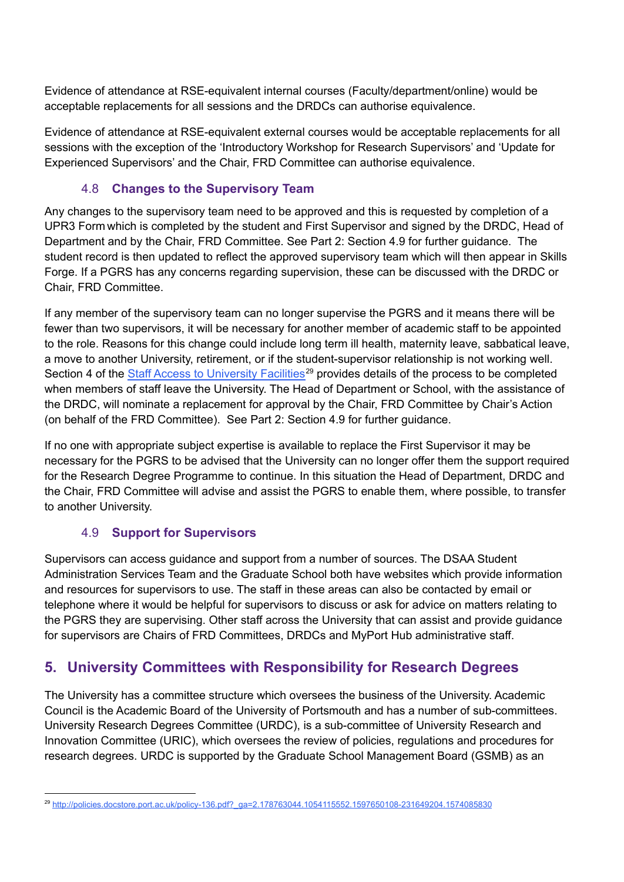Evidence of attendance at RSE-equivalent internal courses (Faculty/department/online) would be acceptable replacements for all sessions and the DRDCs can authorise equivalence.

Evidence of attendance at RSE-equivalent external courses would be acceptable replacements for all sessions with the exception of the 'Introductory Workshop for Research Supervisors' and 'Update for Experienced Supervisors' and the Chair, FRD Committee can authorise equivalence.

### 4.8 Changes to the Supervisory Team

Any changes to the supervisory team need to be approved and this is requested by completion of a UPR3 Form which is completed by the student and First Supervisor and signed by the DRDC, Head of Department and by the Chair, FRD Committee. See Part 2: Section 4.9 for further guidance. The student record is then updated to reflect the approved supervisory team which will then appear in Skills Forge. If a PGRS has any concerns regarding supervision, these can be discussed with the DRDC or Chair, FRD Committee.

If any member of the supervisory team can no longer supervise the PGRS and it means there will be fewer than two supervisors, it will be necessary for another member of academic staff to be appointed to the role. Reasons for this change could include long term ill health, maternity leave, sabbatical leave, a move to another University, retirement, or if the student-supervisor relationship is not working well. Section 4 of the [Staff Access to University Facilities](http://policies.docstore.port.ac.uk/policy-136.pdf?_ga=2.178763044.1054115552.1597650108-231649204.1574085830)[29] provides details of the process to be completed when members of staff leave the University. The Head of Department or School, with the assistance of the DRDC, will nominate a replacement for approval by the Chair, FRD Committee by Chair's Action (on behalf of the FRD Committee). See Part 2: Section 4.9 for further guidance.

If no one with appropriate subject expertise is available to replace the First Supervisor it may be necessary for the PGRS to be advised that the University can no longer offer them the support required for the Research Degree Programme to continue. In this situation the Head of Department, DRDC and the Chair, FRD Committee will advise and assist the PGRS to enable them, where possible, to transfer to another University.

### 4.9 Support for Supervisors

Supervisors can access guidance and support from a number of sources. The DSAA Student Administration Services Team and the Graduate School both have websites which provide information and resources for supervisors to use. The staff in these areas can also be contacted by email or telephone where it would be helpful for supervisors to discuss or ask for advice on matters relating to the PGRS they are supervising. Other staff across the University that can assist and provide guidance for supervisors are Chairs of FRD Committees, DRDCs and MyPort Hub administrative staff.

## 5. University Committees with Responsibility for Research Degrees

The University has a committee structure which oversees the business of the University. Academic Council is the Academic Board of the University of Portsmouth and has a number of sub-committees. University Research Degrees Committee (URDC), is a sub-committee of University Research and Innovation Committee (URIC), which oversees the review of policies, regulations and procedures for research degrees. URDC is supported by the Graduate School Management Board (GSMB) as an

---

[29] http://policies.docstore.port.ac.uk/policy-136.pdf?_ga=2.178763044.1054115552.1597650108-231649204.1574085830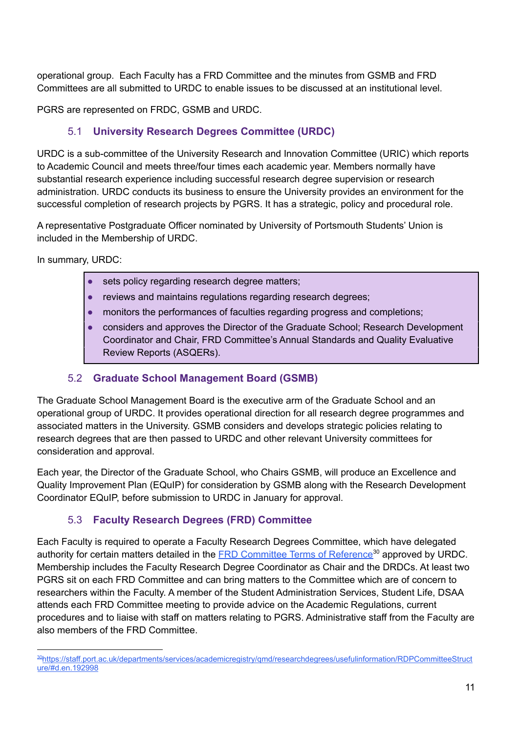operational group. Each Faculty has a FRD Committee and the minutes from GSMB and FRD Committees are all submitted to URDC to enable issues to be discussed at an institutional level.

PGRS are represented on FRDC, GSMB and URDC.

### 5.1 University Research Degrees Committee (URDC)

URDC is a sub-committee of the University Research and Innovation Committee (URIC) which reports to Academic Council and meets three/four times each academic year. Members normally have substantial research experience including successful research degree supervision or research administration. URDC conducts its business to ensure the University provides an environment for the successful completion of research projects by PGRS. It has a strategic, policy and procedural role.

A representative Postgraduate Officer nominated by University of Portsmouth Students' Union is included in the Membership of URDC.

In summary, URDC:

- sets policy regarding research degree matters;
- reviews and maintains regulations regarding research degrees;
- monitors the performances of faculties regarding progress and completions;
- considers and approves the Director of the Graduate School; Research Development Coordinator and Chair, FRD Committee's Annual Standards and Quality Evaluative Review Reports (ASQERs).

### 5.2 Graduate School Management Board (GSMB)

The Graduate School Management Board is the executive arm of the Graduate School and an operational group of URDC. It provides operational direction for all research degree programmes and associated matters in the University. GSMB considers and develops strategic policies relating to research degrees that are then passed to URDC and other relevant University committees for consideration and approval.

Each year, the Director of the Graduate School, who Chairs GSMB, will produce an Excellence and Quality Improvement Plan (EQuIP) for consideration by GSMB along with the Research Development Coordinator EQuIP, before submission to URDC in January for approval.

### 5.3 Faculty Research Degrees (FRD) Committee

Each Faculty is required to operate a Faculty Research Degrees Committee, which have delegated authority for certain matters detailed in the FRD Committee Terms of Reference[30] approved by URDC. Membership includes the Faculty Research Degree Coordinator as Chair and the DRDCs. At least two PGRS sit on each FRD Committee and can bring matters to the Committee which are of concern to researchers within the Faculty. A member of the Student Administration Services, Student Life, DSAA attends each FRD Committee meeting to provide advice on the Academic Regulations, current procedures and to liaise with staff on matters relating to PGRS. Administrative staff from the Faculty are also members of the FRD Committee.

---

[30] https://staff.port.ac.uk/departments/services/academicregistry/qmd/researchdegrees/usefulinformation/RDPCommitteeStructure/#d.en.192998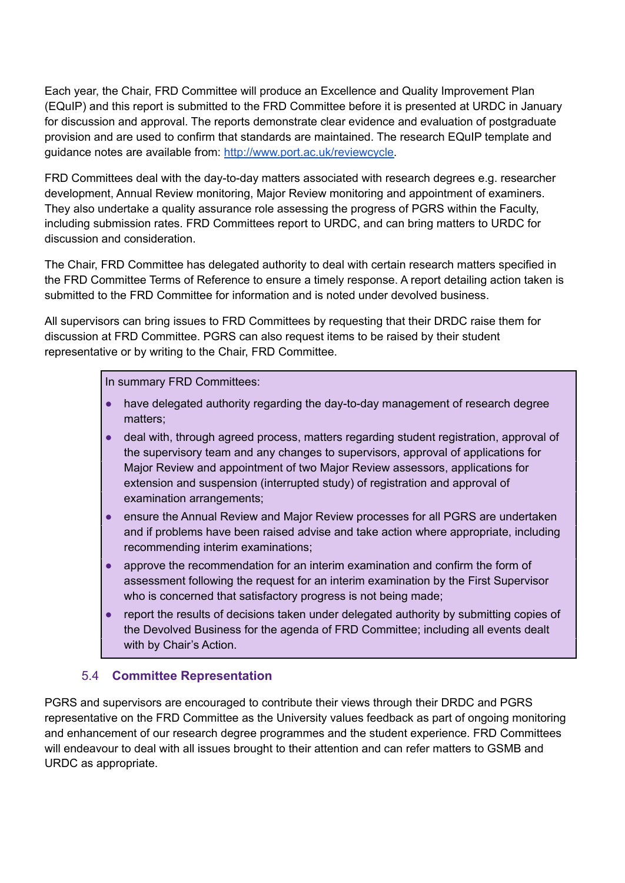Each year, the Chair, FRD Committee will produce an Excellence and Quality Improvement Plan (EQuIP) and this report is submitted to the FRD Committee before it is presented at URDC in January for discussion and approval. The reports demonstrate clear evidence and evaluation of postgraduate provision and are used to confirm that standards are maintained. The research EQuIP template and guidance notes are available from: [http://www.port.ac.uk/reviewcycle](http://www.port.ac.uk/reviewcycle).

FRD Committees deal with the day-to-day matters associated with research degrees e.g. researcher development, Annual Review monitoring, Major Review monitoring and appointment of examiners. They also undertake a quality assurance role assessing the progress of PGRS within the Faculty, including submission rates. FRD Committees report to URDC, and can bring matters to URDC for discussion and consideration.

The Chair, FRD Committee has delegated authority to deal with certain research matters specified in the FRD Committee Terms of Reference to ensure a timely response. A report detailing action taken is submitted to the FRD Committee for information and is noted under devolved business.

All supervisors can bring issues to FRD Committees by requesting that their DRDC raise them for discussion at FRD Committee. PGRS can also request items to be raised by their student representative or by writing to the Chair, FRD Committee.

> In summary FRD Committees:
>
> - have delegated authority regarding the day-to-day management of research degree matters;
> - deal with, through agreed process, matters regarding student registration, approval of the supervisory team and any changes to supervisors, approval of applications for Major Review and appointment of two Major Review assessors, applications for extension and suspension (interrupted study) of registration and approval of examination arrangements;
> - ensure the Annual Review and Major Review processes for all PGRS are undertaken and if problems have been raised advise and take action where appropriate, including recommending interim examinations;
> - approve the recommendation for an interim examination and confirm the form of assessment following the request for an interim examination by the First Supervisor who is concerned that satisfactory progress is not being made;
> - report the results of decisions taken under delegated authority by submitting copies of the Devolved Business for the agenda of FRD Committee; including all events dealt with by Chair's Action.

### 5.4 Committee Representation

PGRS and supervisors are encouraged to contribute their views through their DRDC and PGRS representative on the FRD Committee as the University values feedback as part of ongoing monitoring and enhancement of our research degree programmes and the student experience. FRD Committees will endeavour to deal with all issues brought to their attention and can refer matters to GSMB and URDC as appropriate.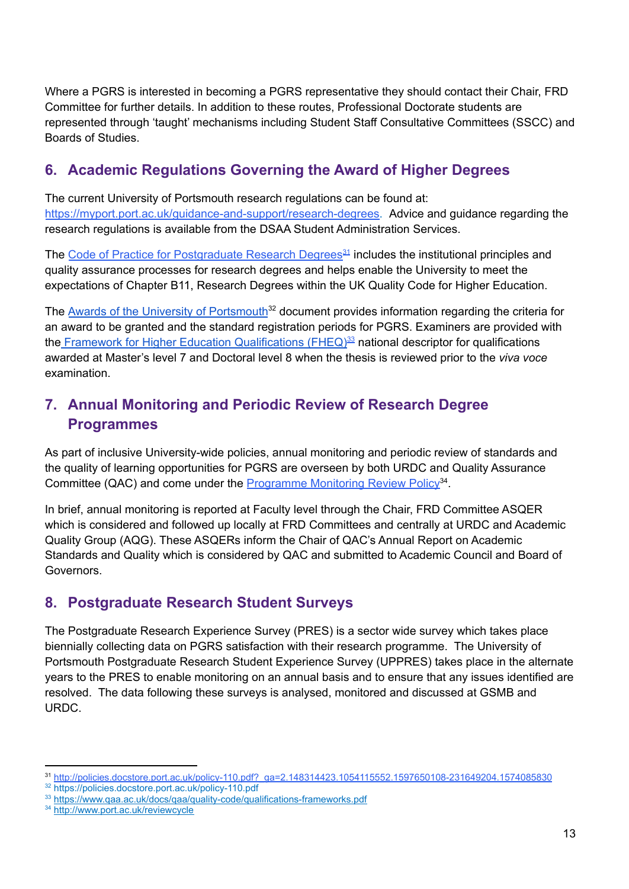Where a PGRS is interested in becoming a PGRS representative they should contact their Chair, FRD Committee for further details. In addition to these routes, Professional Doctorate students are represented through 'taught' mechanisms including Student Staff Consultative Committees (SSCC) and Boards of Studies.

## 6. Academic Regulations Governing the Award of Higher Degrees

The current University of Portsmouth research regulations can be found at: [https://myport.port.ac.uk/guidance-and-support/research-degrees](https://myport.port.ac.uk/guidance-and-support/research-degrees). Advice and guidance regarding the research regulations is available from the DSAA Student Administration Services.

The Code of Practice for Postgraduate Research Degrees[31] includes the institutional principles and quality assurance processes for research degrees and helps enable the University to meet the expectations of Chapter B11, Research Degrees within the UK Quality Code for Higher Education.

The Awards of the University of Portsmouth[32] document provides information regarding the criteria for an award to be granted and the standard registration periods for PGRS. Examiners are provided with the Framework for Higher Education Qualifications (FHEQ)[33] national descriptor for qualifications awarded at Master's level 7 and Doctoral level 8 when the thesis is reviewed prior to the *viva voce* examination.

## 7. Annual Monitoring and Periodic Review of Research Degree Programmes

As part of inclusive University-wide policies, annual monitoring and periodic review of standards and the quality of learning opportunities for PGRS are overseen by both URDC and Quality Assurance Committee (QAC) and come under the Programme Monitoring Review Policy[34].

In brief, annual monitoring is reported at Faculty level through the Chair, FRD Committee ASQER which is considered and followed up locally at FRD Committees and centrally at URDC and Academic Quality Group (AQG). These ASQERs inform the Chair of QAC's Annual Report on Academic Standards and Quality which is considered by QAC and submitted to Academic Council and Board of Governors.

## 8. Postgraduate Research Student Surveys

The Postgraduate Research Experience Survey (PRES) is a sector wide survey which takes place biennially collecting data on PGRS satisfaction with their research programme. The University of Portsmouth Postgraduate Research Student Experience Survey (UPPRES) takes place in the alternate years to the PRES to enable monitoring on an annual basis and to ensure that any issues identified are resolved. The data following these surveys is analysed, monitored and discussed at GSMB and URDC.

---

[31] http://policies.docstore.port.ac.uk/policy-110.pdf?_ga=2.148314423.1054115552.1597650108-231649204.1574085830

[32] https://policies.docstore.port.ac.uk/policy-110.pdf

[33] https://www.qaa.ac.uk/docs/qaa/quality-code/qualifications-frameworks.pdf

[34] http://www.port.ac.uk/reviewcycle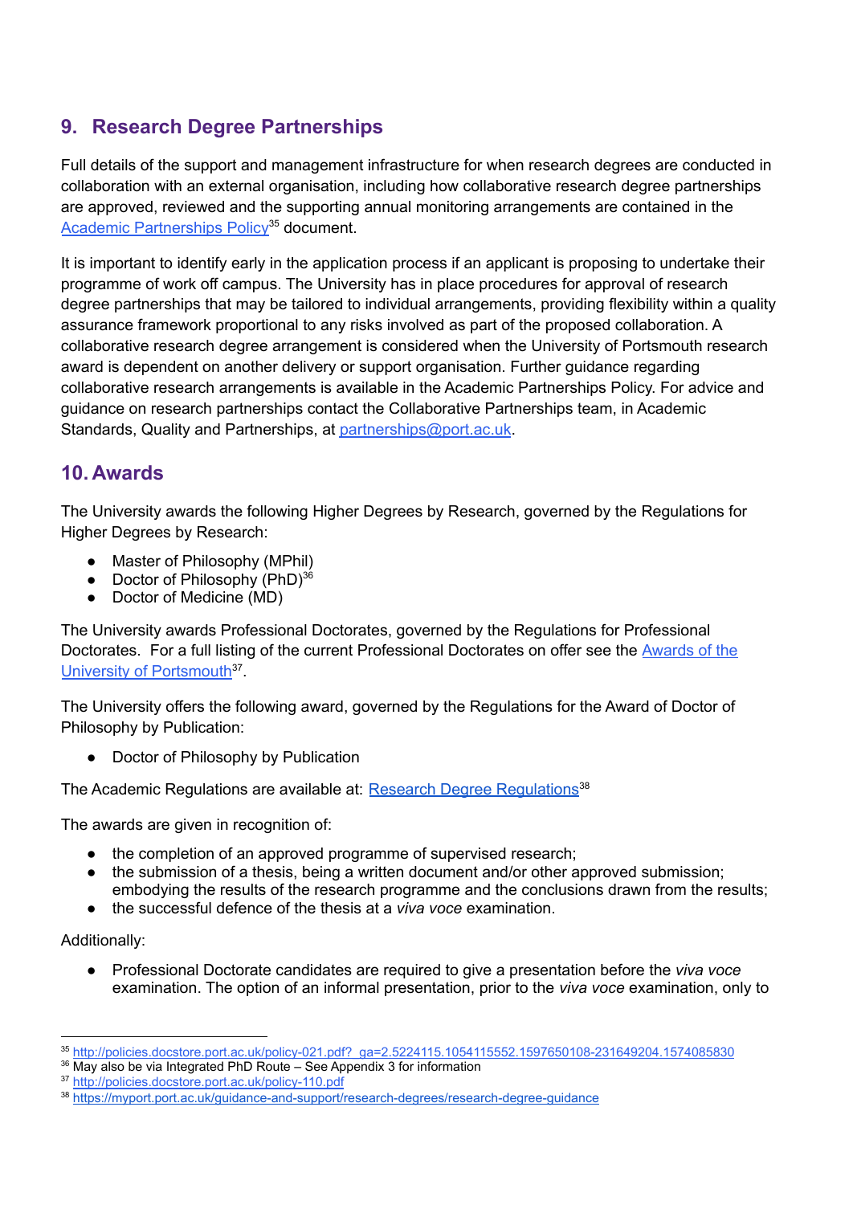## 9. Research Degree Partnerships

Full details of the support and management infrastructure for when research degrees are conducted in collaboration with an external organisation, including how collaborative research degree partnerships are approved, reviewed and the supporting annual monitoring arrangements are contained in the Academic Partnerships Policy[35] document.

It is important to identify early in the application process if an applicant is proposing to undertake their programme of work off campus. The University has in place procedures for approval of research degree partnerships that may be tailored to individual arrangements, providing flexibility within a quality assurance framework proportional to any risks involved as part of the proposed collaboration. A collaborative research degree arrangement is considered when the University of Portsmouth research award is dependent on another delivery or support organisation. Further guidance regarding collaborative research arrangements is available in the Academic Partnerships Policy. For advice and guidance on research partnerships contact the Collaborative Partnerships team, in Academic Standards, Quality and Partnerships, at partnerships@port.ac.uk.

## 10. Awards

The University awards the following Higher Degrees by Research, governed by the Regulations for Higher Degrees by Research:

- Master of Philosophy (MPhil)
- Doctor of Philosophy (PhD)[36]
- Doctor of Medicine (MD)

The University awards Professional Doctorates, governed by the Regulations for Professional Doctorates. For a full listing of the current Professional Doctorates on offer see the Awards of the University of Portsmouth[37].

The University offers the following award, governed by the Regulations for the Award of Doctor of Philosophy by Publication:

- Doctor of Philosophy by Publication

The Academic Regulations are available at: Research Degree Regulations[38]

The awards are given in recognition of:

- the completion of an approved programme of supervised research;
- the submission of a thesis, being a written document and/or other approved submission; embodying the results of the research programme and the conclusions drawn from the results;
- the successful defence of the thesis at a *viva voce* examination.

Additionally:

- Professional Doctorate candidates are required to give a presentation before the *viva voce* examination. The option of an informal presentation, prior to the *viva voce* examination, only to

---

[35] http://policies.docstore.port.ac.uk/policy-021.pdf?_ga=2.5224115.1054115552.1597650108-231649204.1574085830
[36] May also be via Integrated PhD Route – See Appendix 3 for information
[37] http://policies.docstore.port.ac.uk/policy-110.pdf
[38] https://myport.port.ac.uk/guidance-and-support/research-degrees/research-degree-guidance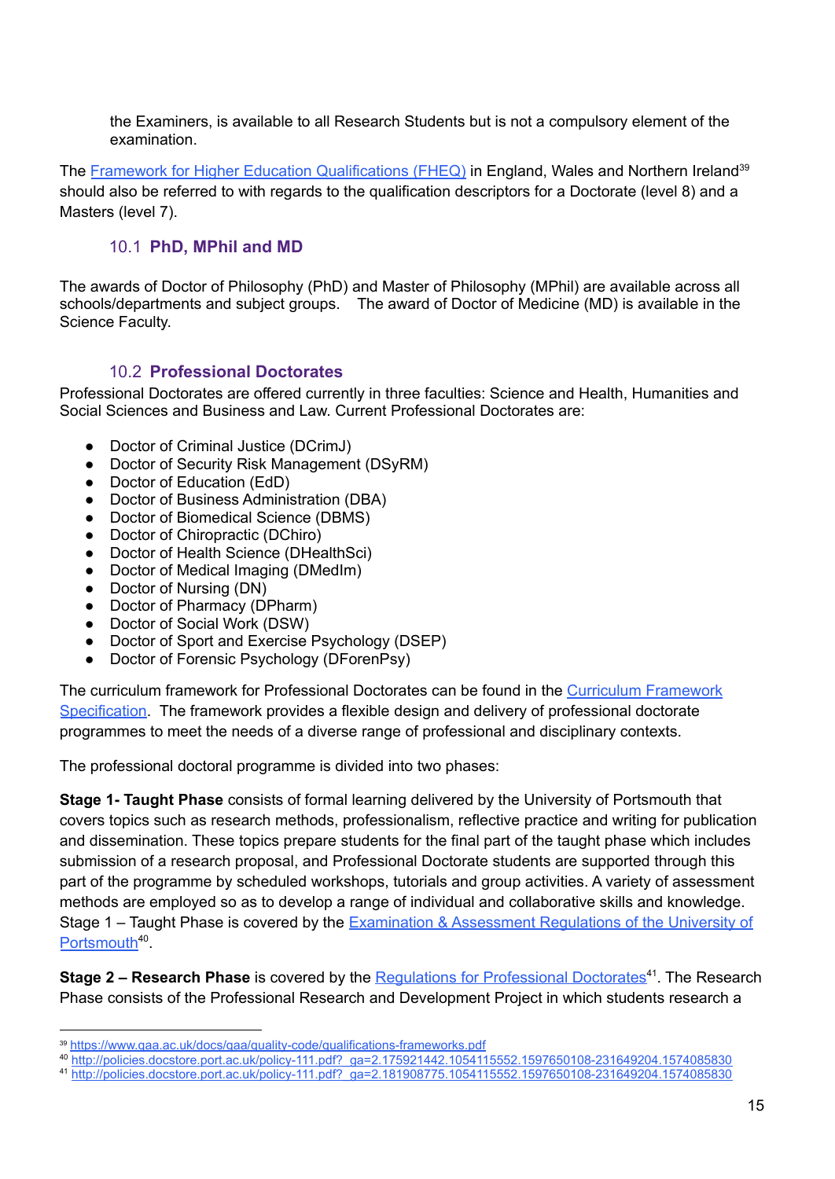the Examiners, is available to all Research Students but is not a compulsory element of the examination.

The [Framework for Higher Education Qualifications (FHEQ)](https://www.qaa.ac.uk/docs/qaa/quality-code/qualifications-frameworks.pdf) in England, Wales and Northern Ireland[39] should also be referred to with regards to the qualification descriptors for a Doctorate (level 8) and a Masters (level 7).

### 10.1 PhD, MPhil and MD

The awards of Doctor of Philosophy (PhD) and Master of Philosophy (MPhil) are available across all schools/departments and subject groups. The award of Doctor of Medicine (MD) is available in the Science Faculty.

### 10.2 Professional Doctorates

Professional Doctorates are offered currently in three faculties: Science and Health, Humanities and Social Sciences and Business and Law. Current Professional Doctorates are:

- Doctor of Criminal Justice (DCrimJ)
- Doctor of Security Risk Management (DSyRM)
- Doctor of Education (EdD)
- Doctor of Business Administration (DBA)
- Doctor of Biomedical Science (DBMS)
- Doctor of Chiropractic (DChiro)
- Doctor of Health Science (DHealthSci)
- Doctor of Medical Imaging (DMedIm)
- Doctor of Nursing (DN)
- Doctor of Pharmacy (DPharm)
- Doctor of Social Work (DSW)
- Doctor of Sport and Exercise Psychology (DSEP)
- Doctor of Forensic Psychology (DForenPsy)

The curriculum framework for Professional Doctorates can be found in the Curriculum Framework Specification. The framework provides a flexible design and delivery of professional doctorate programmes to meet the needs of a diverse range of professional and disciplinary contexts.

The professional doctoral programme is divided into two phases:

**Stage 1- Taught Phase** consists of formal learning delivered by the University of Portsmouth that covers topics such as research methods, professionalism, reflective practice and writing for publication and dissemination. These topics prepare students for the final part of the taught phase which includes submission of a research proposal, and Professional Doctorate students are supported through this part of the programme by scheduled workshops, tutorials and group activities. A variety of assessment methods are employed so as to develop a range of individual and collaborative skills and knowledge. Stage 1 – Taught Phase is covered by the Examination & Assessment Regulations of the University of Portsmouth[40].

**Stage 2 – Research Phase** is covered by the Regulations for Professional Doctorates[41]. The Research Phase consists of the Professional Research and Development Project in which students research a

---

[39] https://www.qaa.ac.uk/docs/qaa/quality-code/qualifications-frameworks.pdf

[40] http://policies.docstore.port.ac.uk/policy-111.pdf?_ga=2.175921442.1054115552.1597650108-231649204.1574085830

[41] http://policies.docstore.port.ac.uk/policy-111.pdf?_ga=2.181908775.1054115552.1597650108-231649204.1574085830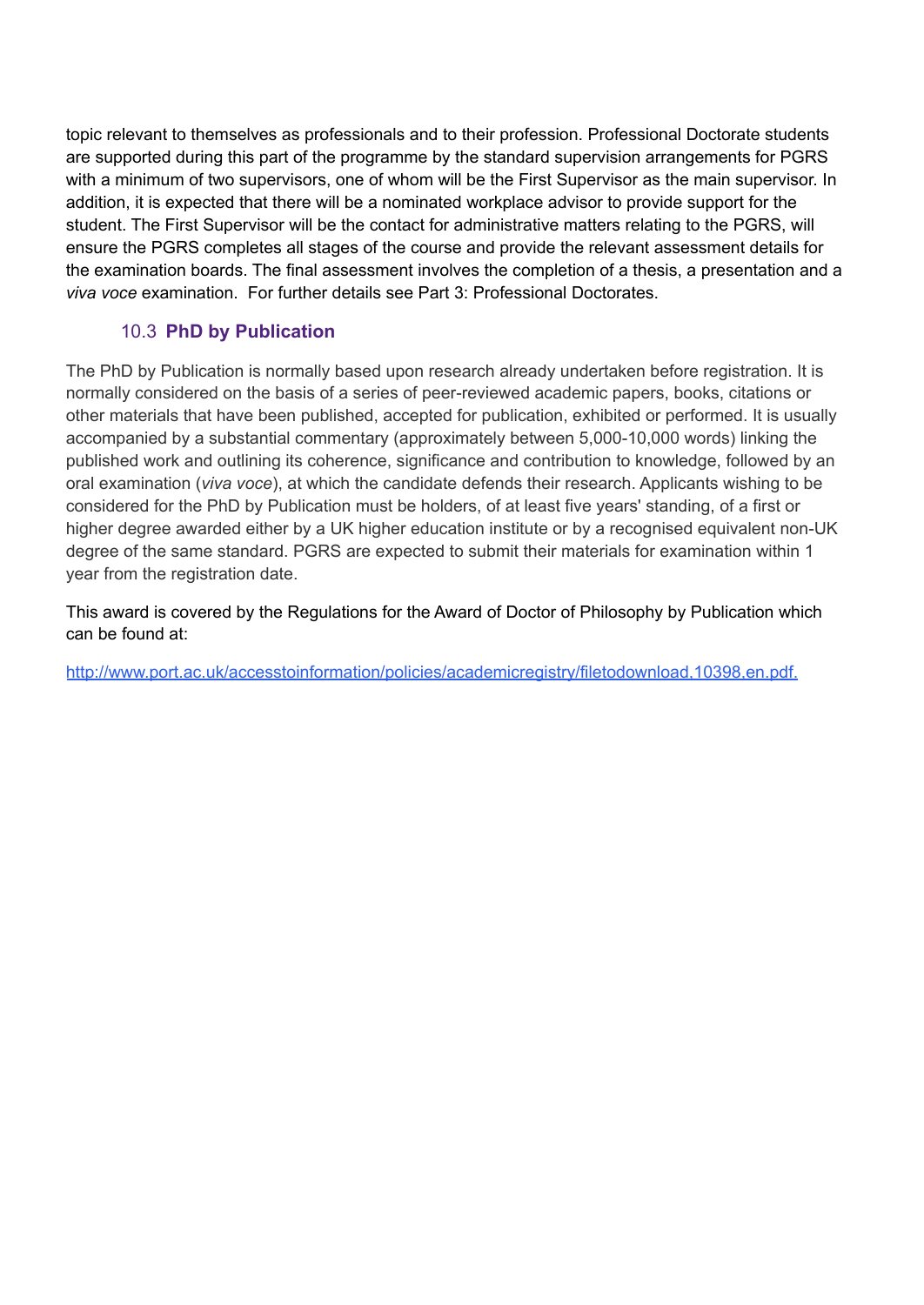topic relevant to themselves as professionals and to their profession. Professional Doctorate students are supported during this part of the programme by the standard supervision arrangements for PGRS with a minimum of two supervisors, one of whom will be the First Supervisor as the main supervisor. In addition, it is expected that there will be a nominated workplace advisor to provide support for the student. The First Supervisor will be the contact for administrative matters relating to the PGRS, will ensure the PGRS completes all stages of the course and provide the relevant assessment details for the examination boards. The final assessment involves the completion of a thesis, a presentation and a *viva voce* examination. For further details see Part 3: Professional Doctorates.

### 10.3 **PhD by Publication**

The PhD by Publication is normally based upon research already undertaken before registration. It is normally considered on the basis of a series of peer-reviewed academic papers, books, citations or other materials that have been published, accepted for publication, exhibited or performed. It is usually accompanied by a substantial commentary (approximately between 5,000-10,000 words) linking the published work and outlining its coherence, significance and contribution to knowledge, followed by an oral examination (*viva voce*), at which the candidate defends their research. Applicants wishing to be considered for the PhD by Publication must be holders, of at least five years' standing, of a first or higher degree awarded either by a UK higher education institute or by a recognised equivalent non-UK degree of the same standard. PGRS are expected to submit their materials for examination within 1 year from the registration date.

This award is covered by the Regulations for the Award of Doctor of Philosophy by Publication which can be found at:

[http://www.port.ac.uk/accesstoinformation/policies/academicregistry/filetodownload,10398,en.pdf.](http://www.port.ac.uk/accesstoinformation/policies/academicregistry/filetodownload,10398,en.pdf)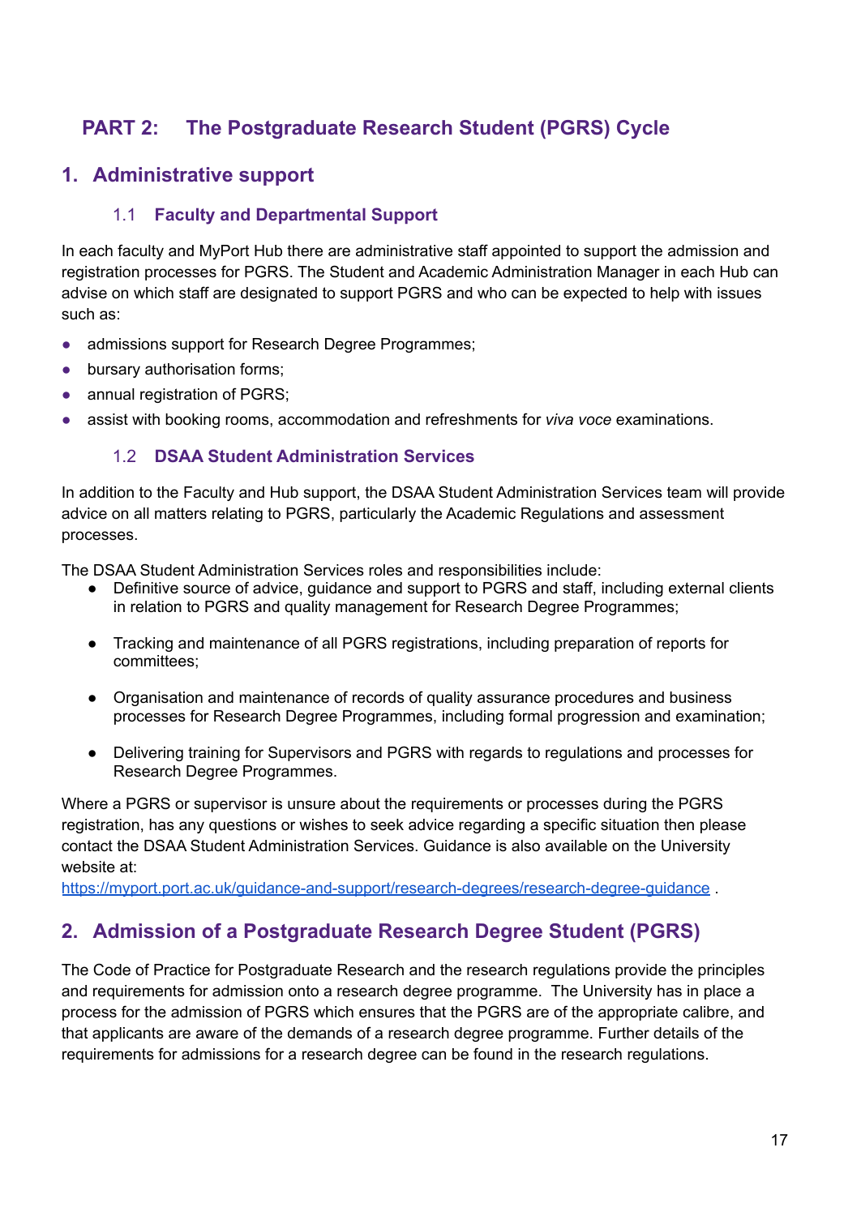# PART 2: The Postgraduate Research Student (PGRS) Cycle

## 1. Administrative support

### 1.1 Faculty and Departmental Support

In each faculty and MyPort Hub there are administrative staff appointed to support the admission and registration processes for PGRS. The Student and Academic Administration Manager in each Hub can advise on which staff are designated to support PGRS and who can be expected to help with issues such as:

- admissions support for Research Degree Programmes;
- bursary authorisation forms;
- annual registration of PGRS;
- assist with booking rooms, accommodation and refreshments for *viva voce* examinations.

### 1.2 DSAA Student Administration Services

In addition to the Faculty and Hub support, the DSAA Student Administration Services team will provide advice on all matters relating to PGRS, particularly the Academic Regulations and assessment processes.

The DSAA Student Administration Services roles and responsibilities include:

- Definitive source of advice, guidance and support to PGRS and staff, including external clients in relation to PGRS and quality management for Research Degree Programmes;
- Tracking and maintenance of all PGRS registrations, including preparation of reports for committees;
- Organisation and maintenance of records of quality assurance procedures and business processes for Research Degree Programmes, including formal progression and examination;
- Delivering training for Supervisors and PGRS with regards to regulations and processes for Research Degree Programmes.

Where a PGRS or supervisor is unsure about the requirements or processes during the PGRS registration, has any questions or wishes to seek advice regarding a specific situation then please contact the DSAA Student Administration Services. Guidance is also available on the University website at:
https://myport.port.ac.uk/guidance-and-support/research-degrees/research-degree-guidance .

## 2. Admission of a Postgraduate Research Degree Student (PGRS)

The Code of Practice for Postgraduate Research and the research regulations provide the principles and requirements for admission onto a research degree programme. The University has in place a process for the admission of PGRS which ensures that the PGRS are of the appropriate calibre, and that applicants are aware of the demands of a research degree programme. Further details of the requirements for admissions for a research degree can be found in the research regulations.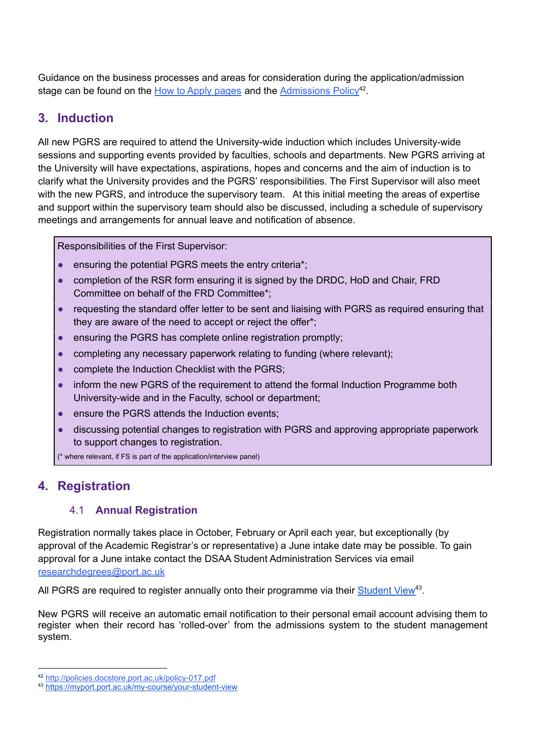Guidance on the business processes and areas for consideration during the application/admission stage can be found on the [How to Apply pages](#) and the [Admissions Policy](#)[42].

## 3. Induction

All new PGRS are required to attend the University-wide induction which includes University-wide sessions and supporting events provided by faculties, schools and departments. New PGRS arriving at the University will have expectations, aspirations, hopes and concerns and the aim of induction is to clarify what the University provides and the PGRS' responsibilities. The First Supervisor will also meet with the new PGRS, and introduce the supervisory team. At this initial meeting the areas of expertise and support within the supervisory team should also be discussed, including a schedule of supervisory meetings and arrangements for annual leave and notification of absence.

> Responsibilities of the First Supervisor:
>
> - ensuring the potential PGRS meets the entry criteria*;
> - completion of the RSR form ensuring it is signed by the DRDC, HoD and Chair, FRD Committee on behalf of the FRD Committee*;
> - requesting the standard offer letter to be sent and liaising with PGRS as required ensuring that they are aware of the need to accept or reject the offer*;
> - ensuring the PGRS has complete online registration promptly;
> - completing any necessary paperwork relating to funding (where relevant);
> - complete the Induction Checklist with the PGRS;
> - inform the new PGRS of the requirement to attend the formal Induction Programme both University-wide and in the Faculty, school or department;
> - ensure the PGRS attends the Induction events;
> - discussing potential changes to registration with PGRS and approving appropriate paperwork to support changes to registration.
>
> (* where relevant, if FS is part of the application/interview panel)

## 4. Registration

### 4.1 Annual Registration

Registration normally takes place in October, February or April each year, but exceptionally (by approval of the Academic Registrar's or representative) a June intake date may be possible. To gain approval for a June intake contact the DSAA Student Administration Services via email researchdegrees@port.ac.uk

All PGRS are required to register annually onto their programme via their [Student View](#)[43].

New PGRS will receive an automatic email notification to their personal email account advising them to register when their record has 'rolled-over' from the admissions system to the student management system.

---

[42] http://policies.docstore.port.ac.uk/policy-017.pdf

[43] https://myport.port.ac.uk/my-course/your-student-view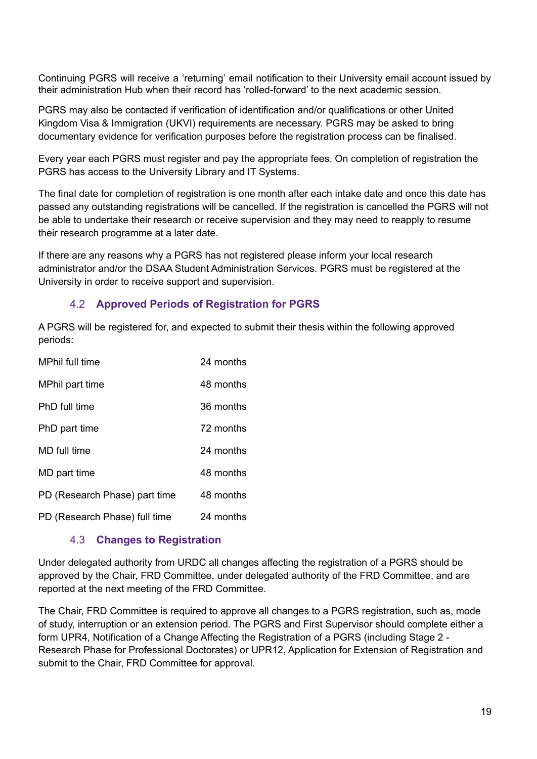Continuing PGRS will receive a 'returning' email notification to their University email account issued by their administration Hub when their record has 'rolled-forward' to the next academic session.

PGRS may also be contacted if verification of identification and/or qualifications or other United Kingdom Visa & Immigration (UKVI) requirements are necessary. PGRS may be asked to bring documentary evidence for verification purposes before the registration process can be finalised.

Every year each PGRS must register and pay the appropriate fees. On completion of registration the PGRS has access to the University Library and IT Systems.

The final date for completion of registration is one month after each intake date and once this date has passed any outstanding registrations will be cancelled. If the registration is cancelled the PGRS will not be able to undertake their research or receive supervision and they may need to reapply to resume their research programme at a later date.

If there are any reasons why a PGRS has not registered please inform your local research administrator and/or the DSAA Student Administration Services. PGRS must be registered at the University in order to receive support and supervision.

### 4.2 Approved Periods of Registration for PGRS

A PGRS will be registered for, and expected to submit their thesis within the following approved periods:

| | |
|---|---|
| MPhil full time | 24 months |
| MPhil part time | 48 months |
| PhD full time | 36 months |
| PhD part time | 72 months |
| MD full time | 24 months |
| MD part time | 48 months |
| PD (Research Phase) part time | 48 months |
| PD (Research Phase) full time | 24 months |

### 4.3 Changes to Registration

Under delegated authority from URDC all changes affecting the registration of a PGRS should be approved by the Chair, FRD Committee, under delegated authority of the FRD Committee, and are reported at the next meeting of the FRD Committee.

The Chair, FRD Committee is required to approve all changes to a PGRS registration, such as, mode of study, interruption or an extension period. The PGRS and First Supervisor should complete either a form UPR4, Notification of a Change Affecting the Registration of a PGRS (including Stage 2 - Research Phase for Professional Doctorates) or UPR12, Application for Extension of Registration and submit to the Chair, FRD Committee for approval.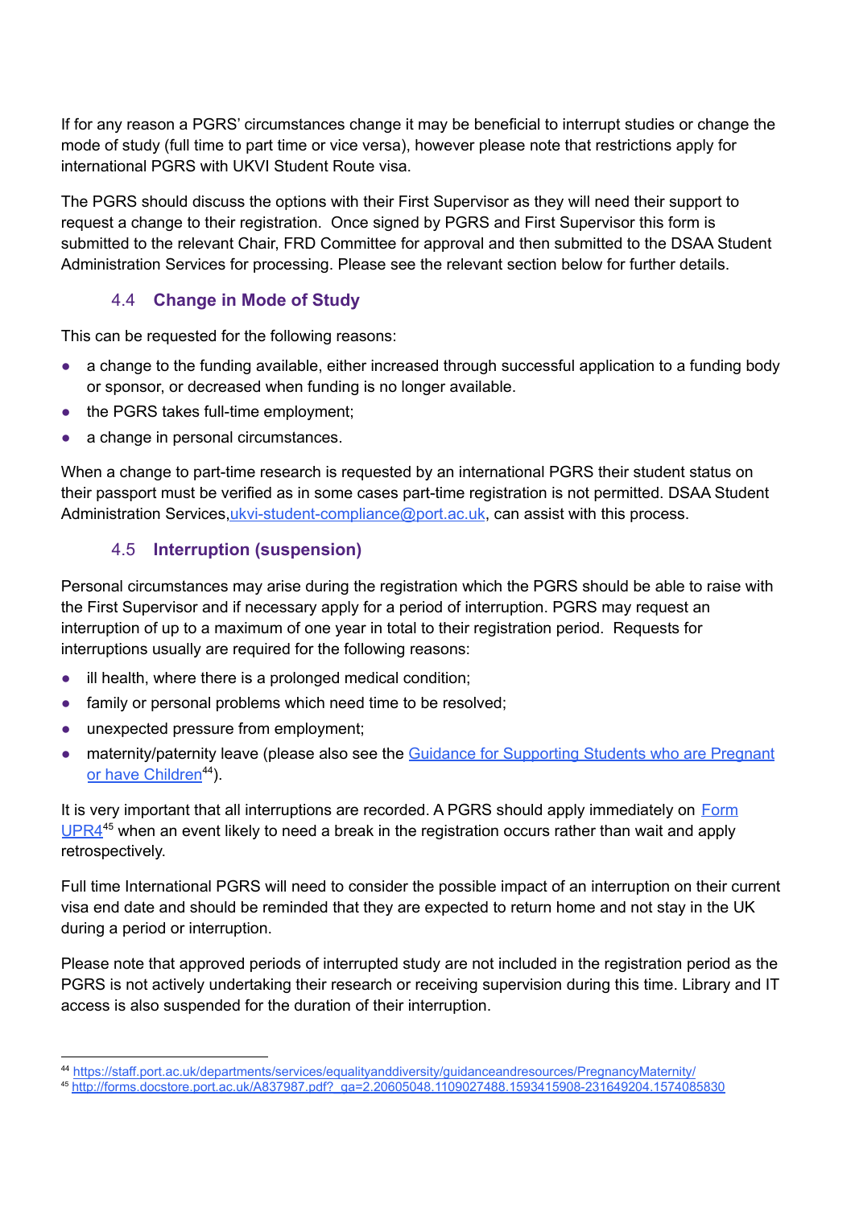If for any reason a PGRS' circumstances change it may be beneficial to interrupt studies or change the mode of study (full time to part time or vice versa), however please note that restrictions apply for international PGRS with UKVI Student Route visa.

The PGRS should discuss the options with their First Supervisor as they will need their support to request a change to their registration. Once signed by PGRS and First Supervisor this form is submitted to the relevant Chair, FRD Committee for approval and then submitted to the DSAA Student Administration Services for processing. Please see the relevant section below for further details.

### 4.4 Change in Mode of Study

This can be requested for the following reasons:

- a change to the funding available, either increased through successful application to a funding body or sponsor, or decreased when funding is no longer available.
- the PGRS takes full-time employment;
- a change in personal circumstances.

When a change to part-time research is requested by an international PGRS their student status on their passport must be verified as in some cases part-time registration is not permitted. DSAA Student Administration Services,ukvi-student-compliance@port.ac.uk, can assist with this process.

### 4.5 Interruption (suspension)

Personal circumstances may arise during the registration which the PGRS should be able to raise with the First Supervisor and if necessary apply for a period of interruption. PGRS may request an interruption of up to a maximum of one year in total to their registration period. Requests for interruptions usually are required for the following reasons:

- ill health, where there is a prolonged medical condition;
- family or personal problems which need time to be resolved;
- unexpected pressure from employment;
- maternity/paternity leave (please also see the Guidance for Supporting Students who are Pregnant or have Children[44]).

It is very important that all interruptions are recorded. A PGRS should apply immediately on Form UPR4[45] when an event likely to need a break in the registration occurs rather than wait and apply retrospectively.

Full time International PGRS will need to consider the possible impact of an interruption on their current visa end date and should be reminded that they are expected to return home and not stay in the UK during a period or interruption.

Please note that approved periods of interrupted study are not included in the registration period as the PGRS is not actively undertaking their research or receiving supervision during this time. Library and IT access is also suspended for the duration of their interruption.

---

[44] https://staff.port.ac.uk/departments/services/equalityanddiversity/guidanceandresources/PregnancyMaternity/

[45] http://forms.docstore.port.ac.uk/A837987.pdf?_ga=2.20605048.1109027488.1593415908-231649204.1574085830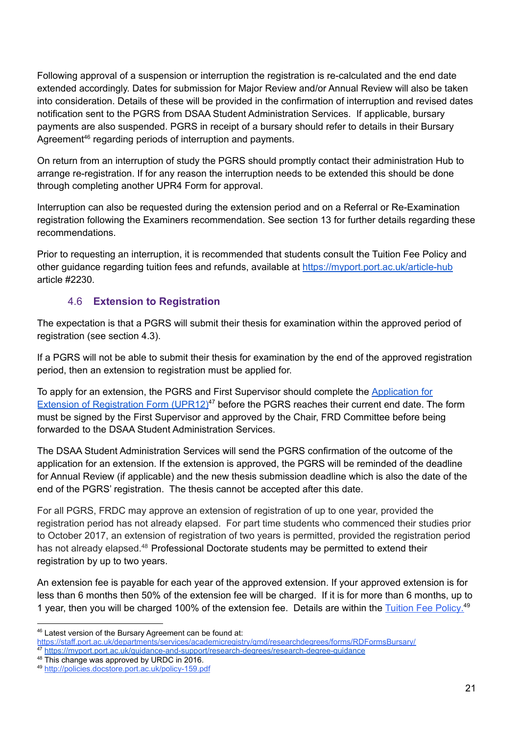Following approval of a suspension or interruption the registration is re-calculated and the end date extended accordingly. Dates for submission for Major Review and/or Annual Review will also be taken into consideration. Details of these will be provided in the confirmation of interruption and revised dates notification sent to the PGRS from DSAA Student Administration Services. If applicable, bursary payments are also suspended. PGRS in receipt of a bursary should refer to details in their Bursary Agreement[46] regarding periods of interruption and payments.

On return from an interruption of study the PGRS should promptly contact their administration Hub to arrange re-registration. If for any reason the interruption needs to be extended this should be done through completing another UPR4 Form for approval.

Interruption can also be requested during the extension period and on a Referral or Re-Examination registration following the Examiners recommendation. See section 13 for further details regarding these recommendations.

Prior to requesting an interruption, it is recommended that students consult the Tuition Fee Policy and other guidance regarding tuition fees and refunds, available at [https://myport.port.ac.uk/article-hub](https://myport.port.ac.uk/article-hub) article #2230.

### 4.6 Extension to Registration

The expectation is that a PGRS will submit their thesis for examination within the approved period of registration (see section 4.3).

If a PGRS will not be able to submit their thesis for examination by the end of the approved registration period, then an extension to registration must be applied for.

To apply for an extension, the PGRS and First Supervisor should complete the Application for Extension of Registration Form (UPR12)[47] before the PGRS reaches their current end date. The form must be signed by the First Supervisor and approved by the Chair, FRD Committee before being forwarded to the DSAA Student Administration Services.

The DSAA Student Administration Services will send the PGRS confirmation of the outcome of the application for an extension. If the extension is approved, the PGRS will be reminded of the deadline for Annual Review (if applicable) and the new thesis submission deadline which is also the date of the end of the PGRS' registration. The thesis cannot be accepted after this date.

For all PGRS, FRDC may approve an extension of registration of up to one year, provided the registration period has not already elapsed. For part time students who commenced their studies prior to October 2017, an extension of registration of two years is permitted, provided the registration period has not already elapsed.[48] Professional Doctorate students may be permitted to extend their registration by up to two years.

An extension fee is payable for each year of the approved extension. If your approved extension is for less than 6 months then 50% of the extension fee will be charged. If it is for more than 6 months, up to 1 year, then you will be charged 100% of the extension fee. Details are within the Tuition Fee Policy.[49]

---

[46] Latest version of the Bursary Agreement can be found at: https://staff.port.ac.uk/departments/services/academicregistry/qmd/researchdegrees/forms/RDFormsBursary/

[47] https://myport.port.ac.uk/guidance-and-support/research-degrees/research-degree-guidance

[48] This change was approved by URDC in 2016.

[49] http://policies.docstore.port.ac.uk/policy-159.pdf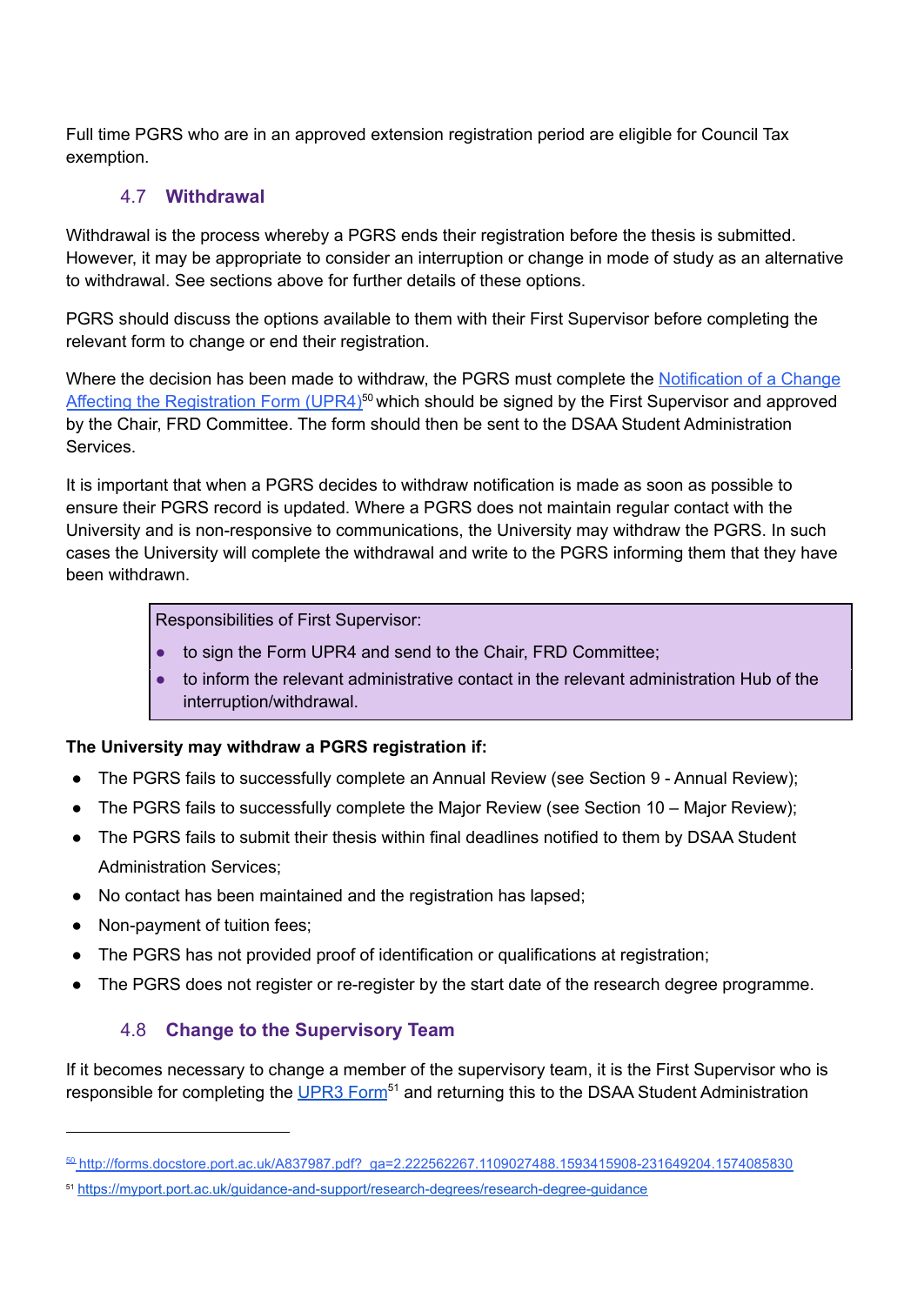Full time PGRS who are in an approved extension registration period are eligible for Council Tax exemption.

### 4.7 Withdrawal

Withdrawal is the process whereby a PGRS ends their registration before the thesis is submitted. However, it may be appropriate to consider an interruption or change in mode of study as an alternative to withdrawal. See sections above for further details of these options.

PGRS should discuss the options available to them with their First Supervisor before completing the relevant form to change or end their registration.

Where the decision has been made to withdraw, the PGRS must complete the [Notification of a Change Affecting the Registration Form (UPR4)](http://forms.docstore.port.ac.uk/A837987.pdf?_ga=2.222562267.1109027488.1593415908-231649204.1574085830)[50] which should be signed by the First Supervisor and approved by the Chair, FRD Committee. The form should then be sent to the DSAA Student Administration Services.

It is important that when a PGRS decides to withdraw notification is made as soon as possible to ensure their PGRS record is updated. Where a PGRS does not maintain regular contact with the University and is non-responsive to communications, the University may withdraw the PGRS. In such cases the University will complete the withdrawal and write to the PGRS informing them that they have been withdrawn.

> Responsibilities of First Supervisor:
>
> - to sign the Form UPR4 and send to the Chair, FRD Committee;
> - to inform the relevant administrative contact in the relevant administration Hub of the interruption/withdrawal.

**The University may withdraw a PGRS registration if:**

- The PGRS fails to successfully complete an Annual Review (see Section 9 - Annual Review);
- The PGRS fails to successfully complete the Major Review (see Section 10 – Major Review);
- The PGRS fails to submit their thesis within final deadlines notified to them by DSAA Student Administration Services;
- No contact has been maintained and the registration has lapsed;
- Non-payment of tuition fees;
- The PGRS has not provided proof of identification or qualifications at registration;
- The PGRS does not register or re-register by the start date of the research degree programme.

### 4.8 Change to the Supervisory Team

If it becomes necessary to change a member of the supervisory team, it is the First Supervisor who is responsible for completing the [UPR3 Form](https://myport.port.ac.uk/guidance-and-support/research-degrees/research-degree-guidance)[51] and returning this to the DSAA Student Administration

---

[50] http://forms.docstore.port.ac.uk/A837987.pdf?_ga=2.222562267.1109027488.1593415908-231649204.1574085830

[51] https://myport.port.ac.uk/guidance-and-support/research-degrees/research-degree-guidance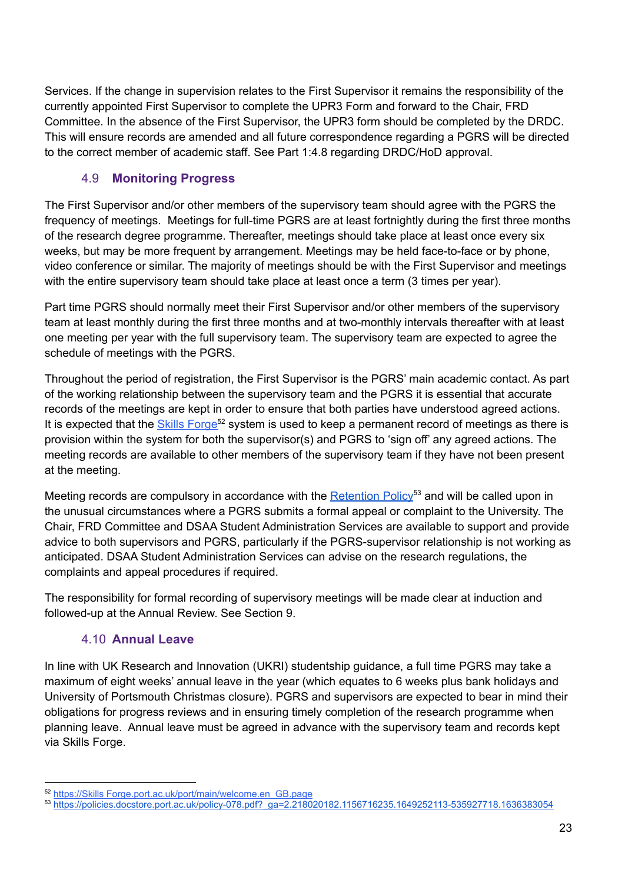Services. If the change in supervision relates to the First Supervisor it remains the responsibility of the currently appointed First Supervisor to complete the UPR3 Form and forward to the Chair, FRD Committee. In the absence of the First Supervisor, the UPR3 form should be completed by the DRDC. This will ensure records are amended and all future correspondence regarding a PGRS will be directed to the correct member of academic staff. See Part 1:4.8 regarding DRDC/HoD approval.

### 4.9 Monitoring Progress

The First Supervisor and/or other members of the supervisory team should agree with the PGRS the frequency of meetings. Meetings for full-time PGRS are at least fortnightly during the first three months of the research degree programme. Thereafter, meetings should take place at least once every six weeks, but may be more frequent by arrangement. Meetings may be held face-to-face or by phone, video conference or similar. The majority of meetings should be with the First Supervisor and meetings with the entire supervisory team should take place at least once a term (3 times per year).

Part time PGRS should normally meet their First Supervisor and/or other members of the supervisory team at least monthly during the first three months and at two-monthly intervals thereafter with at least one meeting per year with the full supervisory team. The supervisory team are expected to agree the schedule of meetings with the PGRS.

Throughout the period of registration, the First Supervisor is the PGRS' main academic contact. As part of the working relationship between the supervisory team and the PGRS it is essential that accurate records of the meetings are kept in order to ensure that both parties have understood agreed actions. It is expected that the Skills Forge[52] system is used to keep a permanent record of meetings as there is provision within the system for both the supervisor(s) and PGRS to 'sign off' any agreed actions. The meeting records are available to other members of the supervisory team if they have not been present at the meeting.

Meeting records are compulsory in accordance with the Retention Policy[53] and will be called upon in the unusual circumstances where a PGRS submits a formal appeal or complaint to the University. The Chair, FRD Committee and DSAA Student Administration Services are available to support and provide advice to both supervisors and PGRS, particularly if the PGRS-supervisor relationship is not working as anticipated. DSAA Student Administration Services can advise on the research regulations, the complaints and appeal procedures if required.

The responsibility for formal recording of supervisory meetings will be made clear at induction and followed-up at the Annual Review. See Section 9.

### 4.10 Annual Leave

In line with UK Research and Innovation (UKRI) studentship guidance, a full time PGRS may take a maximum of eight weeks' annual leave in the year (which equates to 6 weeks plus bank holidays and University of Portsmouth Christmas closure). PGRS and supervisors are expected to bear in mind their obligations for progress reviews and in ensuring timely completion of the research programme when planning leave. Annual leave must be agreed in advance with the supervisory team and records kept via Skills Forge.

---

[52] https://Skills Forge.port.ac.uk/port/main/welcome.en_GB.page

[53] https://policies.docstore.port.ac.uk/policy-078.pdf?_ga=2.218020182.1156716235.1649252113-535927718.1636383054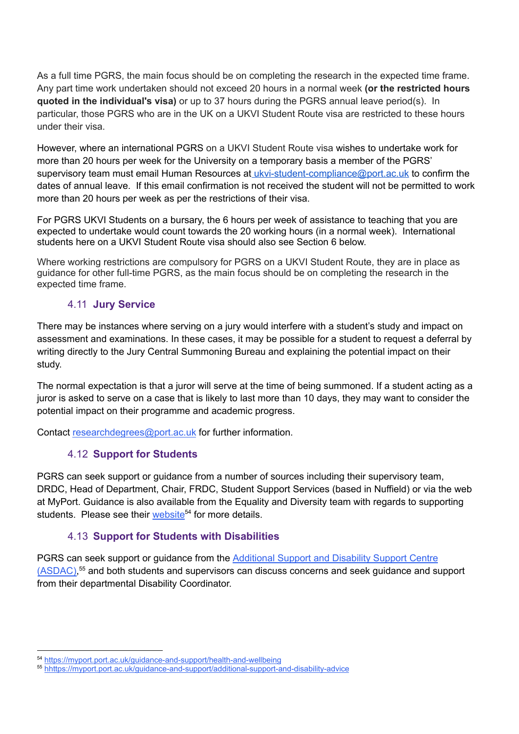As a full time PGRS, the main focus should be on completing the research in the expected time frame. Any part time work undertaken should not exceed 20 hours in a normal week **(or the restricted hours quoted in the individual's visa)** or up to 37 hours during the PGRS annual leave period(s). In particular, those PGRS who are in the UK on a UKVI Student Route visa are restricted to these hours under their visa.

However, where an international PGRS on a UKVI Student Route visa wishes to undertake work for more than 20 hours per week for the University on a temporary basis a member of the PGRS' supervisory team must email Human Resources at ukvi-student-compliance@port.ac.uk to confirm the dates of annual leave. If this email confirmation is not received the student will not be permitted to work more than 20 hours per week as per the restrictions of their visa.

For PGRS UKVI Students on a bursary, the 6 hours per week of assistance to teaching that you are expected to undertake would count towards the 20 working hours (in a normal week). International students here on a UKVI Student Route visa should also see Section 6 below.

Where working restrictions are compulsory for PGRS on a UKVI Student Route, they are in place as guidance for other full-time PGRS, as the main focus should be on completing the research in the expected time frame.

### 4.11 Jury Service

There may be instances where serving on a jury would interfere with a student's study and impact on assessment and examinations. In these cases, it may be possible for a student to request a deferral by writing directly to the Jury Central Summoning Bureau and explaining the potential impact on their study.

The normal expectation is that a juror will serve at the time of being summoned. If a student acting as a juror is asked to serve on a case that is likely to last more than 10 days, they may want to consider the potential impact on their programme and academic progress.

Contact researchdegrees@port.ac.uk for further information.

### 4.12 Support for Students

PGRS can seek support or guidance from a number of sources including their supervisory team, DRDC, Head of Department, Chair, FRDC, Student Support Services (based in Nuffield) or via the web at MyPort. Guidance is also available from the Equality and Diversity team with regards to supporting students. Please see their website[54] for more details.

### 4.13 Support for Students with Disabilities

PGRS can seek support or guidance from the Additional Support and Disability Support Centre (ASDAC),[55] and both students and supervisors can discuss concerns and seek guidance and support from their departmental Disability Coordinator.

---

[54] https://myport.port.ac.uk/guidance-and-support/health-and-wellbeing

[55] hhttps://myport.port.ac.uk/guidance-and-support/additional-support-and-disability-advice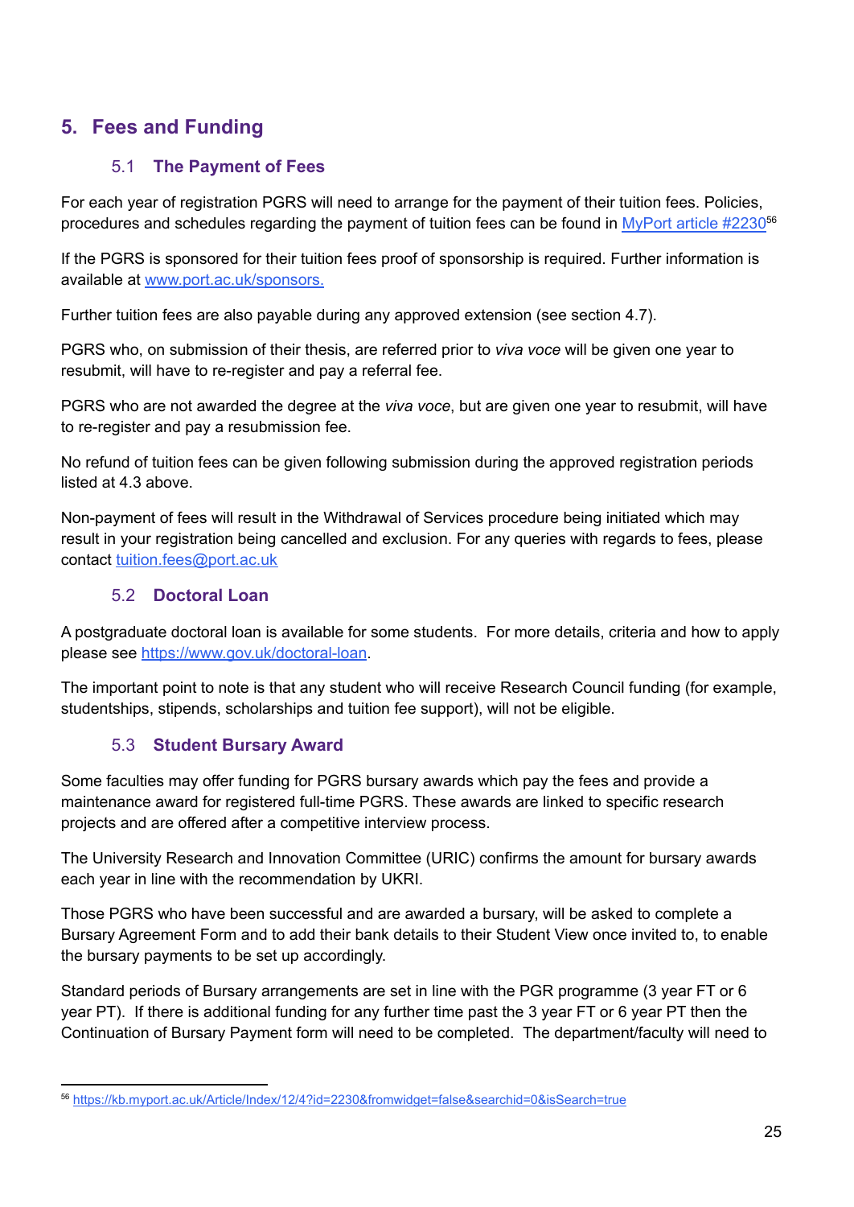# 5. Fees and Funding

## 5.1 The Payment of Fees

For each year of registration PGRS will need to arrange for the payment of their tuition fees. Policies, procedures and schedules regarding the payment of tuition fees can be found in [MyPort article #2230](https://kb.myport.ac.uk/Article/Index/12/4?id=2230&fromwidget=false&searchid=0&isSearch=true)[56]

If the PGRS is sponsored for their tuition fees proof of sponsorship is required. Further information is available at [www.port.ac.uk/sponsors.](www.port.ac.uk/sponsors)

Further tuition fees are also payable during any approved extension (see section 4.7).

PGRS who, on submission of their thesis, are referred prior to *viva voce* will be given one year to resubmit, will have to re-register and pay a referral fee.

PGRS who are not awarded the degree at the *viva voce*, but are given one year to resubmit, will have to re-register and pay a resubmission fee.

No refund of tuition fees can be given following submission during the approved registration periods listed at 4.3 above.

Non-payment of fees will result in the Withdrawal of Services procedure being initiated which may result in your registration being cancelled and exclusion. For any queries with regards to fees, please contact [tuition.fees@port.ac.uk](mailto:tuition.fees@port.ac.uk)

## 5.2 Doctoral Loan

A postgraduate doctoral loan is available for some students. For more details, criteria and how to apply please see [https://www.gov.uk/doctoral-loan](https://www.gov.uk/doctoral-loan).

The important point to note is that any student who will receive Research Council funding (for example, studentships, stipends, scholarships and tuition fee support), will not be eligible.

## 5.3 Student Bursary Award

Some faculties may offer funding for PGRS bursary awards which pay the fees and provide a maintenance award for registered full-time PGRS. These awards are linked to specific research projects and are offered after a competitive interview process.

The University Research and Innovation Committee (URIC) confirms the amount for bursary awards each year in line with the recommendation by UKRI.

Those PGRS who have been successful and are awarded a bursary, will be asked to complete a Bursary Agreement Form and to add their bank details to their Student View once invited to, to enable the bursary payments to be set up accordingly.

Standard periods of Bursary arrangements are set in line with the PGR programme (3 year FT or 6 year PT). If there is additional funding for any further time past the 3 year FT or 6 year PT then the Continuation of Bursary Payment form will need to be completed. The department/faculty will need to

---

[56] [https://kb.myport.ac.uk/Article/Index/12/4?id=2230&fromwidget=false&searchid=0&isSearch=true](https://kb.myport.ac.uk/Article/Index/12/4?id=2230&fromwidget=false&searchid=0&isSearch=true)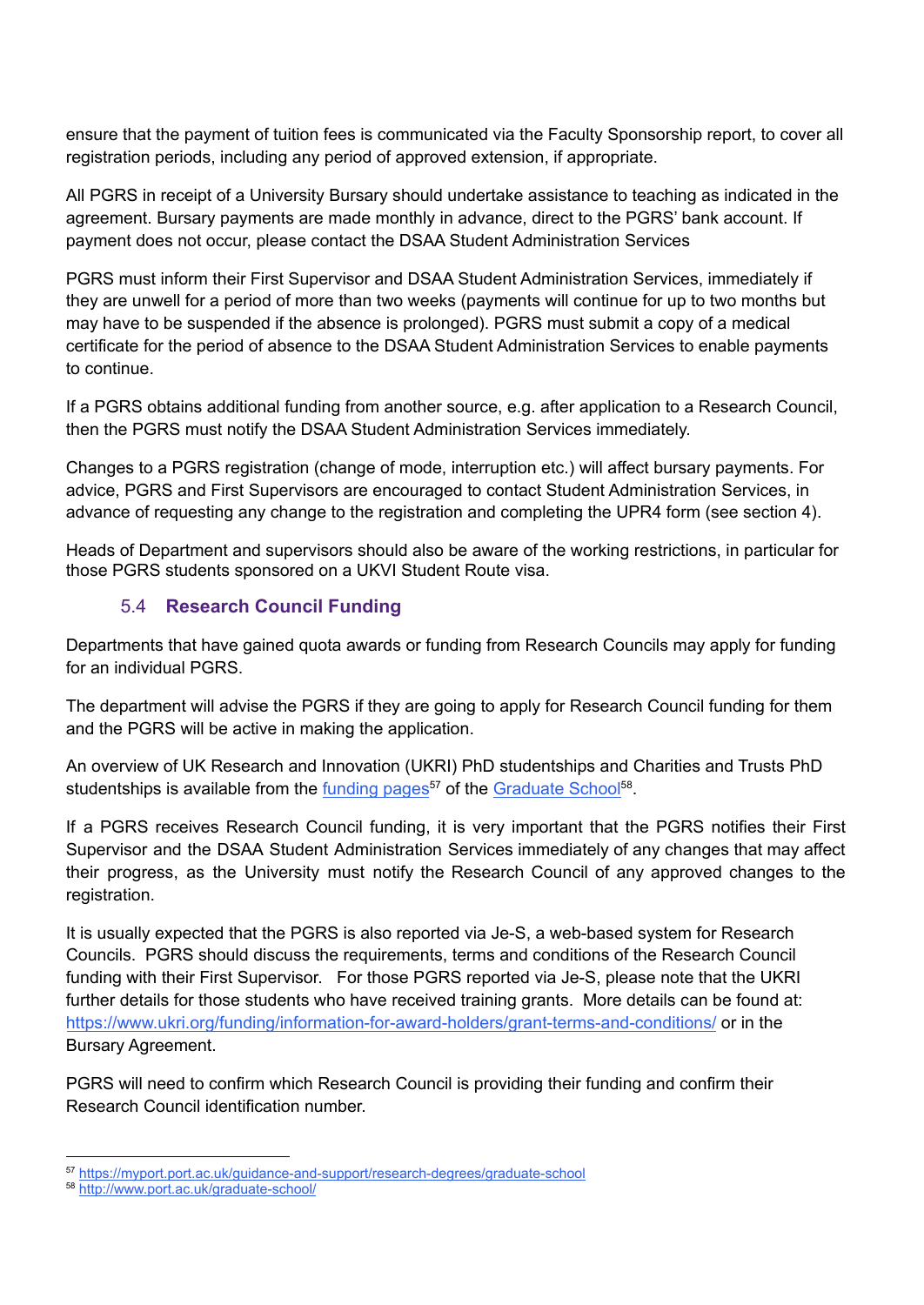ensure that the payment of tuition fees is communicated via the Faculty Sponsorship report, to cover all registration periods, including any period of approved extension, if appropriate.

All PGRS in receipt of a University Bursary should undertake assistance to teaching as indicated in the agreement. Bursary payments are made monthly in advance, direct to the PGRS' bank account. If payment does not occur, please contact the DSAA Student Administration Services

PGRS must inform their First Supervisor and DSAA Student Administration Services, immediately if they are unwell for a period of more than two weeks (payments will continue for up to two months but may have to be suspended if the absence is prolonged). PGRS must submit a copy of a medical certificate for the period of absence to the DSAA Student Administration Services to enable payments to continue.

If a PGRS obtains additional funding from another source, e.g. after application to a Research Council, then the PGRS must notify the DSAA Student Administration Services immediately.

Changes to a PGRS registration (change of mode, interruption etc.) will affect bursary payments. For advice, PGRS and First Supervisors are encouraged to contact Student Administration Services, in advance of requesting any change to the registration and completing the UPR4 form (see section 4).

Heads of Department and supervisors should also be aware of the working restrictions, in particular for those PGRS students sponsored on a UKVI Student Route visa.

### 5.4 **Research Council Funding**

Departments that have gained quota awards or funding from Research Councils may apply for funding for an individual PGRS.

The department will advise the PGRS if they are going to apply for Research Council funding for them and the PGRS will be active in making the application.

An overview of UK Research and Innovation (UKRI) PhD studentships and Charities and Trusts PhD studentships is available from the funding pages[57] of the Graduate School[58].

If a PGRS receives Research Council funding, it is very important that the PGRS notifies their First Supervisor and the DSAA Student Administration Services immediately of any changes that may affect their progress, as the University must notify the Research Council of any approved changes to the registration.

It is usually expected that the PGRS is also reported via Je-S, a web-based system for Research Councils. PGRS should discuss the requirements, terms and conditions of the Research Council funding with their First Supervisor. For those PGRS reported via Je-S, please note that the UKRI further details for those students who have received training grants. More details can be found at: https://www.ukri.org/funding/information-for-award-holders/grant-terms-and-conditions/ or in the Bursary Agreement.

PGRS will need to confirm which Research Council is providing their funding and confirm their Research Council identification number.

---

[57] https://myport.port.ac.uk/guidance-and-support/research-degrees/graduate-school

[58] http://www.port.ac.uk/graduate-school/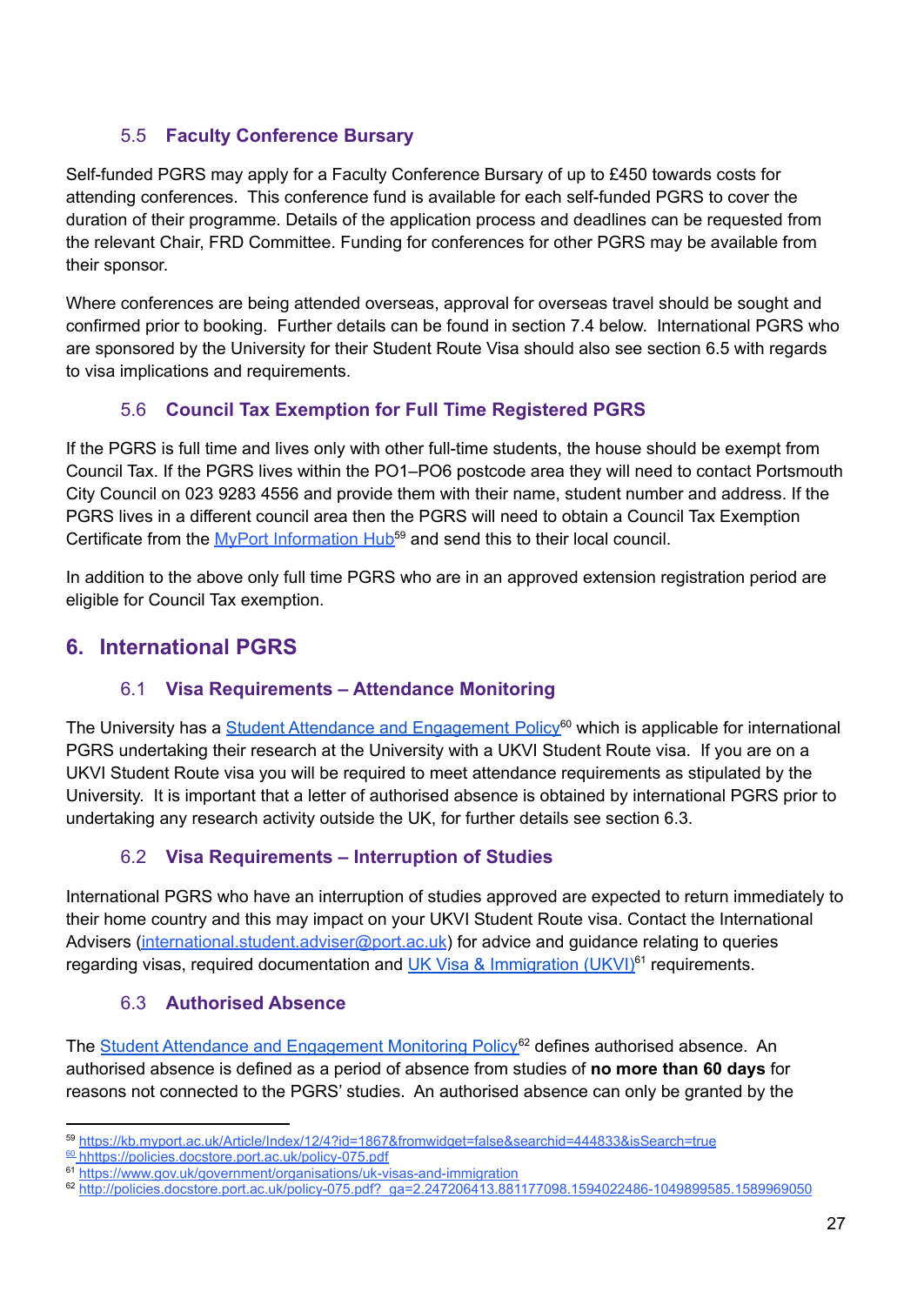### 5.5 Faculty Conference Bursary

Self-funded PGRS may apply for a Faculty Conference Bursary of up to £450 towards costs for attending conferences. This conference fund is available for each self-funded PGRS to cover the duration of their programme. Details of the application process and deadlines can be requested from the relevant Chair, FRD Committee. Funding for conferences for other PGRS may be available from their sponsor.

Where conferences are being attended overseas, approval for overseas travel should be sought and confirmed prior to booking. Further details can be found in section 7.4 below. International PGRS who are sponsored by the University for their Student Route Visa should also see section 6.5 with regards to visa implications and requirements.

### 5.6 Council Tax Exemption for Full Time Registered PGRS

If the PGRS is full time and lives only with other full-time students, the house should be exempt from Council Tax. If the PGRS lives within the PO1–PO6 postcode area they will need to contact Portsmouth City Council on 023 9283 4556 and provide them with their name, student number and address. If the PGRS lives in a different council area then the PGRS will need to obtain a Council Tax Exemption Certificate from the MyPort Information Hub[59] and send this to their local council.

In addition to the above only full time PGRS who are in an approved extension registration period are eligible for Council Tax exemption.

## 6. International PGRS

### 6.1 Visa Requirements – Attendance Monitoring

The University has a Student Attendance and Engagement Policy[60] which is applicable for international PGRS undertaking their research at the University with a UKVI Student Route visa. If you are on a UKVI Student Route visa you will be required to meet attendance requirements as stipulated by the University. It is important that a letter of authorised absence is obtained by international PGRS prior to undertaking any research activity outside the UK, for further details see section 6.3.

### 6.2 Visa Requirements – Interruption of Studies

International PGRS who have an interruption of studies approved are expected to return immediately to their home country and this may impact on your UKVI Student Route visa. Contact the International Advisers (international.student.adviser@port.ac.uk) for advice and guidance relating to queries regarding visas, required documentation and UK Visa & Immigration (UKVI)[61] requirements.

### 6.3 Authorised Absence

The Student Attendance and Engagement Monitoring Policy[62] defines authorised absence. An authorised absence is defined as a period of absence from studies of **no more than 60 days** for reasons not connected to the PGRS' studies. An authorised absence can only be granted by the

---

[59] https://kb.myport.ac.uk/Article/Index/12/4?id=1867&fromwidget=false&searchid=444833&isSearch=true
[60] hhttps://policies.docstore.port.ac.uk/policy-075.pdf
[61] https://www.gov.uk/government/organisations/uk-visas-and-immigration
[62] http://policies.docstore.port.ac.uk/policy-075.pdf?_ga=2.247206413.881177098.1594022486-1049899585.1589969050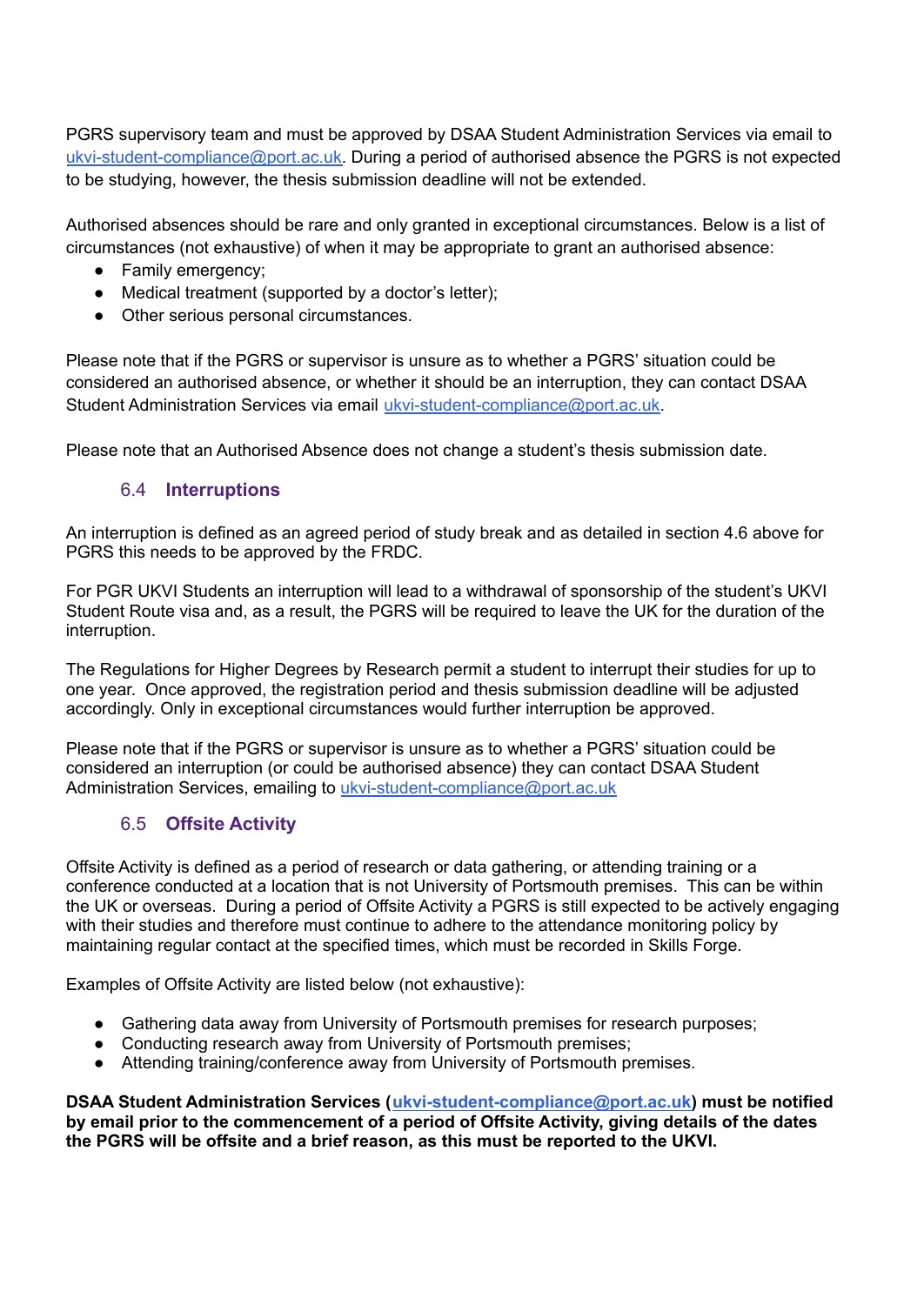PGRS supervisory team and must be approved by DSAA Student Administration Services via email to ukvi-student-compliance@port.ac.uk. During a period of authorised absence the PGRS is not expected to be studying, however, the thesis submission deadline will not be extended.

Authorised absences should be rare and only granted in exceptional circumstances. Below is a list of circumstances (not exhaustive) of when it may be appropriate to grant an authorised absence:

- Family emergency;
- Medical treatment (supported by a doctor's letter);
- Other serious personal circumstances.

Please note that if the PGRS or supervisor is unsure as to whether a PGRS' situation could be considered an authorised absence, or whether it should be an interruption, they can contact DSAA Student Administration Services via email ukvi-student-compliance@port.ac.uk.

Please note that an Authorised Absence does not change a student's thesis submission date.

### 6.4 Interruptions

An interruption is defined as an agreed period of study break and as detailed in section 4.6 above for PGRS this needs to be approved by the FRDC.

For PGR UKVI Students an interruption will lead to a withdrawal of sponsorship of the student's UKVI Student Route visa and, as a result, the PGRS will be required to leave the UK for the duration of the interruption.

The Regulations for Higher Degrees by Research permit a student to interrupt their studies for up to one year. Once approved, the registration period and thesis submission deadline will be adjusted accordingly. Only in exceptional circumstances would further interruption be approved.

Please note that if the PGRS or supervisor is unsure as to whether a PGRS' situation could be considered an interruption (or could be authorised absence) they can contact DSAA Student Administration Services, emailing to ukvi-student-compliance@port.ac.uk

### 6.5 Offsite Activity

Offsite Activity is defined as a period of research or data gathering, or attending training or a conference conducted at a location that is not University of Portsmouth premises. This can be within the UK or overseas. During a period of Offsite Activity a PGRS is still expected to be actively engaging with their studies and therefore must continue to adhere to the attendance monitoring policy by maintaining regular contact at the specified times, which must be recorded in Skills Forge.

Examples of Offsite Activity are listed below (not exhaustive):

- Gathering data away from University of Portsmouth premises for research purposes;
- Conducting research away from University of Portsmouth premises;
- Attending training/conference away from University of Portsmouth premises.

**DSAA Student Administration Services (ukvi-student-compliance@port.ac.uk) must be notified by email prior to the commencement of a period of Offsite Activity, giving details of the dates the PGRS will be offsite and a brief reason, as this must be reported to the UKVI.**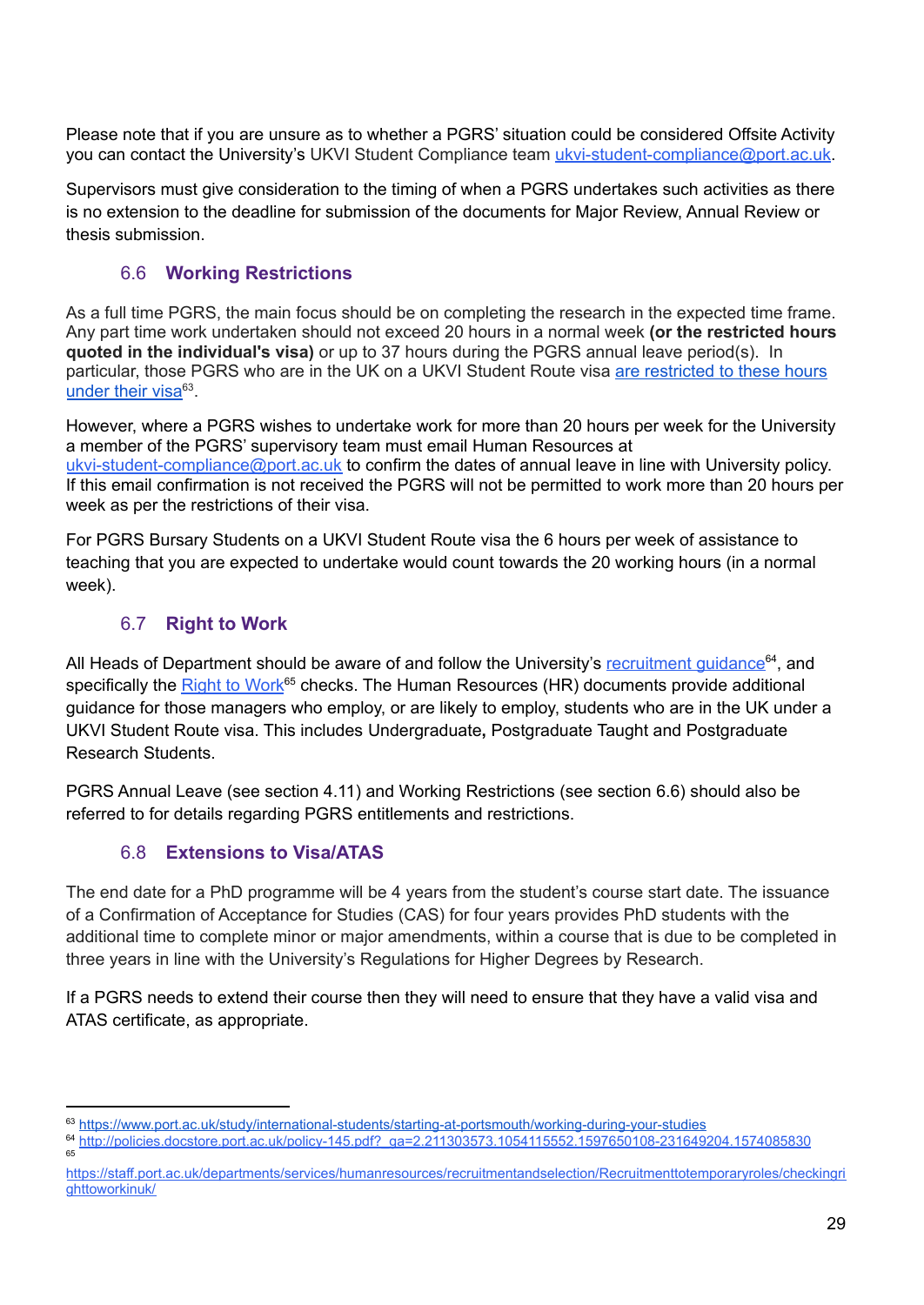Please note that if you are unsure as to whether a PGRS' situation could be considered Offsite Activity you can contact the University's UKVI Student Compliance team ukvi-student-compliance@port.ac.uk.

Supervisors must give consideration to the timing of when a PGRS undertakes such activities as there is no extension to the deadline for submission of the documents for Major Review, Annual Review or thesis submission.

### 6.6 Working Restrictions

As a full time PGRS, the main focus should be on completing the research in the expected time frame. Any part time work undertaken should not exceed 20 hours in a normal week **(or the restricted hours quoted in the individual's visa)** or up to 37 hours during the PGRS annual leave period(s). In particular, those PGRS who are in the UK on a UKVI Student Route visa are restricted to these hours under their visa[63].

However, where a PGRS wishes to undertake work for more than 20 hours per week for the University a member of the PGRS' supervisory team must email Human Resources at ukvi-student-compliance@port.ac.uk to confirm the dates of annual leave in line with University policy. If this email confirmation is not received the PGRS will not be permitted to work more than 20 hours per week as per the restrictions of their visa.

For PGRS Bursary Students on a UKVI Student Route visa the 6 hours per week of assistance to teaching that you are expected to undertake would count towards the 20 working hours (in a normal week).

### 6.7 Right to Work

All Heads of Department should be aware of and follow the University's recruitment guidance[64], and specifically the Right to Work[65] checks. The Human Resources (HR) documents provide additional guidance for those managers who employ, or are likely to employ, students who are in the UK under a UKVI Student Route visa. This includes Undergraduate**,** Postgraduate Taught and Postgraduate Research Students.

PGRS Annual Leave (see section 4.11) and Working Restrictions (see section 6.6) should also be referred to for details regarding PGRS entitlements and restrictions.

### 6.8 Extensions to Visa/ATAS

The end date for a PhD programme will be 4 years from the student's course start date. The issuance of a Confirmation of Acceptance for Studies (CAS) for four years provides PhD students with the additional time to complete minor or major amendments, within a course that is due to be completed in three years in line with the University's Regulations for Higher Degrees by Research.

If a PGRS needs to extend their course then they will need to ensure that they have a valid visa and ATAS certificate, as appropriate.

---

[63] https://www.port.ac.uk/study/international-students/starting-at-portsmouth/working-during-your-studies

[64] http://policies.docstore.port.ac.uk/policy-145.pdf?_ga=2.211303573.1054115552.1597650108-231649204.1574085830

[65] https://staff.port.ac.uk/departments/services/humanresources/recruitmentandselection/Recruitmenttotemporaryroles/checkingrighttoworkinuk/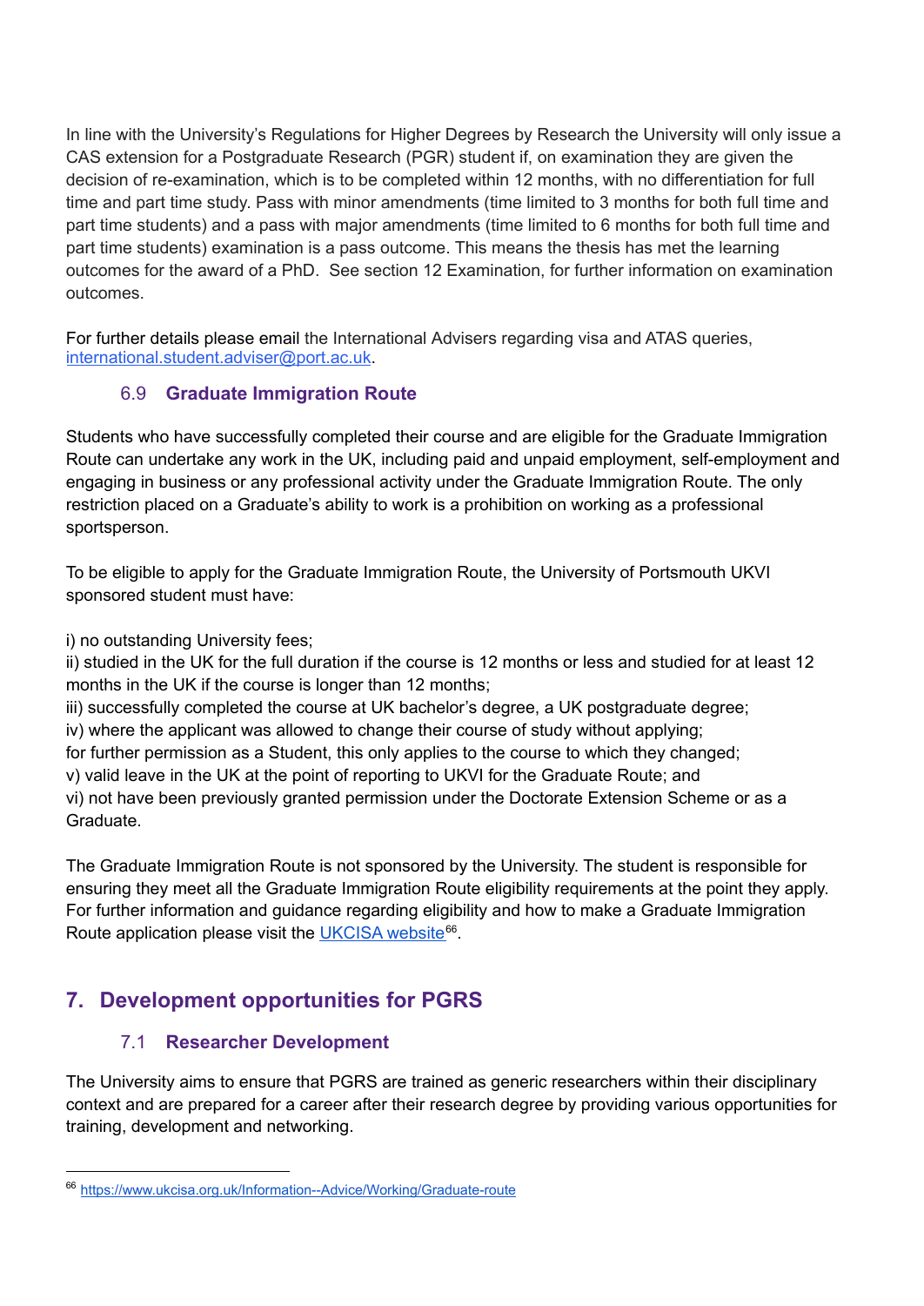In line with the University's Regulations for Higher Degrees by Research the University will only issue a CAS extension for a Postgraduate Research (PGR) student if, on examination they are given the decision of re-examination, which is to be completed within 12 months, with no differentiation for full time and part time study. Pass with minor amendments (time limited to 3 months for both full time and part time students) and a pass with major amendments (time limited to 6 months for both full time and part time students) examination is a pass outcome. This means the thesis has met the learning outcomes for the award of a PhD. See section 12 Examination, for further information on examination outcomes.

For further details please email the International Advisers regarding visa and ATAS queries, international.student.adviser@port.ac.uk.

### 6.9 Graduate Immigration Route

Students who have successfully completed their course and are eligible for the Graduate Immigration Route can undertake any work in the UK, including paid and unpaid employment, self-employment and engaging in business or any professional activity under the Graduate Immigration Route. The only restriction placed on a Graduate's ability to work is a prohibition on working as a professional sportsperson.

To be eligible to apply for the Graduate Immigration Route, the University of Portsmouth UKVI sponsored student must have:

i) no outstanding University fees;
ii) studied in the UK for the full duration if the course is 12 months or less and studied for at least 12 months in the UK if the course is longer than 12 months;
iii) successfully completed the course at UK bachelor's degree, a UK postgraduate degree;
iv) where the applicant was allowed to change their course of study without applying;
for further permission as a Student, this only applies to the course to which they changed;
v) valid leave in the UK at the point of reporting to UKVI for the Graduate Route; and
vi) not have been previously granted permission under the Doctorate Extension Scheme or as a Graduate.

The Graduate Immigration Route is not sponsored by the University. The student is responsible for ensuring they meet all the Graduate Immigration Route eligibility requirements at the point they apply. For further information and guidance regarding eligibility and how to make a Graduate Immigration Route application please visit the UKCISA website[66].

## 7. Development opportunities for PGRS

### 7.1 Researcher Development

The University aims to ensure that PGRS are trained as generic researchers within their disciplinary context and are prepared for a career after their research degree by providing various opportunities for training, development and networking.

[66] https://www.ukcisa.org.uk/Information--Advice/Working/Graduate-route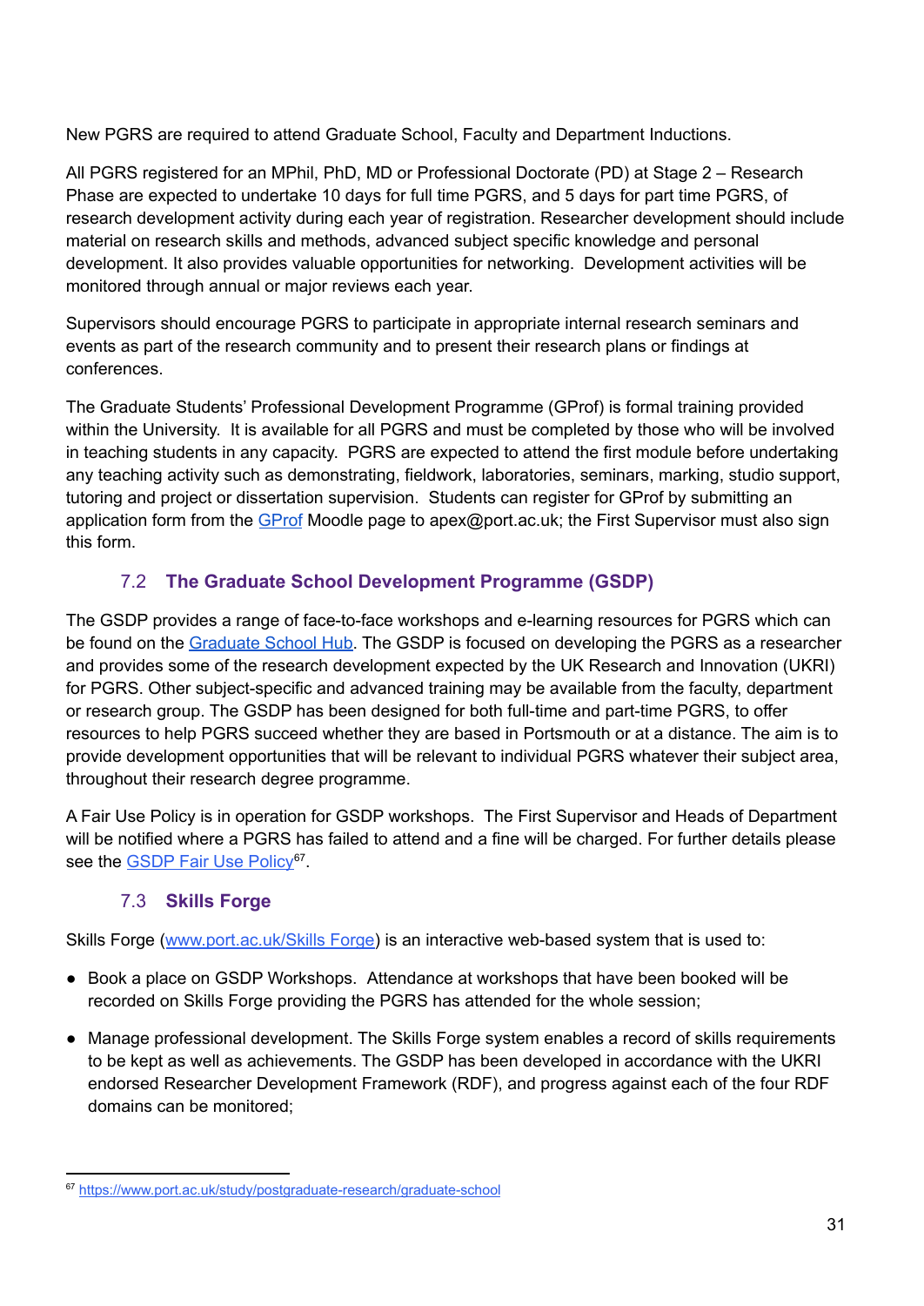New PGRS are required to attend Graduate School, Faculty and Department Inductions.

All PGRS registered for an MPhil, PhD, MD or Professional Doctorate (PD) at Stage 2 – Research Phase are expected to undertake 10 days for full time PGRS, and 5 days for part time PGRS, of research development activity during each year of registration. Researcher development should include material on research skills and methods, advanced subject specific knowledge and personal development. It also provides valuable opportunities for networking. Development activities will be monitored through annual or major reviews each year.

Supervisors should encourage PGRS to participate in appropriate internal research seminars and events as part of the research community and to present their research plans or findings at conferences.

The Graduate Students' Professional Development Programme (GProf) is formal training provided within the University. It is available for all PGRS and must be completed by those who will be involved in teaching students in any capacity. PGRS are expected to attend the first module before undertaking any teaching activity such as demonstrating, fieldwork, laboratories, seminars, marking, studio support, tutoring and project or dissertation supervision. Students can register for GProf by submitting an application form from the GProf Moodle page to apex@port.ac.uk; the First Supervisor must also sign this form.

## 7.2 The Graduate School Development Programme (GSDP)

The GSDP provides a range of face-to-face workshops and e-learning resources for PGRS which can be found on the Graduate School Hub. The GSDP is focused on developing the PGRS as a researcher and provides some of the research development expected by the UK Research and Innovation (UKRI) for PGRS. Other subject-specific and advanced training may be available from the faculty, department or research group. The GSDP has been designed for both full-time and part-time PGRS, to offer resources to help PGRS succeed whether they are based in Portsmouth or at a distance. The aim is to provide development opportunities that will be relevant to individual PGRS whatever their subject area, throughout their research degree programme.

A Fair Use Policy is in operation for GSDP workshops. The First Supervisor and Heads of Department will be notified where a PGRS has failed to attend and a fine will be charged. For further details please see the GSDP Fair Use Policy[67].

## 7.3 Skills Forge

Skills Forge (www.port.ac.uk/Skills Forge) is an interactive web-based system that is used to:

- Book a place on GSDP Workshops. Attendance at workshops that have been booked will be recorded on Skills Forge providing the PGRS has attended for the whole session;
- Manage professional development. The Skills Forge system enables a record of skills requirements to be kept as well as achievements. The GSDP has been developed in accordance with the UKRI endorsed Researcher Development Framework (RDF), and progress against each of the four RDF domains can be monitored;

[67] https://www.port.ac.uk/study/postgraduate-research/graduate-school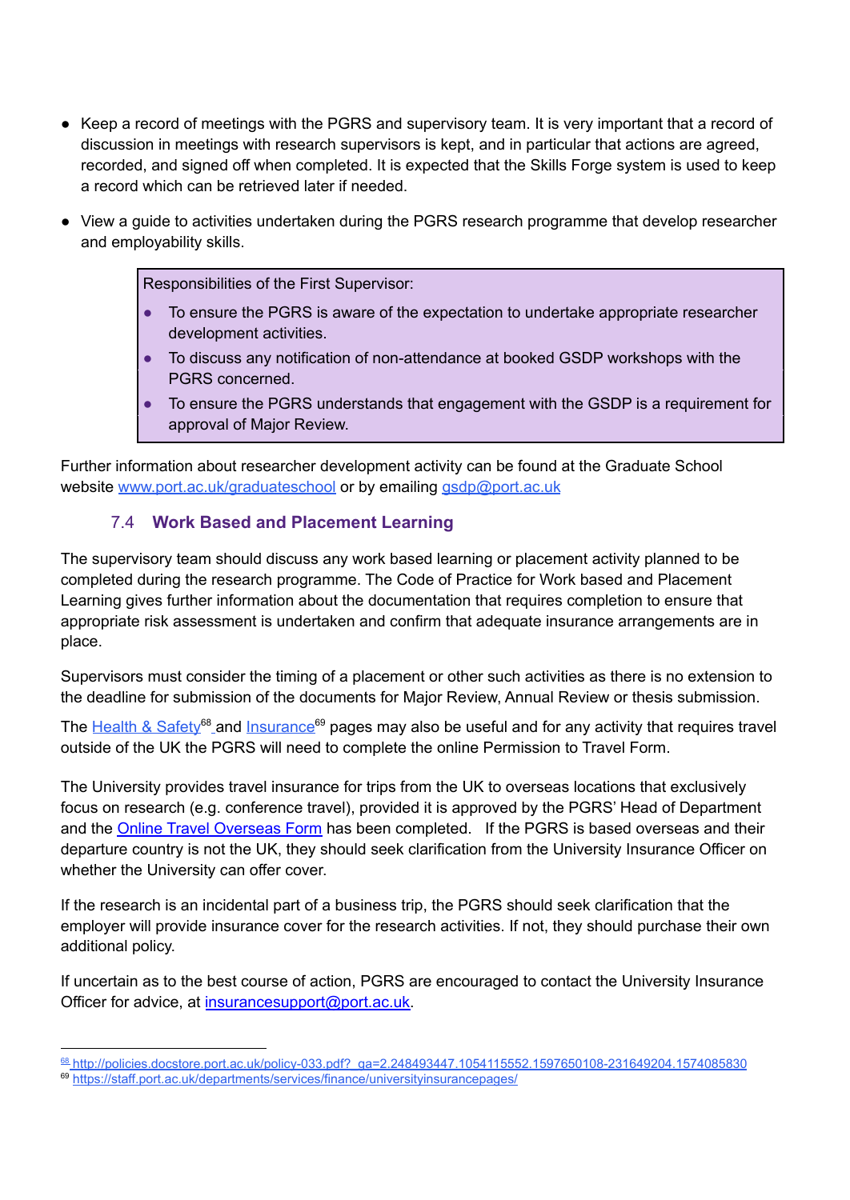- Keep a record of meetings with the PGRS and supervisory team. It is very important that a record of discussion in meetings with research supervisors is kept, and in particular that actions are agreed, recorded, and signed off when completed. It is expected that the Skills Forge system is used to keep a record which can be retrieved later if needed.
- View a guide to activities undertaken during the PGRS research programme that develop researcher and employability skills.

> Responsibilities of the First Supervisor:
> - To ensure the PGRS is aware of the expectation to undertake appropriate researcher development activities.
> - To discuss any notification of non-attendance at booked GSDP workshops with the PGRS concerned.
> - To ensure the PGRS understands that engagement with the GSDP is a requirement for approval of Major Review.

Further information about researcher development activity can be found at the Graduate School website www.port.ac.uk/graduateschool or by emailing gsdp@port.ac.uk

### 7.4 Work Based and Placement Learning

The supervisory team should discuss any work based learning or placement activity planned to be completed during the research programme. The Code of Practice for Work based and Placement Learning gives further information about the documentation that requires completion to ensure that appropriate risk assessment is undertaken and confirm that adequate insurance arrangements are in place.

Supervisors must consider the timing of a placement or other such activities as there is no extension to the deadline for submission of the documents for Major Review, Annual Review or thesis submission.

The Health & Safety[68] and Insurance[69] pages may also be useful and for any activity that requires travel outside of the UK the PGRS will need to complete the online Permission to Travel Form.

The University provides travel insurance for trips from the UK to overseas locations that exclusively focus on research (e.g. conference travel), provided it is approved by the PGRS' Head of Department and the Online Travel Overseas Form has been completed. If the PGRS is based overseas and their departure country is not the UK, they should seek clarification from the University Insurance Officer on whether the University can offer cover.

If the research is an incidental part of a business trip, the PGRS should seek clarification that the employer will provide insurance cover for the research activities. If not, they should purchase their own additional policy.

If uncertain as to the best course of action, PGRS are encouraged to contact the University Insurance Officer for advice, at insurancesupport@port.ac.uk.

---

[68] http://policies.docstore.port.ac.uk/policy-033.pdf?_ga=2.248493447.1054115552.1597650108-231649204.1574085830

[69] https://staff.port.ac.uk/departments/services/finance/universityinsurancepages/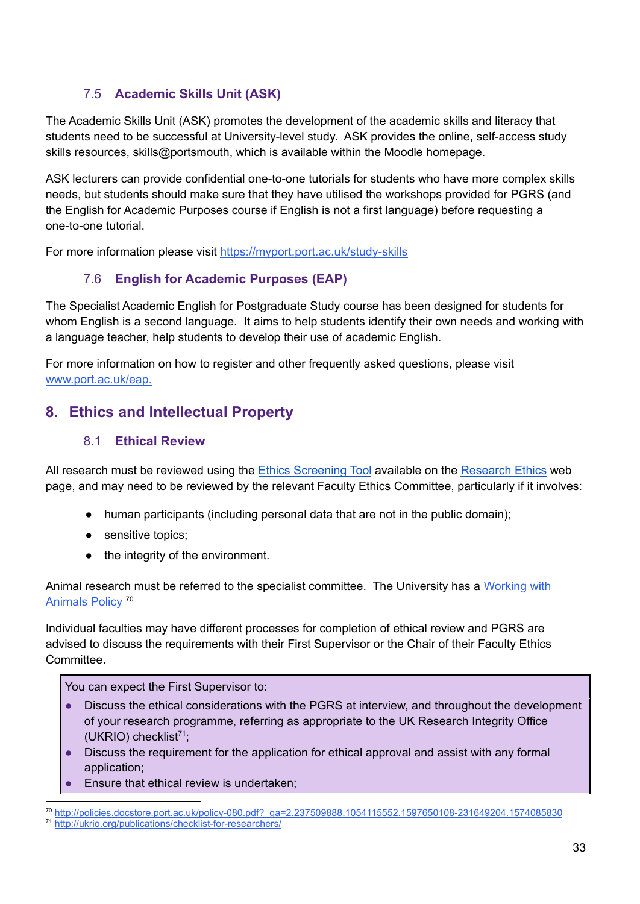### 7.5 Academic Skills Unit (ASK)

The Academic Skills Unit (ASK) promotes the development of the academic skills and literacy that students need to be successful at University-level study. ASK provides the online, self-access study skills resources, skills@portsmouth, which is available within the Moodle homepage.

ASK lecturers can provide confidential one-to-one tutorials for students who have more complex skills needs, but students should make sure that they have utilised the workshops provided for PGRS (and the English for Academic Purposes course if English is not a first language) before requesting a one-to-one tutorial.

For more information please visit [https://myport.port.ac.uk/study-skills](https://myport.port.ac.uk/study-skills)

### 7.6 English for Academic Purposes (EAP)

The Specialist Academic English for Postgraduate Study course has been designed for students for whom English is a second language. It aims to help students identify their own needs and working with a language teacher, help students to develop their use of academic English.

For more information on how to register and other frequently asked questions, please visit [www.port.ac.uk/eap.](www.port.ac.uk/eap)

## 8. Ethics and Intellectual Property

### 8.1 Ethical Review

All research must be reviewed using the Ethics Screening Tool available on the Research Ethics web page, and may need to be reviewed by the relevant Faculty Ethics Committee, particularly if it involves:

- human participants (including personal data that are not in the public domain);
- sensitive topics;
- the integrity of the environment.

Animal research must be referred to the specialist committee. The University has a Working with Animals Policy [70]

Individual faculties may have different processes for completion of ethical review and PGRS are advised to discuss the requirements with their First Supervisor or the Chair of their Faculty Ethics Committee.

> You can expect the First Supervisor to:
>
> - Discuss the ethical considerations with the PGRS at interview, and throughout the development of your research programme, referring as appropriate to the UK Research Integrity Office (UKRIO) checklist[71];
> - Discuss the requirement for the application for ethical approval and assist with any formal application;
> - Ensure that ethical review is undertaken;

---

[70] http://policies.docstore.port.ac.uk/policy-080.pdf?_ga=2.237509888.1054115552.1597650108-231649204.1574085830

[71] http://ukrio.org/publications/checklist-for-researchers/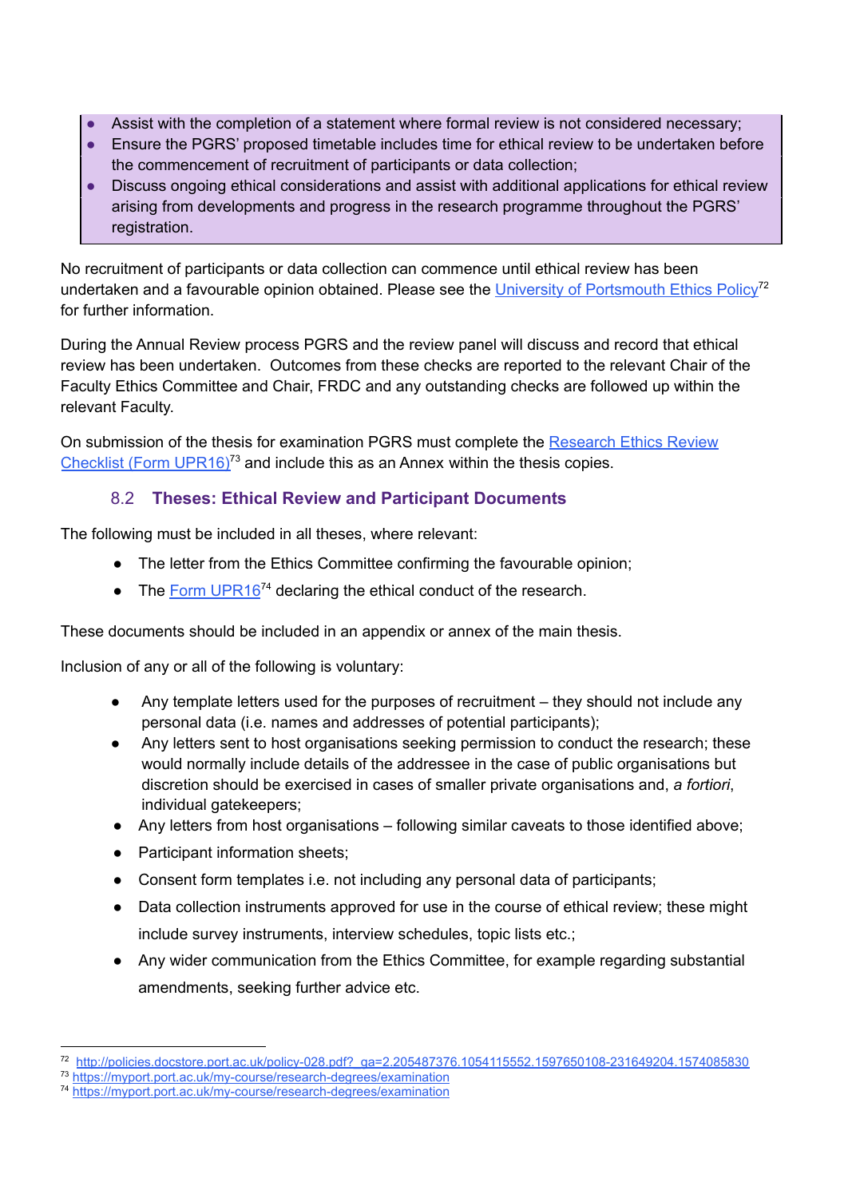- Assist with the completion of a statement where formal review is not considered necessary;
- Ensure the PGRS' proposed timetable includes time for ethical review to be undertaken before the commencement of recruitment of participants or data collection;
- Discuss ongoing ethical considerations and assist with additional applications for ethical review arising from developments and progress in the research programme throughout the PGRS' registration.

No recruitment of participants or data collection can commence until ethical review has been undertaken and a favourable opinion obtained. Please see the University of Portsmouth Ethics Policy[72] for further information.

During the Annual Review process PGRS and the review panel will discuss and record that ethical review has been undertaken. Outcomes from these checks are reported to the relevant Chair of the Faculty Ethics Committee and Chair, FRDC and any outstanding checks are followed up within the relevant Faculty.

On submission of the thesis for examination PGRS must complete the Research Ethics Review Checklist (Form UPR16)[73] and include this as an Annex within the thesis copies.

### 8.2 Theses: Ethical Review and Participant Documents

The following must be included in all theses, where relevant:

- The letter from the Ethics Committee confirming the favourable opinion;
- The Form UPR16[74] declaring the ethical conduct of the research.

These documents should be included in an appendix or annex of the main thesis.

Inclusion of any or all of the following is voluntary:

- Any template letters used for the purposes of recruitment – they should not include any personal data (i.e. names and addresses of potential participants);
- Any letters sent to host organisations seeking permission to conduct the research; these would normally include details of the addressee in the case of public organisations but discretion should be exercised in cases of smaller private organisations and, *a fortiori*, individual gatekeepers;
- Any letters from host organisations – following similar caveats to those identified above;
- Participant information sheets;
- Consent form templates i.e. not including any personal data of participants;
- Data collection instruments approved for use in the course of ethical review; these might include survey instruments, interview schedules, topic lists etc.;
- Any wider communication from the Ethics Committee, for example regarding substantial amendments, seeking further advice etc.

---

[72] http://policies.docstore.port.ac.uk/policy-028.pdf?_ga=2.205487376.1054115552.1597650108-231649204.1574085830

[73] https://myport.port.ac.uk/my-course/research-degrees/examination

[74] https://myport.port.ac.uk/my-course/research-degrees/examination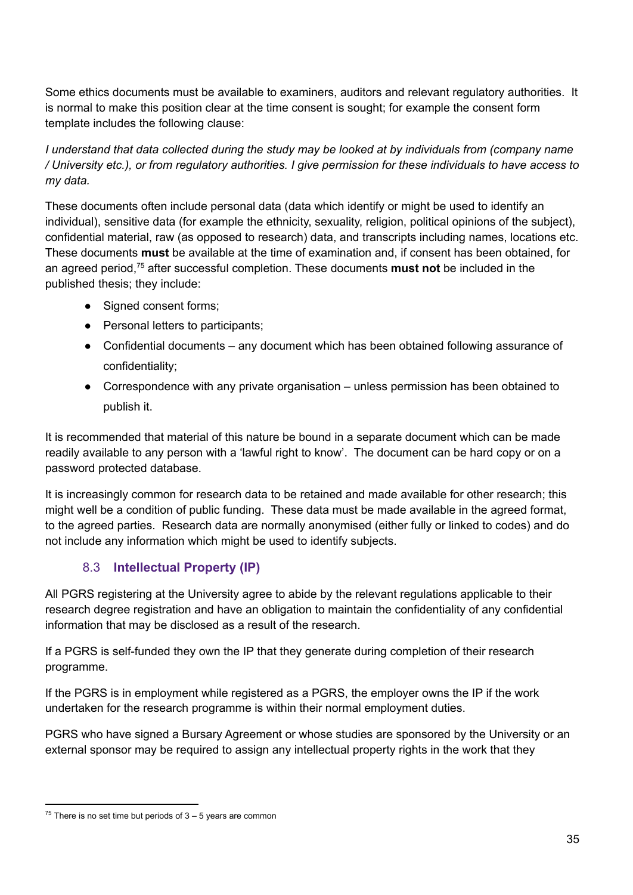Some ethics documents must be available to examiners, auditors and relevant regulatory authorities. It is normal to make this position clear at the time consent is sought; for example the consent form template includes the following clause:

*I understand that data collected during the study may be looked at by individuals from (company name / University etc.), or from regulatory authorities. I give permission for these individuals to have access to my data.*

These documents often include personal data (data which identify or might be used to identify an individual), sensitive data (for example the ethnicity, sexuality, religion, political opinions of the subject), confidential material, raw (as opposed to research) data, and transcripts including names, locations etc. These documents **must** be available at the time of examination and, if consent has been obtained, for an agreed period,[75] after successful completion. These documents **must not** be included in the published thesis; they include:

- Signed consent forms;
- Personal letters to participants;
- Confidential documents – any document which has been obtained following assurance of confidentiality;
- Correspondence with any private organisation – unless permission has been obtained to publish it.

It is recommended that material of this nature be bound in a separate document which can be made readily available to any person with a 'lawful right to know'. The document can be hard copy or on a password protected database.

It is increasingly common for research data to be retained and made available for other research; this might well be a condition of public funding. These data must be made available in the agreed format, to the agreed parties. Research data are normally anonymised (either fully or linked to codes) and do not include any information which might be used to identify subjects.

### 8.3 Intellectual Property (IP)

All PGRS registering at the University agree to abide by the relevant regulations applicable to their research degree registration and have an obligation to maintain the confidentiality of any confidential information that may be disclosed as a result of the research.

If a PGRS is self-funded they own the IP that they generate during completion of their research programme.

If the PGRS is in employment while registered as a PGRS, the employer owns the IP if the work undertaken for the research programme is within their normal employment duties.

PGRS who have signed a Bursary Agreement or whose studies are sponsored by the University or an external sponsor may be required to assign any intellectual property rights in the work that they

[75] There is no set time but periods of 3 – 5 years are common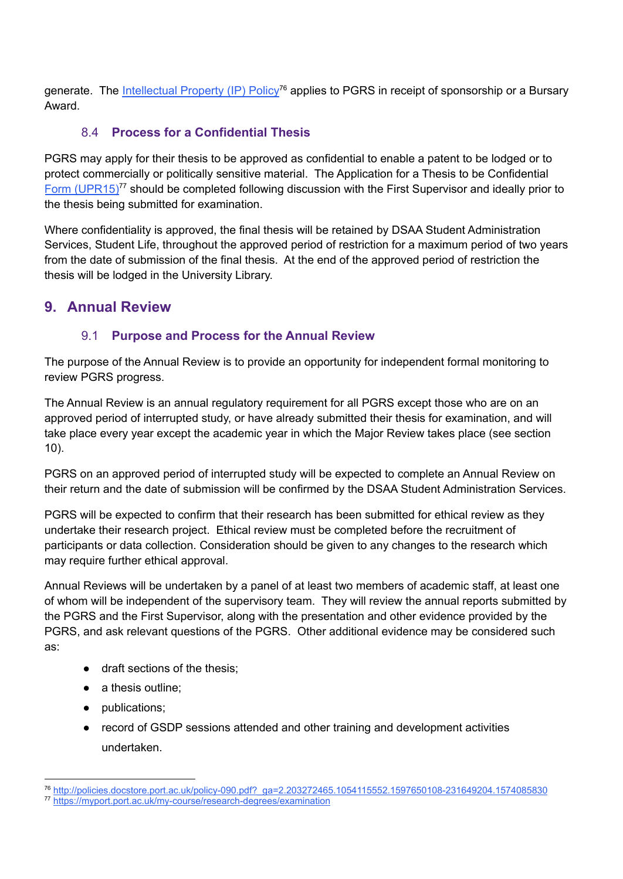generate. The Intellectual Property (IP) Policy[76] applies to PGRS in receipt of sponsorship or a Bursary Award.

### 8.4 Process for a Confidential Thesis

PGRS may apply for their thesis to be approved as confidential to enable a patent to be lodged or to protect commercially or politically sensitive material. The Application for a Thesis to be Confidential Form (UPR15)[77] should be completed following discussion with the First Supervisor and ideally prior to the thesis being submitted for examination.

Where confidentiality is approved, the final thesis will be retained by DSAA Student Administration Services, Student Life, throughout the approved period of restriction for a maximum period of two years from the date of submission of the final thesis. At the end of the approved period of restriction the thesis will be lodged in the University Library.

## 9. Annual Review

### 9.1 Purpose and Process for the Annual Review

The purpose of the Annual Review is to provide an opportunity for independent formal monitoring to review PGRS progress.

The Annual Review is an annual regulatory requirement for all PGRS except those who are on an approved period of interrupted study, or have already submitted their thesis for examination, and will take place every year except the academic year in which the Major Review takes place (see section 10).

PGRS on an approved period of interrupted study will be expected to complete an Annual Review on their return and the date of submission will be confirmed by the DSAA Student Administration Services.

PGRS will be expected to confirm that their research has been submitted for ethical review as they undertake their research project. Ethical review must be completed before the recruitment of participants or data collection. Consideration should be given to any changes to the research which may require further ethical approval.

Annual Reviews will be undertaken by a panel of at least two members of academic staff, at least one of whom will be independent of the supervisory team. They will review the annual reports submitted by the PGRS and the First Supervisor, along with the presentation and other evidence provided by the PGRS, and ask relevant questions of the PGRS. Other additional evidence may be considered such as:

- draft sections of the thesis;
- a thesis outline;
- publications;
- record of GSDP sessions attended and other training and development activities undertaken.

---

[76] http://policies.docstore.port.ac.uk/policy-090.pdf?_ga=2.203272465.1054115552.1597650108-231649204.1574085830

[77] https://myport.port.ac.uk/my-course/research-degrees/examination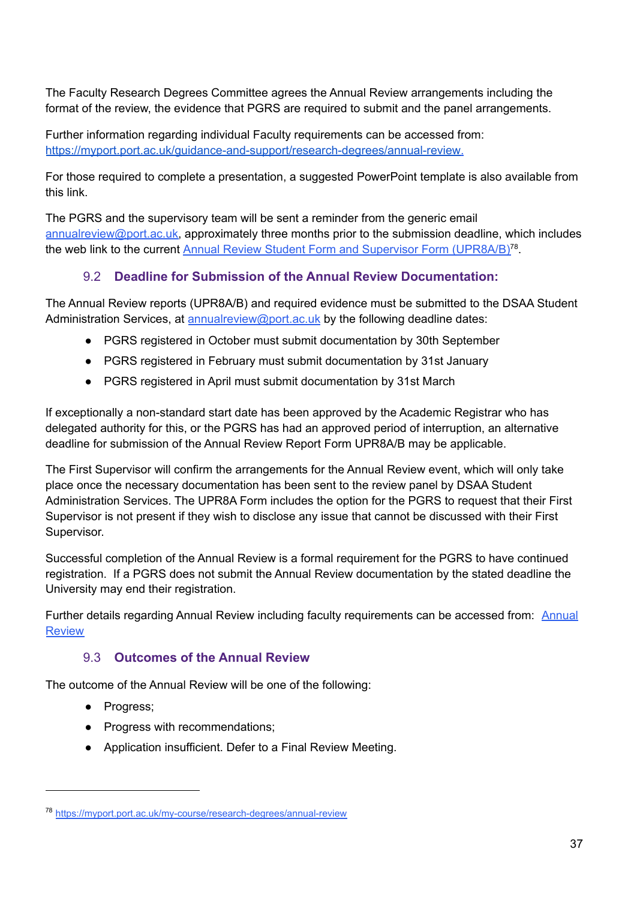The Faculty Research Degrees Committee agrees the Annual Review arrangements including the format of the review, the evidence that PGRS are required to submit and the panel arrangements.

Further information regarding individual Faculty requirements can be accessed from: https://myport.port.ac.uk/guidance-and-support/research-degrees/annual-review.

For those required to complete a presentation, a suggested PowerPoint template is also available from this link.

The PGRS and the supervisory team will be sent a reminder from the generic email annualreview@port.ac.uk, approximately three months prior to the submission deadline, which includes the web link to the current Annual Review Student Form and Supervisor Form (UPR8A/B)[78].

### 9.2 Deadline for Submission of the Annual Review Documentation:

The Annual Review reports (UPR8A/B) and required evidence must be submitted to the DSAA Student Administration Services, at annualreview@port.ac.uk by the following deadline dates:

- PGRS registered in October must submit documentation by 30th September
- PGRS registered in February must submit documentation by 31st January
- PGRS registered in April must submit documentation by 31st March

If exceptionally a non-standard start date has been approved by the Academic Registrar who has delegated authority for this, or the PGRS has had an approved period of interruption, an alternative deadline for submission of the Annual Review Report Form UPR8A/B may be applicable.

The First Supervisor will confirm the arrangements for the Annual Review event, which will only take place once the necessary documentation has been sent to the review panel by DSAA Student Administration Services. The UPR8A Form includes the option for the PGRS to request that their First Supervisor is not present if they wish to disclose any issue that cannot be discussed with their First Supervisor.

Successful completion of the Annual Review is a formal requirement for the PGRS to have continued registration. If a PGRS does not submit the Annual Review documentation by the stated deadline the University may end their registration.

Further details regarding Annual Review including faculty requirements can be accessed from: Annual Review

### 9.3 Outcomes of the Annual Review

The outcome of the Annual Review will be one of the following:

- Progress;
- Progress with recommendations;
- Application insufficient. Defer to a Final Review Meeting.

---

[78] https://myport.port.ac.uk/my-course/research-degrees/annual-review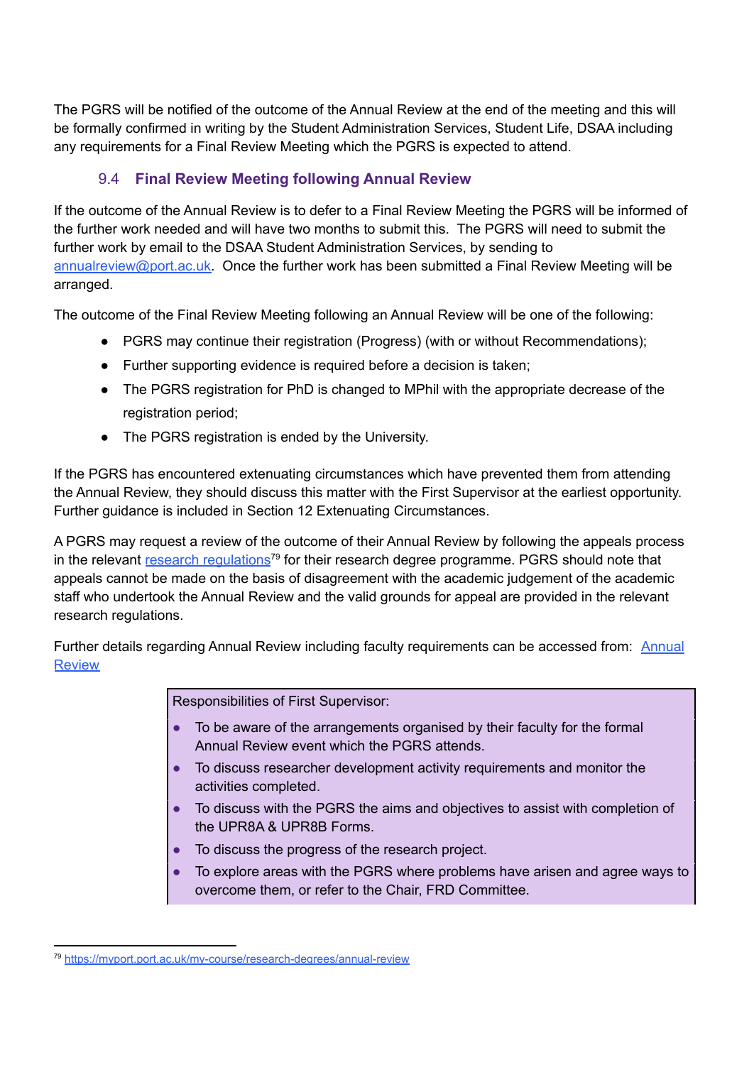The PGRS will be notified of the outcome of the Annual Review at the end of the meeting and this will be formally confirmed in writing by the Student Administration Services, Student Life, DSAA including any requirements for a Final Review Meeting which the PGRS is expected to attend.

### 9.4 Final Review Meeting following Annual Review

If the outcome of the Annual Review is to defer to a Final Review Meeting the PGRS will be informed of the further work needed and will have two months to submit this. The PGRS will need to submit the further work by email to the DSAA Student Administration Services, by sending to annualreview@port.ac.uk. Once the further work has been submitted a Final Review Meeting will be arranged.

The outcome of the Final Review Meeting following an Annual Review will be one of the following:

- PGRS may continue their registration (Progress) (with or without Recommendations);
- Further supporting evidence is required before a decision is taken;
- The PGRS registration for PhD is changed to MPhil with the appropriate decrease of the registration period;
- The PGRS registration is ended by the University.

If the PGRS has encountered extenuating circumstances which have prevented them from attending the Annual Review, they should discuss this matter with the First Supervisor at the earliest opportunity. Further guidance is included in Section 12 Extenuating Circumstances.

A PGRS may request a review of the outcome of their Annual Review by following the appeals process in the relevant research regulations[79] for their research degree programme. PGRS should note that appeals cannot be made on the basis of disagreement with the academic judgement of the academic staff who undertook the Annual Review and the valid grounds for appeal are provided in the relevant research regulations.

Further details regarding Annual Review including faculty requirements can be accessed from: Annual Review

Responsibilities of First Supervisor:

- To be aware of the arrangements organised by their faculty for the formal Annual Review event which the PGRS attends.
- To discuss researcher development activity requirements and monitor the activities completed.
- To discuss with the PGRS the aims and objectives to assist with completion of the UPR8A & UPR8B Forms.
- To discuss the progress of the research project.
- To explore areas with the PGRS where problems have arisen and agree ways to overcome them, or refer to the Chair, FRD Committee.

---

[79] https://myport.port.ac.uk/my-course/research-degrees/annual-review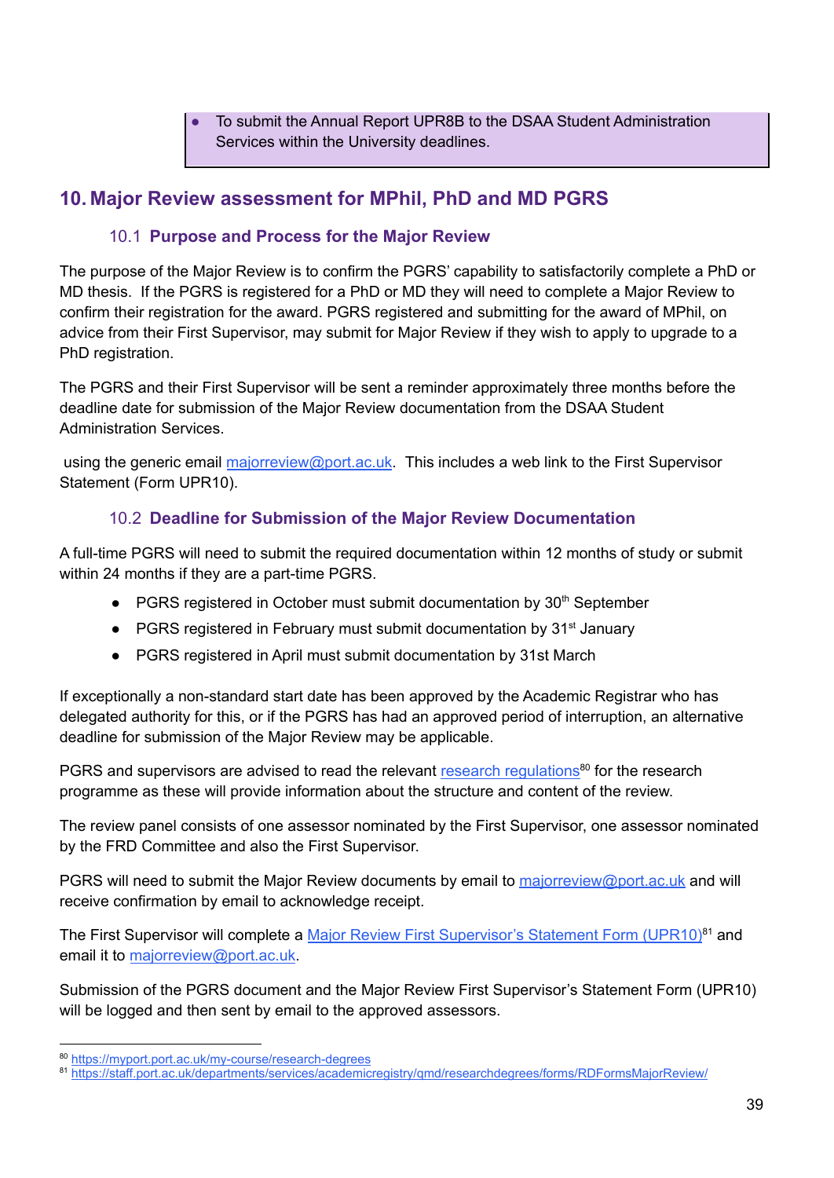- To submit the Annual Report UPR8B to the DSAA Student Administration Services within the University deadlines.

## 10. Major Review assessment for MPhil, PhD and MD PGRS

### 10.1 Purpose and Process for the Major Review

The purpose of the Major Review is to confirm the PGRS' capability to satisfactorily complete a PhD or MD thesis. If the PGRS is registered for a PhD or MD they will need to complete a Major Review to confirm their registration for the award. PGRS registered and submitting for the award of MPhil, on advice from their First Supervisor, may submit for Major Review if they wish to apply to upgrade to a PhD registration.

The PGRS and their First Supervisor will be sent a reminder approximately three months before the deadline date for submission of the Major Review documentation from the DSAA Student Administration Services.

using the generic email majorreview@port.ac.uk. This includes a web link to the First Supervisor Statement (Form UPR10).

### 10.2 Deadline for Submission of the Major Review Documentation

A full-time PGRS will need to submit the required documentation within 12 months of study or submit within 24 months if they are a part-time PGRS.

- PGRS registered in October must submit documentation by 30th September
- PGRS registered in February must submit documentation by 31st January
- PGRS registered in April must submit documentation by 31st March

If exceptionally a non-standard start date has been approved by the Academic Registrar who has delegated authority for this, or if the PGRS has had an approved period of interruption, an alternative deadline for submission of the Major Review may be applicable.

PGRS and supervisors are advised to read the relevant research regulations[80] for the research programme as these will provide information about the structure and content of the review.

The review panel consists of one assessor nominated by the First Supervisor, one assessor nominated by the FRD Committee and also the First Supervisor.

PGRS will need to submit the Major Review documents by email to majorreview@port.ac.uk and will receive confirmation by email to acknowledge receipt.

The First Supervisor will complete a Major Review First Supervisor's Statement Form (UPR10)[81] and email it to majorreview@port.ac.uk.

Submission of the PGRS document and the Major Review First Supervisor's Statement Form (UPR10) will be logged and then sent by email to the approved assessors.

[80] https://myport.port.ac.uk/my-course/research-degrees
[81] https://staff.port.ac.uk/departments/services/academicregistry/qmd/researchdegrees/forms/RDFormsMajorReview/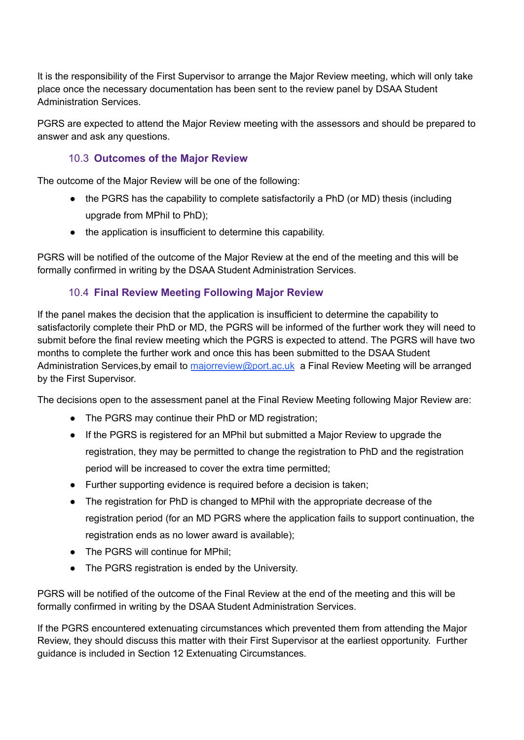It is the responsibility of the First Supervisor to arrange the Major Review meeting, which will only take place once the necessary documentation has been sent to the review panel by DSAA Student Administration Services.

PGRS are expected to attend the Major Review meeting with the assessors and should be prepared to answer and ask any questions.

### 10.3 Outcomes of the Major Review

The outcome of the Major Review will be one of the following:

- the PGRS has the capability to complete satisfactorily a PhD (or MD) thesis (including upgrade from MPhil to PhD);
- the application is insufficient to determine this capability.

PGRS will be notified of the outcome of the Major Review at the end of the meeting and this will be formally confirmed in writing by the DSAA Student Administration Services.

### 10.4 Final Review Meeting Following Major Review

If the panel makes the decision that the application is insufficient to determine the capability to satisfactorily complete their PhD or MD, the PGRS will be informed of the further work they will need to submit before the final review meeting which the PGRS is expected to attend. The PGRS will have two months to complete the further work and once this has been submitted to the DSAA Student Administration Services,by email to [majorreview@port.ac.uk](mailto:majorreview@port.ac.uk) a Final Review Meeting will be arranged by the First Supervisor.

The decisions open to the assessment panel at the Final Review Meeting following Major Review are:

- The PGRS may continue their PhD or MD registration;
- If the PGRS is registered for an MPhil but submitted a Major Review to upgrade the registration, they may be permitted to change the registration to PhD and the registration period will be increased to cover the extra time permitted;
- Further supporting evidence is required before a decision is taken;
- The registration for PhD is changed to MPhil with the appropriate decrease of the registration period (for an MD PGRS where the application fails to support continuation, the registration ends as no lower award is available);
- The PGRS will continue for MPhil;
- The PGRS registration is ended by the University.

PGRS will be notified of the outcome of the Final Review at the end of the meeting and this will be formally confirmed in writing by the DSAA Student Administration Services.

If the PGRS encountered extenuating circumstances which prevented them from attending the Major Review, they should discuss this matter with their First Supervisor at the earliest opportunity. Further guidance is included in Section 12 Extenuating Circumstances.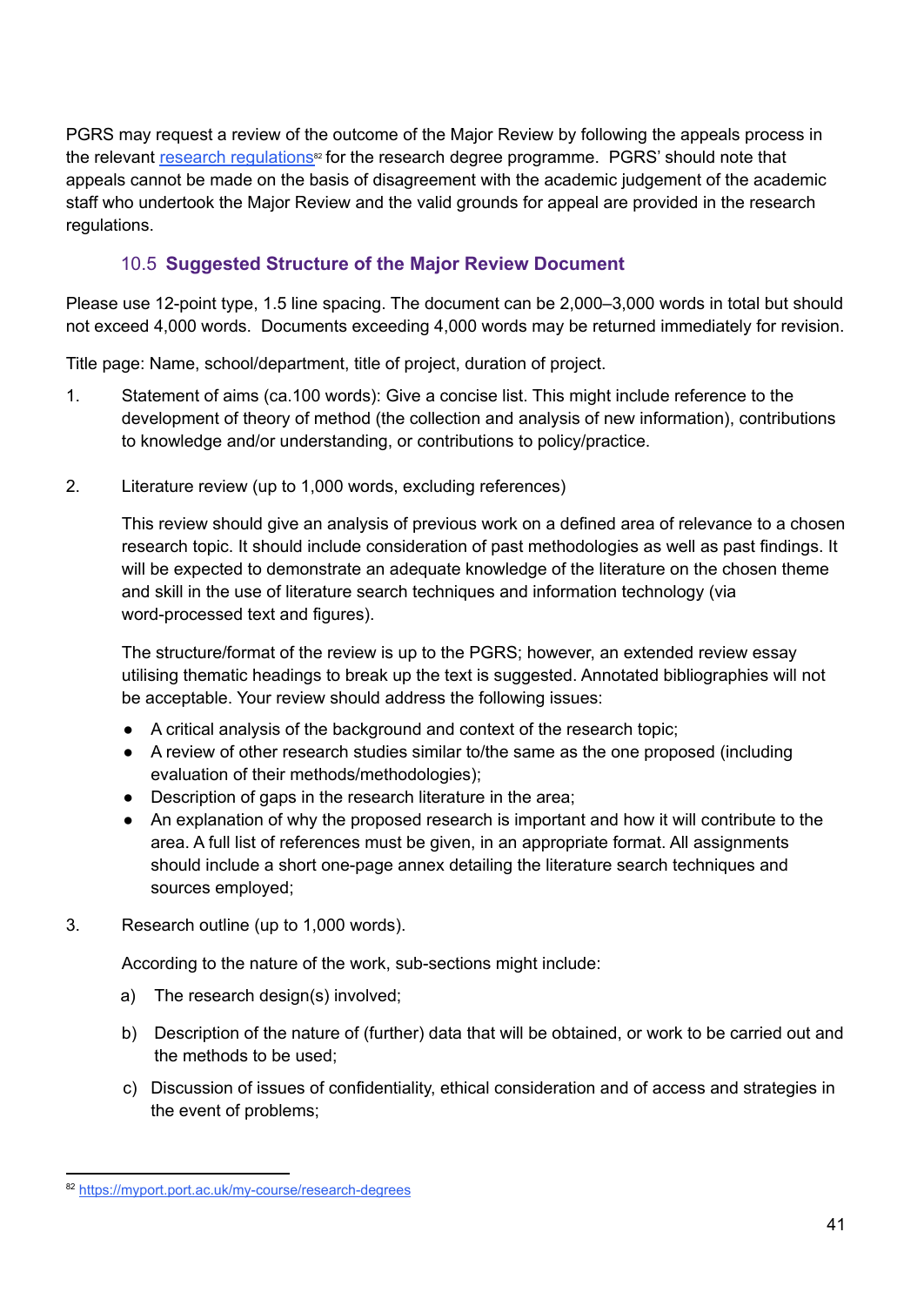PGRS may request a review of the outcome of the Major Review by following the appeals process in the relevant [research regulations](https://myport.port.ac.uk/my-course/research-degrees)[82] for the research degree programme. PGRS' should note that appeals cannot be made on the basis of disagreement with the academic judgement of the academic staff who undertook the Major Review and the valid grounds for appeal are provided in the research regulations.

### 10.5 **Suggested Structure of the Major Review Document**

Please use 12-point type, 1.5 line spacing. The document can be 2,000–3,000 words in total but should not exceed 4,000 words. Documents exceeding 4,000 words may be returned immediately for revision.

Title page: Name, school/department, title of project, duration of project.

1. Statement of aims (ca.100 words): Give a concise list. This might include reference to the development of theory of method (the collection and analysis of new information), contributions to knowledge and/or understanding, or contributions to policy/practice.

2. Literature review (up to 1,000 words, excluding references)

   This review should give an analysis of previous work on a defined area of relevance to a chosen research topic. It should include consideration of past methodologies as well as past findings. It will be expected to demonstrate an adequate knowledge of the literature on the chosen theme and skill in the use of literature search techniques and information technology (via word-processed text and figures).

   The structure/format of the review is up to the PGRS; however, an extended review essay utilising thematic headings to break up the text is suggested. Annotated bibliographies will not be acceptable. Your review should address the following issues:

   - A critical analysis of the background and context of the research topic;
   - A review of other research studies similar to/the same as the one proposed (including evaluation of their methods/methodologies);
   - Description of gaps in the research literature in the area;
   - An explanation of why the proposed research is important and how it will contribute to the area. A full list of references must be given, in an appropriate format. All assignments should include a short one-page annex detailing the literature search techniques and sources employed;

3. Research outline (up to 1,000 words).

   According to the nature of the work, sub-sections might include:

   a) The research design(s) involved;

   b) Description of the nature of (further) data that will be obtained, or work to be carried out and the methods to be used;

   c) Discussion of issues of confidentiality, ethical consideration and of access and strategies in the event of problems;

[82] https://myport.port.ac.uk/my-course/research-degrees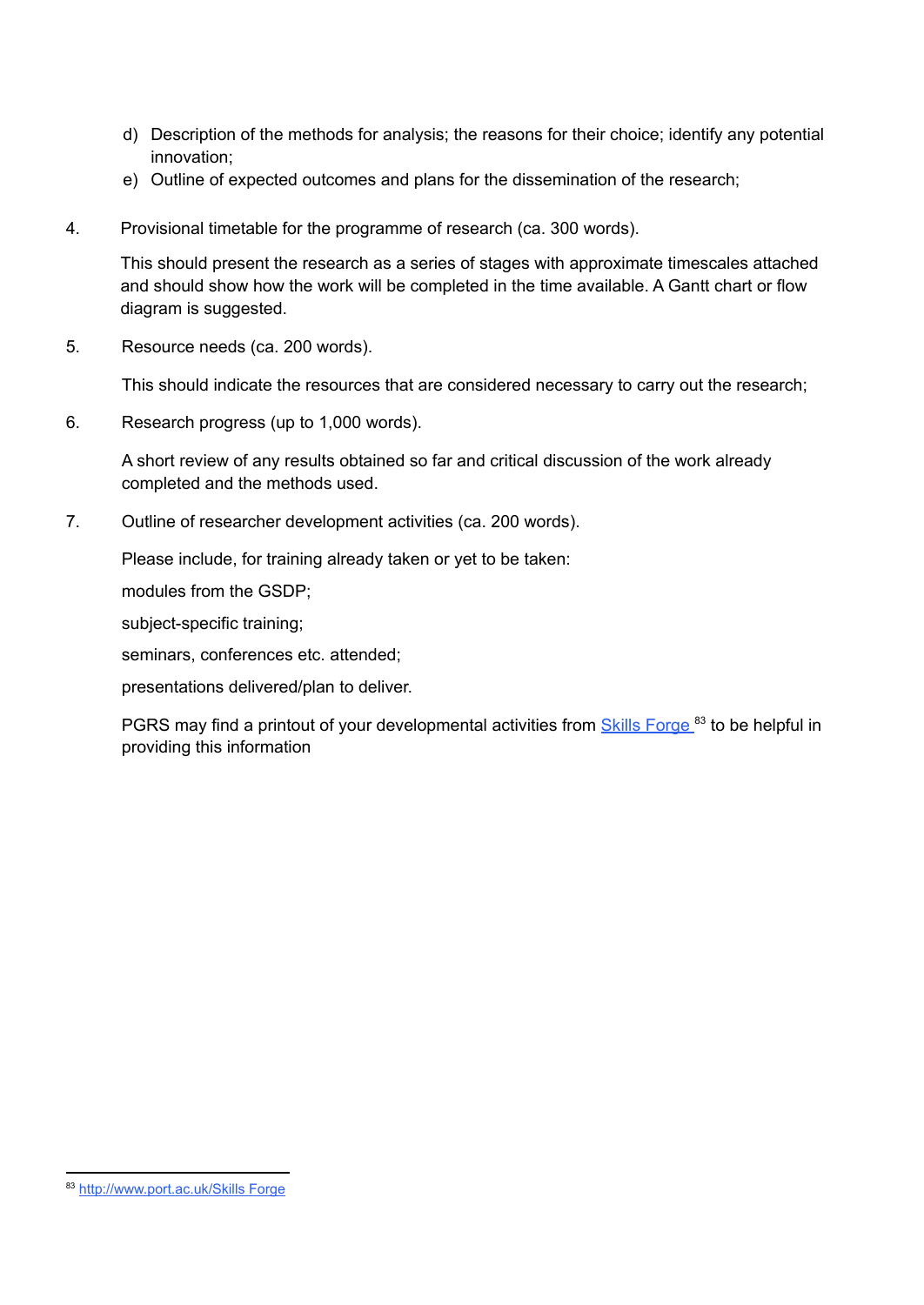d) Description of the methods for analysis; the reasons for their choice; identify any potential innovation;
e) Outline of expected outcomes and plans for the dissemination of the research;

4. Provisional timetable for the programme of research (ca. 300 words).

   This should present the research as a series of stages with approximate timescales attached and should show how the work will be completed in the time available. A Gantt chart or flow diagram is suggested.

5. Resource needs (ca. 200 words).

   This should indicate the resources that are considered necessary to carry out the research;

6. Research progress (up to 1,000 words).

   A short review of any results obtained so far and critical discussion of the work already completed and the methods used.

7. Outline of researcher development activities (ca. 200 words).

   Please include, for training already taken or yet to be taken:

   modules from the GSDP;

   subject-specific training;

   seminars, conferences etc. attended;

   presentations delivered/plan to deliver.

   PGRS may find a printout of your developmental activities from [Skills Forge](http://www.port.ac.uk/Skills Forge) [83] to be helpful in providing this information

---

[83] http://www.port.ac.uk/Skills Forge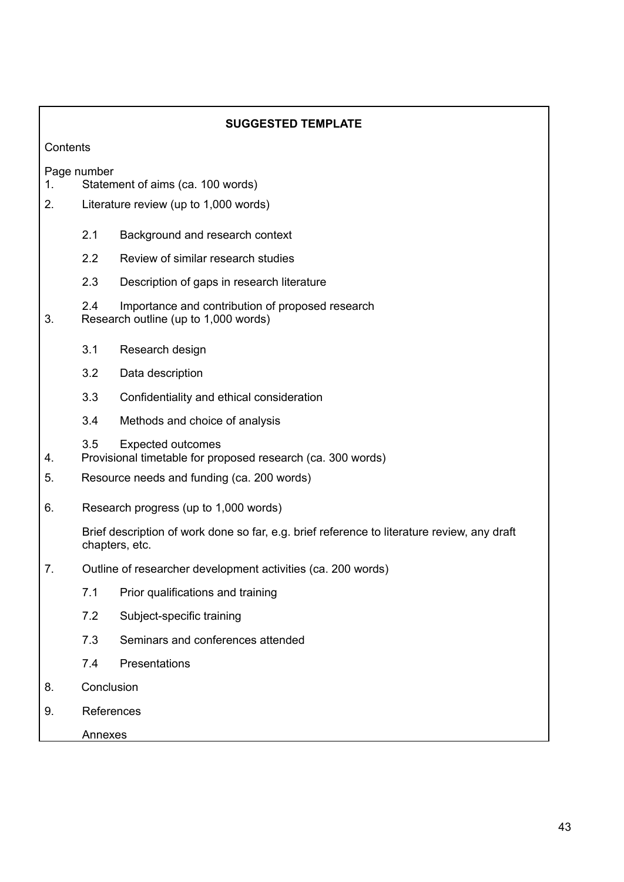**SUGGESTED TEMPLATE**

Contents

Page number

1. Statement of aims (ca. 100 words)
2. Literature review (up to 1,000 words)
   - 2.1 Background and research context
   - 2.2 Review of similar research studies
   - 2.3 Description of gaps in research literature
   - 2.4 Importance and contribution of proposed research
3. Research outline (up to 1,000 words)
   - 3.1 Research design
   - 3.2 Data description
   - 3.3 Confidentiality and ethical consideration
   - 3.4 Methods and choice of analysis
   - 3.5 Expected outcomes
4. Provisional timetable for proposed research (ca. 300 words)
5. Resource needs and funding (ca. 200 words)
6. Research progress (up to 1,000 words)

   Brief description of work done so far, e.g. brief reference to literature review, any draft chapters, etc.
7. Outline of researcher development activities (ca. 200 words)
   - 7.1 Prior qualifications and training
   - 7.2 Subject-specific training
   - 7.3 Seminars and conferences attended
   - 7.4 Presentations
8. Conclusion
9. References

   Annexes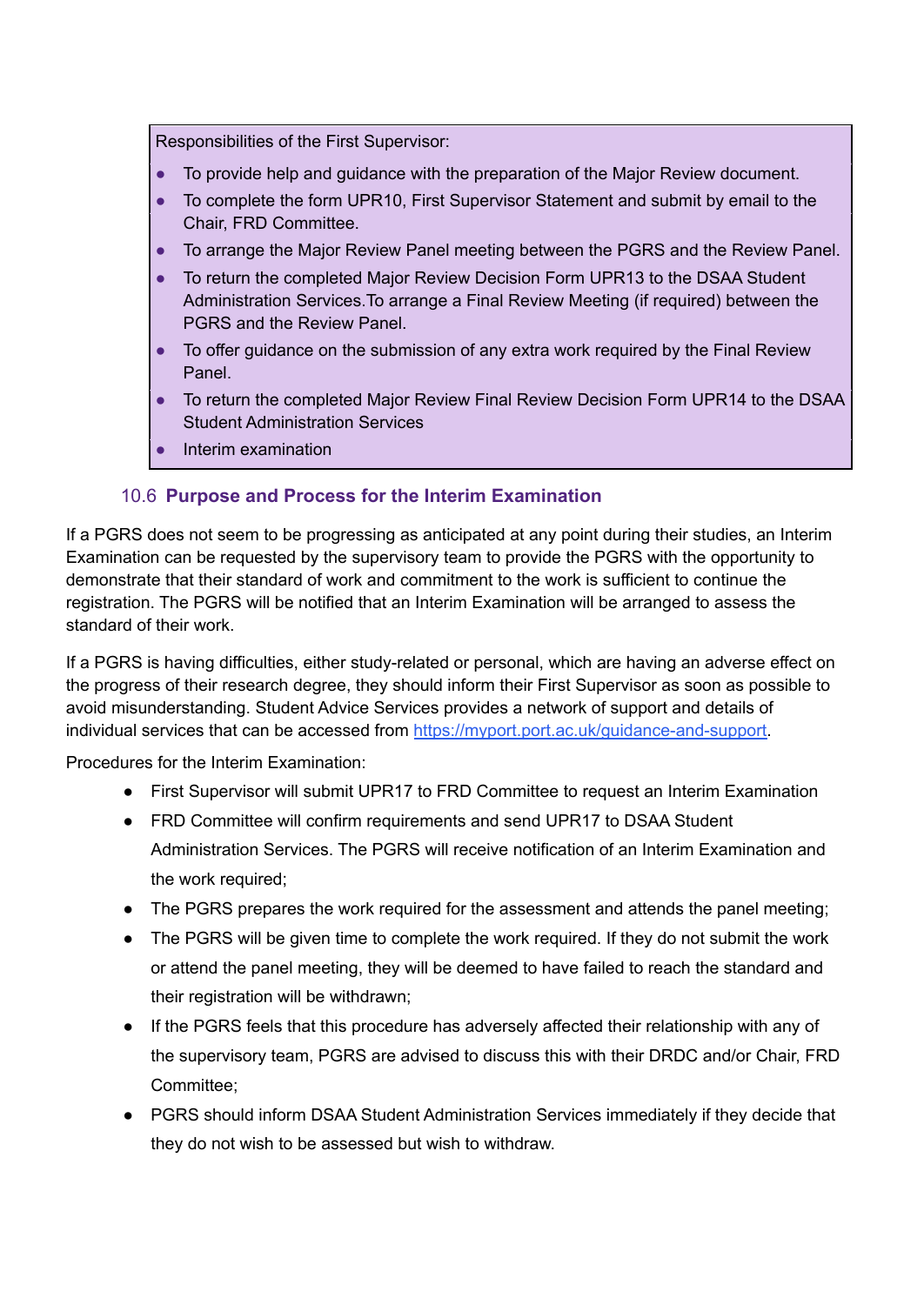Responsibilities of the First Supervisor:

- To provide help and guidance with the preparation of the Major Review document.
- To complete the form UPR10, First Supervisor Statement and submit by email to the Chair, FRD Committee.
- To arrange the Major Review Panel meeting between the PGRS and the Review Panel.
- To return the completed Major Review Decision Form UPR13 to the DSAA Student Administration Services.To arrange a Final Review Meeting (if required) between the PGRS and the Review Panel.
- To offer guidance on the submission of any extra work required by the Final Review Panel.
- To return the completed Major Review Final Review Decision Form UPR14 to the DSAA Student Administration Services
- Interim examination

### 10.6 Purpose and Process for the Interim Examination

If a PGRS does not seem to be progressing as anticipated at any point during their studies, an Interim Examination can be requested by the supervisory team to provide the PGRS with the opportunity to demonstrate that their standard of work and commitment to the work is sufficient to continue the registration. The PGRS will be notified that an Interim Examination will be arranged to assess the standard of their work.

If a PGRS is having difficulties, either study-related or personal, which are having an adverse effect on the progress of their research degree, they should inform their First Supervisor as soon as possible to avoid misunderstanding. Student Advice Services provides a network of support and details of individual services that can be accessed from [https://myport.port.ac.uk/guidance-and-support](https://myport.port.ac.uk/guidance-and-support).

Procedures for the Interim Examination:

- First Supervisor will submit UPR17 to FRD Committee to request an Interim Examination
- FRD Committee will confirm requirements and send UPR17 to DSAA Student Administration Services. The PGRS will receive notification of an Interim Examination and the work required;
- The PGRS prepares the work required for the assessment and attends the panel meeting;
- The PGRS will be given time to complete the work required. If they do not submit the work or attend the panel meeting, they will be deemed to have failed to reach the standard and their registration will be withdrawn;
- If the PGRS feels that this procedure has adversely affected their relationship with any of the supervisory team, PGRS are advised to discuss this with their DRDC and/or Chair, FRD Committee;
- PGRS should inform DSAA Student Administration Services immediately if they decide that they do not wish to be assessed but wish to withdraw.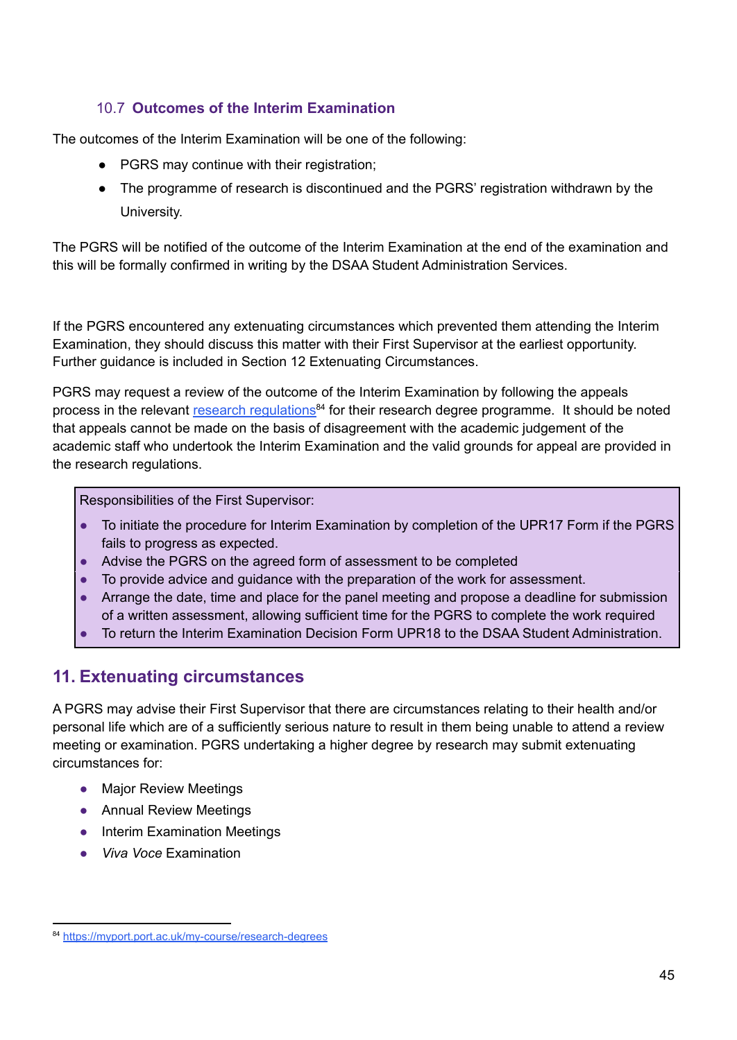### 10.7 **Outcomes of the Interim Examination**

The outcomes of the Interim Examination will be one of the following:

- PGRS may continue with their registration;
- The programme of research is discontinued and the PGRS' registration withdrawn by the University.

The PGRS will be notified of the outcome of the Interim Examination at the end of the examination and this will be formally confirmed in writing by the DSAA Student Administration Services.

If the PGRS encountered any extenuating circumstances which prevented them attending the Interim Examination, they should discuss this matter with their First Supervisor at the earliest opportunity. Further guidance is included in Section 12 Extenuating Circumstances.

PGRS may request a review of the outcome of the Interim Examination by following the appeals process in the relevant [research regulations](https://myport.port.ac.uk/my-course/research-degrees)[84] for their research degree programme. It should be noted that appeals cannot be made on the basis of disagreement with the academic judgement of the academic staff who undertook the Interim Examination and the valid grounds for appeal are provided in the research regulations.

> Responsibilities of the First Supervisor:
>
> - To initiate the procedure for Interim Examination by completion of the UPR17 Form if the PGRS fails to progress as expected.
> - Advise the PGRS on the agreed form of assessment to be completed
> - To provide advice and guidance with the preparation of the work for assessment.
> - Arrange the date, time and place for the panel meeting and propose a deadline for submission of a written assessment, allowing sufficient time for the PGRS to complete the work required
> - To return the Interim Examination Decision Form UPR18 to the DSAA Student Administration.

## 11. Extenuating circumstances

A PGRS may advise their First Supervisor that there are circumstances relating to their health and/or personal life which are of a sufficiently serious nature to result in them being unable to attend a review meeting or examination. PGRS undertaking a higher degree by research may submit extenuating circumstances for:

- Major Review Meetings
- Annual Review Meetings
- Interim Examination Meetings
- *Viva Voce* Examination

[84] https://myport.port.ac.uk/my-course/research-degrees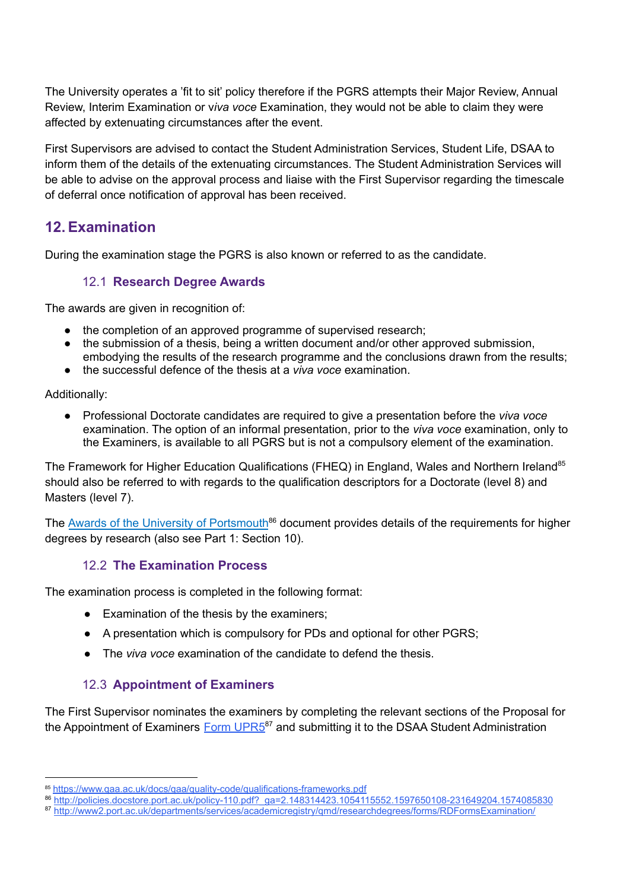The University operates a 'fit to sit' policy therefore if the PGRS attempts their Major Review, Annual Review, Interim Examination or *viva voce* Examination, they would not be able to claim they were affected by extenuating circumstances after the event.

First Supervisors are advised to contact the Student Administration Services, Student Life, DSAA to inform them of the details of the extenuating circumstances. The Student Administration Services will be able to advise on the approval process and liaise with the First Supervisor regarding the timescale of deferral once notification of approval has been received.

## 12. Examination

During the examination stage the PGRS is also known or referred to as the candidate.

### 12.1 Research Degree Awards

The awards are given in recognition of:

- the completion of an approved programme of supervised research;
- the submission of a thesis, being a written document and/or other approved submission, embodying the results of the research programme and the conclusions drawn from the results;
- the successful defence of the thesis at a *viva voce* examination.

Additionally:

- Professional Doctorate candidates are required to give a presentation before the *viva voce* examination. The option of an informal presentation, prior to the *viva voce* examination, only to the Examiners, is available to all PGRS but is not a compulsory element of the examination.

The Framework for Higher Education Qualifications (FHEQ) in England, Wales and Northern Ireland[85] should also be referred to with regards to the qualification descriptors for a Doctorate (level 8) and Masters (level 7).

The [Awards of the University of Portsmouth](http://policies.docstore.port.ac.uk/policy-110.pdf?_ga=2.148314423.1054115552.1597650108-231649204.1574085830)[86] document provides details of the requirements for higher degrees by research (also see Part 1: Section 10).

### 12.2 The Examination Process

The examination process is completed in the following format:

- Examination of the thesis by the examiners;
- A presentation which is compulsory for PDs and optional for other PGRS;
- The *viva voce* examination of the candidate to defend the thesis.

### 12.3 Appointment of Examiners

The First Supervisor nominates the examiners by completing the relevant sections of the Proposal for the Appointment of Examiners [Form UPR5](http://www2.port.ac.uk/departments/services/academicregistry/qmd/researchdegrees/forms/RDFormsExamination/)[87] and submitting it to the DSAA Student Administration

---

[85] https://www.qaa.ac.uk/docs/qaa/quality-code/qualifications-frameworks.pdf
[86] http://policies.docstore.port.ac.uk/policy-110.pdf?_ga=2.148314423.1054115552.1597650108-231649204.1574085830
[87] http://www2.port.ac.uk/departments/services/academicregistry/qmd/researchdegrees/forms/RDFormsExamination/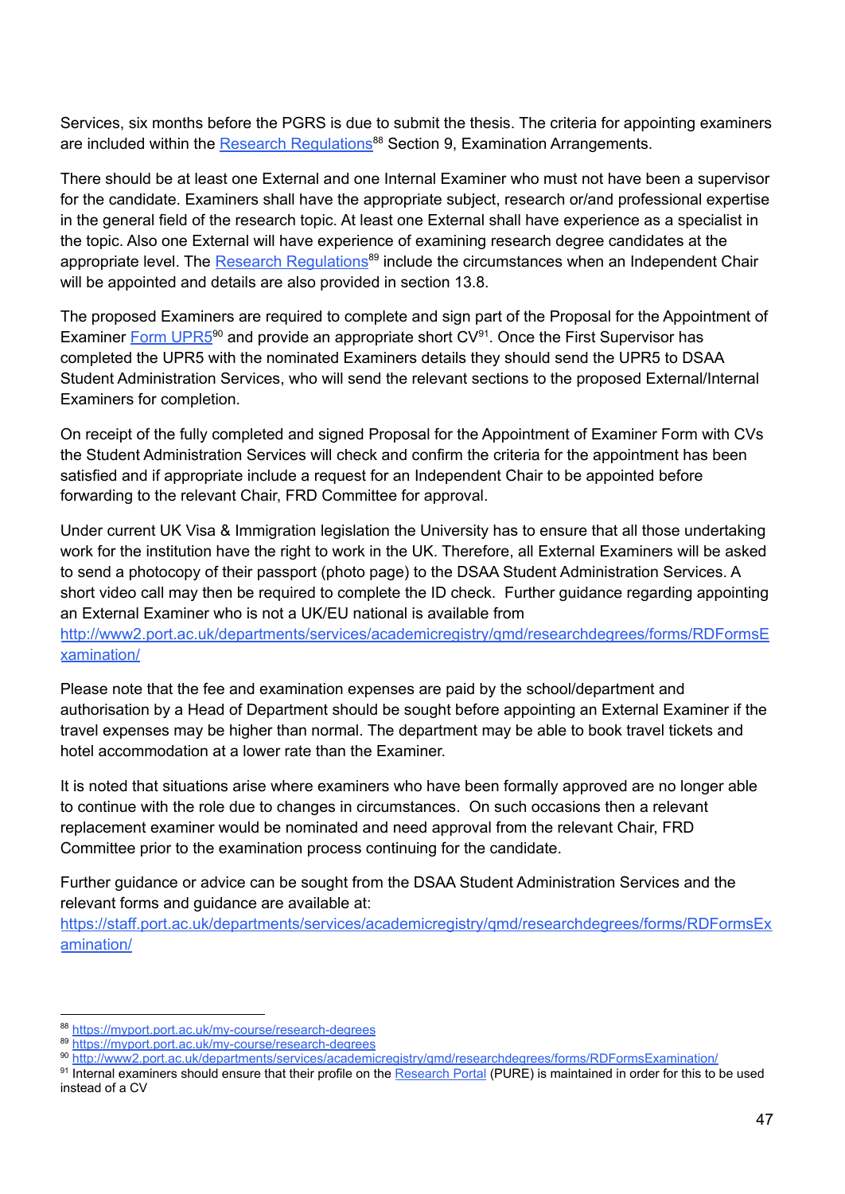Services, six months before the PGRS is due to submit the thesis. The criteria for appointing examiners are included within the [Research Regulations](https://myport.port.ac.uk/my-course/research-degrees)[88] Section 9, Examination Arrangements.

There should be at least one External and one Internal Examiner who must not have been a supervisor for the candidate. Examiners shall have the appropriate subject, research or/and professional expertise in the general field of the research topic. At least one External shall have experience as a specialist in the topic. Also one External will have experience of examining research degree candidates at the appropriate level. The [Research Regulations](https://myport.port.ac.uk/my-course/research-degrees)[89] include the circumstances when an Independent Chair will be appointed and details are also provided in section 13.8.

The proposed Examiners are required to complete and sign part of the Proposal for the Appointment of Examiner [Form UPR5](http://www2.port.ac.uk/departments/services/academicregistry/qmd/researchdegrees/forms/RDFormsExamination/)[90] and provide an appropriate short CV[91]. Once the First Supervisor has completed the UPR5 with the nominated Examiners details they should send the UPR5 to DSAA Student Administration Services, who will send the relevant sections to the proposed External/Internal Examiners for completion.

On receipt of the fully completed and signed Proposal for the Appointment of Examiner Form with CVs the Student Administration Services will check and confirm the criteria for the appointment has been satisfied and if appropriate include a request for an Independent Chair to be appointed before forwarding to the relevant Chair, FRD Committee for approval.

Under current UK Visa & Immigration legislation the University has to ensure that all those undertaking work for the institution have the right to work in the UK. Therefore, all External Examiners will be asked to send a photocopy of their passport (photo page) to the DSAA Student Administration Services. A short video call may then be required to complete the ID check. Further guidance regarding appointing an External Examiner who is not a UK/EU national is available from http://www2.port.ac.uk/departments/services/academicregistry/qmd/researchdegrees/forms/RDFormsExamination/

Please note that the fee and examination expenses are paid by the school/department and authorisation by a Head of Department should be sought before appointing an External Examiner if the travel expenses may be higher than normal. The department may be able to book travel tickets and hotel accommodation at a lower rate than the Examiner.

It is noted that situations arise where examiners who have been formally approved are no longer able to continue with the role due to changes in circumstances. On such occasions then a relevant replacement examiner would be nominated and need approval from the relevant Chair, FRD Committee prior to the examination process continuing for the candidate.

Further guidance or advice can be sought from the DSAA Student Administration Services and the relevant forms and guidance are available at: https://staff.port.ac.uk/departments/services/academicregistry/qmd/researchdegrees/forms/RDFormsExamination/

---

[88] https://myport.port.ac.uk/my-course/research-degrees

[89] https://myport.port.ac.uk/my-course/research-degrees

[90] http://www2.port.ac.uk/departments/services/academicregistry/qmd/researchdegrees/forms/RDFormsExamination/

[91] Internal examiners should ensure that their profile on the Research Portal (PURE) is maintained in order for this to be used instead of a CV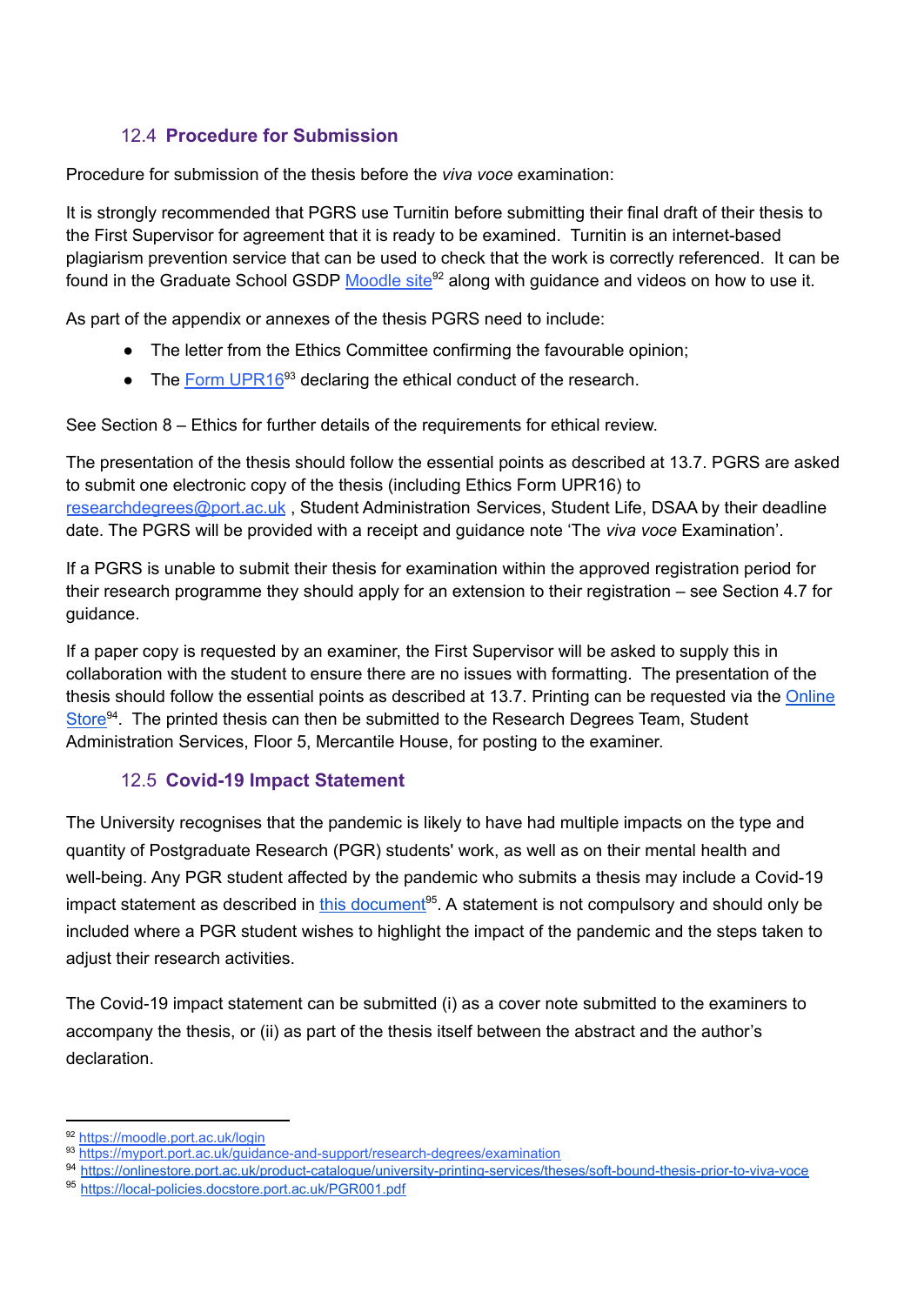### 12.4 **Procedure for Submission**

Procedure for submission of the thesis before the *viva voce* examination:

It is strongly recommended that PGRS use Turnitin before submitting their final draft of their thesis to the First Supervisor for agreement that it is ready to be examined. Turnitin is an internet-based plagiarism prevention service that can be used to check that the work is correctly referenced. It can be found in the Graduate School GSDP Moodle site[92] along with guidance and videos on how to use it.

As part of the appendix or annexes of the thesis PGRS need to include:

- The letter from the Ethics Committee confirming the favourable opinion;
- The Form UPR16[93] declaring the ethical conduct of the research.

See Section 8 – Ethics for further details of the requirements for ethical review.

The presentation of the thesis should follow the essential points as described at 13.7. PGRS are asked to submit one electronic copy of the thesis (including Ethics Form UPR16) to researchdegrees@port.ac.uk , Student Administration Services, Student Life, DSAA by their deadline date. The PGRS will be provided with a receipt and guidance note 'The *viva voce* Examination'.

If a PGRS is unable to submit their thesis for examination within the approved registration period for their research programme they should apply for an extension to their registration – see Section 4.7 for guidance.

If a paper copy is requested by an examiner, the First Supervisor will be asked to supply this in collaboration with the student to ensure there are no issues with formatting. The presentation of the thesis should follow the essential points as described at 13.7. Printing can be requested via the Online Store[94]. The printed thesis can then be submitted to the Research Degrees Team, Student Administration Services, Floor 5, Mercantile House, for posting to the examiner.

### 12.5 **Covid-19 Impact Statement**

The University recognises that the pandemic is likely to have had multiple impacts on the type and quantity of Postgraduate Research (PGR) students' work, as well as on their mental health and well-being. Any PGR student affected by the pandemic who submits a thesis may include a Covid-19 impact statement as described in this document[95]. A statement is not compulsory and should only be included where a PGR student wishes to highlight the impact of the pandemic and the steps taken to adjust their research activities.

The Covid-19 impact statement can be submitted (i) as a cover note submitted to the examiners to accompany the thesis, or (ii) as part of the thesis itself between the abstract and the author's declaration.

---

[92] https://moodle.port.ac.uk/login

[93] https://myport.port.ac.uk/guidance-and-support/research-degrees/examination

[94] https://onlinestore.port.ac.uk/product-catalogue/university-printing-services/theses/soft-bound-thesis-prior-to-viva-voce

[95] https://local-policies.docstore.port.ac.uk/PGR001.pdf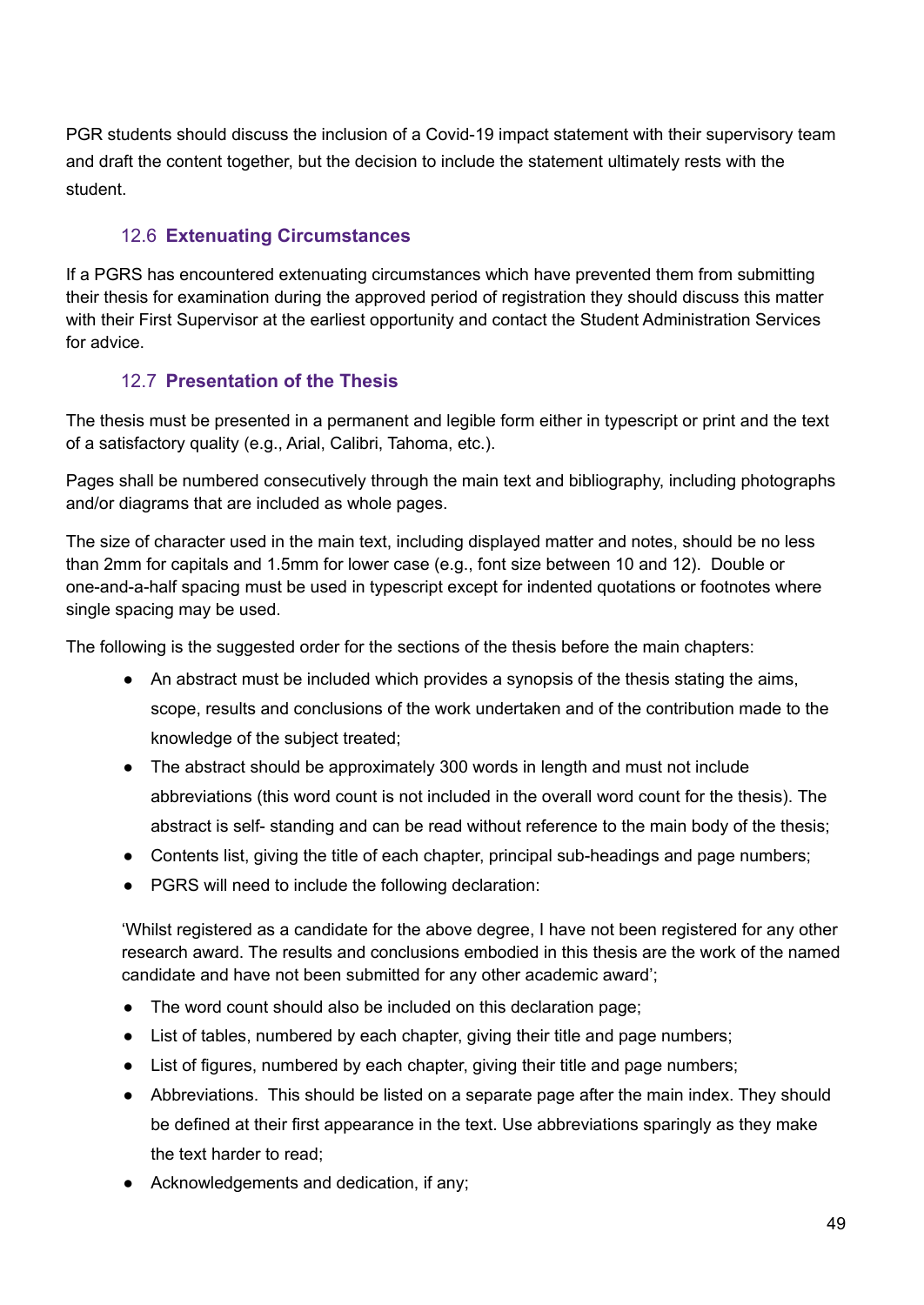PGR students should discuss the inclusion of a Covid-19 impact statement with their supervisory team and draft the content together, but the decision to include the statement ultimately rests with the student.

### 12.6 Extenuating Circumstances

If a PGRS has encountered extenuating circumstances which have prevented them from submitting their thesis for examination during the approved period of registration they should discuss this matter with their First Supervisor at the earliest opportunity and contact the Student Administration Services for advice.

### 12.7 Presentation of the Thesis

The thesis must be presented in a permanent and legible form either in typescript or print and the text of a satisfactory quality (e.g., Arial, Calibri, Tahoma, etc.).

Pages shall be numbered consecutively through the main text and bibliography, including photographs and/or diagrams that are included as whole pages.

The size of character used in the main text, including displayed matter and notes, should be no less than 2mm for capitals and 1.5mm for lower case (e.g., font size between 10 and 12). Double or one-and-a-half spacing must be used in typescript except for indented quotations or footnotes where single spacing may be used.

The following is the suggested order for the sections of the thesis before the main chapters:

- An abstract must be included which provides a synopsis of the thesis stating the aims, scope, results and conclusions of the work undertaken and of the contribution made to the knowledge of the subject treated;
- The abstract should be approximately 300 words in length and must not include abbreviations (this word count is not included in the overall word count for the thesis). The abstract is self- standing and can be read without reference to the main body of the thesis;
- Contents list, giving the title of each chapter, principal sub-headings and page numbers;
- PGRS will need to include the following declaration:

  'Whilst registered as a candidate for the above degree, I have not been registered for any other research award. The results and conclusions embodied in this thesis are the work of the named candidate and have not been submitted for any other academic award';

- The word count should also be included on this declaration page;
- List of tables, numbered by each chapter, giving their title and page numbers;
- List of figures, numbered by each chapter, giving their title and page numbers;
- Abbreviations. This should be listed on a separate page after the main index. They should be defined at their first appearance in the text. Use abbreviations sparingly as they make the text harder to read;
- Acknowledgements and dedication, if any;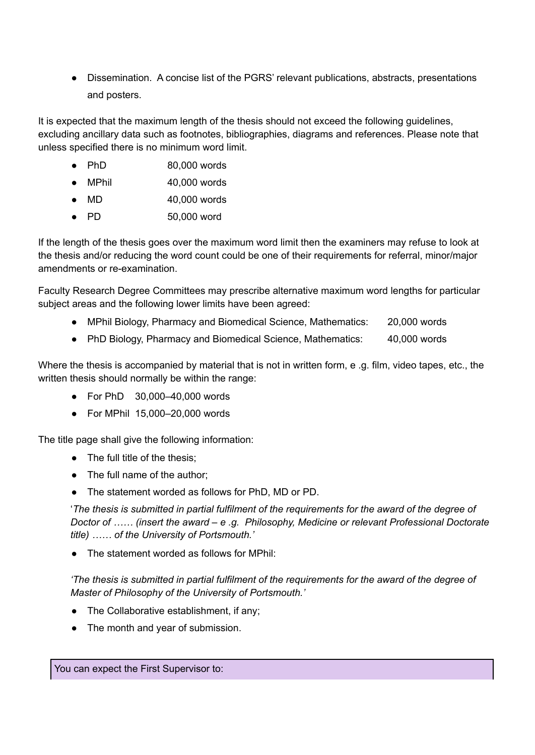- Dissemination.  A concise list of the PGRS' relevant publications, abstracts, presentations and posters.

It is expected that the maximum length of the thesis should not exceed the following guidelines, excluding ancillary data such as footnotes, bibliographies, diagrams and references. Please note that unless specified there is no minimum word limit.

- PhD 80,000 words
- MPhil 40,000 words
- MD 40,000 words
- PD 50,000 word

If the length of the thesis goes over the maximum word limit then the examiners may refuse to look at the thesis and/or reducing the word count could be one of their requirements for referral, minor/major amendments or re-examination.

Faculty Research Degree Committees may prescribe alternative maximum word lengths for particular subject areas and the following lower limits have been agreed:

- MPhil Biology, Pharmacy and Biomedical Science, Mathematics: 20,000 words
- PhD Biology, Pharmacy and Biomedical Science, Mathematics: 40,000 words

Where the thesis is accompanied by material that is not in written form, e .g. film, video tapes, etc., the written thesis should normally be within the range:

- For PhD 30,000–40,000 words
- For MPhil 15,000–20,000 words

The title page shall give the following information:

- The full title of the thesis;
- The full name of the author;
- The statement worded as follows for PhD, MD or PD.

'*The thesis is submitted in partial fulfilment of the requirements for the award of the degree of Doctor of …… (insert the award – e .g. Philosophy, Medicine or relevant Professional Doctorate title) …… of the University of Portsmouth.'*

- The statement worded as follows for MPhil:

*'The thesis is submitted in partial fulfilment of the requirements for the award of the degree of Master of Philosophy of the University of Portsmouth.'*

- The Collaborative establishment, if any;
- The month and year of submission.

| You can expect the First Supervisor to: |
|---|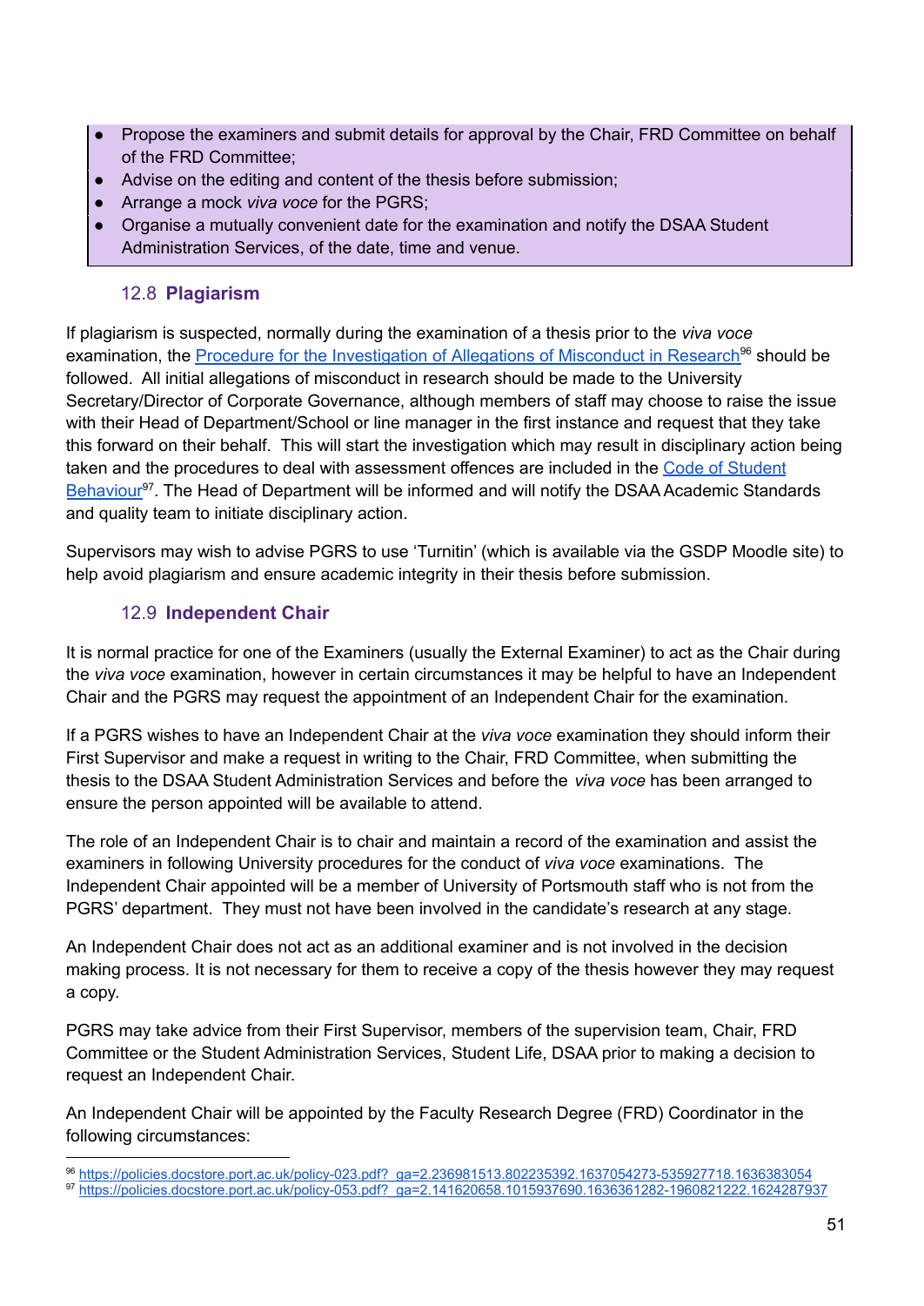- Propose the examiners and submit details for approval by the Chair, FRD Committee on behalf of the FRD Committee;
- Advise on the editing and content of the thesis before submission;
- Arrange a mock *viva voce* for the PGRS;
- Organise a mutually convenient date for the examination and notify the DSAA Student Administration Services, of the date, time and venue.

### 12.8 Plagiarism

If plagiarism is suspected, normally during the examination of a thesis prior to the *viva voce* examination, the [Procedure for the Investigation of Allegations of Misconduct in Research](https://policies.docstore.port.ac.uk/policy-023.pdf?_ga=2.236981513.802235392.1637054273-535927718.1636383054)[96] should be followed. All initial allegations of misconduct in research should be made to the University Secretary/Director of Corporate Governance, although members of staff may choose to raise the issue with their Head of Department/School or line manager in the first instance and request that they take this forward on their behalf. This will start the investigation which may result in disciplinary action being taken and the procedures to deal with assessment offences are included in the [Code of Student Behaviour](https://policies.docstore.port.ac.uk/policy-053.pdf?_ga=2.141620658.1015937690.1636361282-1960821222.1624287937)[97]. The Head of Department will be informed and will notify the DSAA Academic Standards and quality team to initiate disciplinary action.

Supervisors may wish to advise PGRS to use 'Turnitin' (which is available via the GSDP Moodle site) to help avoid plagiarism and ensure academic integrity in their thesis before submission.

### 12.9 Independent Chair

It is normal practice for one of the Examiners (usually the External Examiner) to act as the Chair during the *viva voce* examination, however in certain circumstances it may be helpful to have an Independent Chair and the PGRS may request the appointment of an Independent Chair for the examination.

If a PGRS wishes to have an Independent Chair at the *viva voce* examination they should inform their First Supervisor and make a request in writing to the Chair, FRD Committee, when submitting the thesis to the DSAA Student Administration Services and before the *viva voce* has been arranged to ensure the person appointed will be available to attend.

The role of an Independent Chair is to chair and maintain a record of the examination and assist the examiners in following University procedures for the conduct of *viva voce* examinations. The Independent Chair appointed will be a member of University of Portsmouth staff who is not from the PGRS' department. They must not have been involved in the candidate's research at any stage.

An Independent Chair does not act as an additional examiner and is not involved in the decision making process. It is not necessary for them to receive a copy of the thesis however they may request a copy.

PGRS may take advice from their First Supervisor, members of the supervision team, Chair, FRD Committee or the Student Administration Services, Student Life, DSAA prior to making a decision to request an Independent Chair.

An Independent Chair will be appointed by the Faculty Research Degree (FRD) Coordinator in the following circumstances:

---

[96] https://policies.docstore.port.ac.uk/policy-023.pdf?_ga=2.236981513.802235392.1637054273-535927718.1636383054
[97] https://policies.docstore.port.ac.uk/policy-053.pdf?_ga=2.141620658.1015937690.1636361282-1960821222.1624287937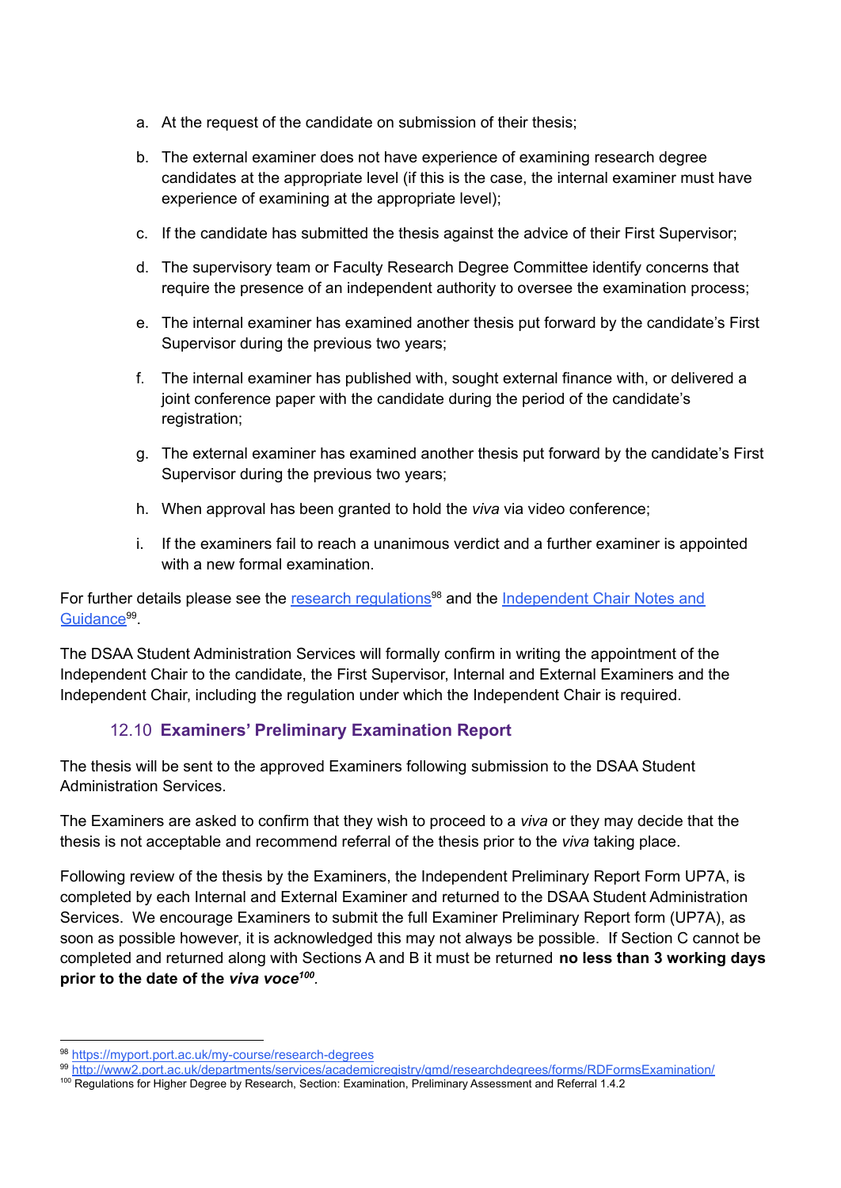a. At the request of the candidate on submission of their thesis;

b. The external examiner does not have experience of examining research degree candidates at the appropriate level (if this is the case, the internal examiner must have experience of examining at the appropriate level);

c. If the candidate has submitted the thesis against the advice of their First Supervisor;

d. The supervisory team or Faculty Research Degree Committee identify concerns that require the presence of an independent authority to oversee the examination process;

e. The internal examiner has examined another thesis put forward by the candidate's First Supervisor during the previous two years;

f. The internal examiner has published with, sought external finance with, or delivered a joint conference paper with the candidate during the period of the candidate's registration;

g. The external examiner has examined another thesis put forward by the candidate's First Supervisor during the previous two years;

h. When approval has been granted to hold the *viva* via video conference;

i. If the examiners fail to reach a unanimous verdict and a further examiner is appointed with a new formal examination.

For further details please see the [research regulations](https://myport.port.ac.uk/my-course/research-degrees)[98] and the [Independent Chair Notes and Guidance](http://www2.port.ac.uk/departments/services/academicregistry/qmd/researchdegrees/forms/RDFormsExamination/)[99].

The DSAA Student Administration Services will formally confirm in writing the appointment of the Independent Chair to the candidate, the First Supervisor, Internal and External Examiners and the Independent Chair, including the regulation under which the Independent Chair is required.

### 12.10 Examiners' Preliminary Examination Report

The thesis will be sent to the approved Examiners following submission to the DSAA Student Administration Services.

The Examiners are asked to confirm that they wish to proceed to a *viva* or they may decide that the thesis is not acceptable and recommend referral of the thesis prior to the *viva* taking place.

Following review of the thesis by the Examiners, the Independent Preliminary Report Form UP7A, is completed by each Internal and External Examiner and returned to the DSAA Student Administration Services. We encourage Examiners to submit the full Examiner Preliminary Report form (UP7A), as soon as possible however, it is acknowledged this may not always be possible. If Section C cannot be completed and returned along with Sections A and B it must be returned **no less than 3 working days prior to the date of the *viva voce*[100]**.

---

[98] https://myport.port.ac.uk/my-course/research-degrees

[99] http://www2.port.ac.uk/departments/services/academicregistry/qmd/researchdegrees/forms/RDFormsExamination/

[100] Regulations for Higher Degree by Research, Section: Examination, Preliminary Assessment and Referral 1.4.2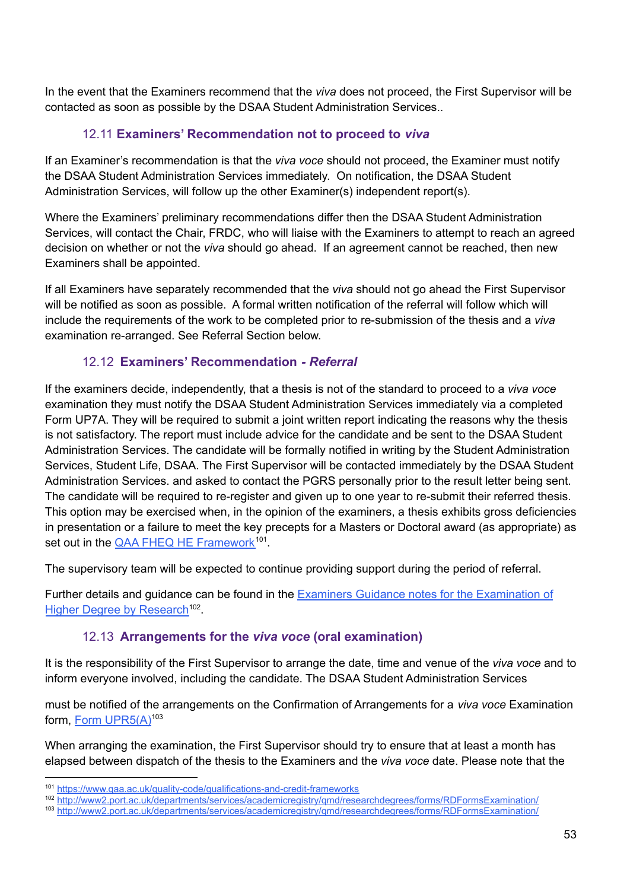In the event that the Examiners recommend that the *viva* does not proceed, the First Supervisor will be contacted as soon as possible by the DSAA Student Administration Services..

### 12.11 **Examiners' Recommendation not to proceed to *viva***

If an Examiner's recommendation is that the *viva voce* should not proceed, the Examiner must notify the DSAA Student Administration Services immediately. On notification, the DSAA Student Administration Services, will follow up the other Examiner(s) independent report(s).

Where the Examiners' preliminary recommendations differ then the DSAA Student Administration Services, will contact the Chair, FRDC, who will liaise with the Examiners to attempt to reach an agreed decision on whether or not the *viva* should go ahead. If an agreement cannot be reached, then new Examiners shall be appointed.

If all Examiners have separately recommended that the *viva* should not go ahead the First Supervisor will be notified as soon as possible. A formal written notification of the referral will follow which will include the requirements of the work to be completed prior to re-submission of the thesis and a *viva* examination re-arranged. See Referral Section below.

### 12.12 **Examiners' Recommendation *- Referral***

If the examiners decide, independently, that a thesis is not of the standard to proceed to a *viva voce* examination they must notify the DSAA Student Administration Services immediately via a completed Form UP7A. They will be required to submit a joint written report indicating the reasons why the thesis is not satisfactory. The report must include advice for the candidate and be sent to the DSAA Student Administration Services. The candidate will be formally notified in writing by the Student Administration Services, Student Life, DSAA. The First Supervisor will be contacted immediately by the DSAA Student Administration Services. and asked to contact the PGRS personally prior to the result letter being sent. The candidate will be required to re-register and given up to one year to re-submit their referred thesis. This option may be exercised when, in the opinion of the examiners, a thesis exhibits gross deficiencies in presentation or a failure to meet the key precepts for a Masters or Doctoral award (as appropriate) as set out in the QAA FHEQ HE Framework[101].

The supervisory team will be expected to continue providing support during the period of referral.

Further details and guidance can be found in the Examiners Guidance notes for the Examination of Higher Degree by Research[102].

### 12.13 **Arrangements for the *viva voce* (oral examination)**

It is the responsibility of the First Supervisor to arrange the date, time and venue of the *viva voce* and to inform everyone involved, including the candidate. The DSAA Student Administration Services

must be notified of the arrangements on the Confirmation of Arrangements for a *viva voce* Examination form, Form UPR5(A)[103]

When arranging the examination, the First Supervisor should try to ensure that at least a month has elapsed between dispatch of the thesis to the Examiners and the *viva voce* date. Please note that the

---

[101] https://www.qaa.ac.uk/quality-code/qualifications-and-credit-frameworks
[102] http://www2.port.ac.uk/departments/services/academicregistry/qmd/researchdegrees/forms/RDFormsExamination/
[103] http://www2.port.ac.uk/departments/services/academicregistry/qmd/researchdegrees/forms/RDFormsExamination/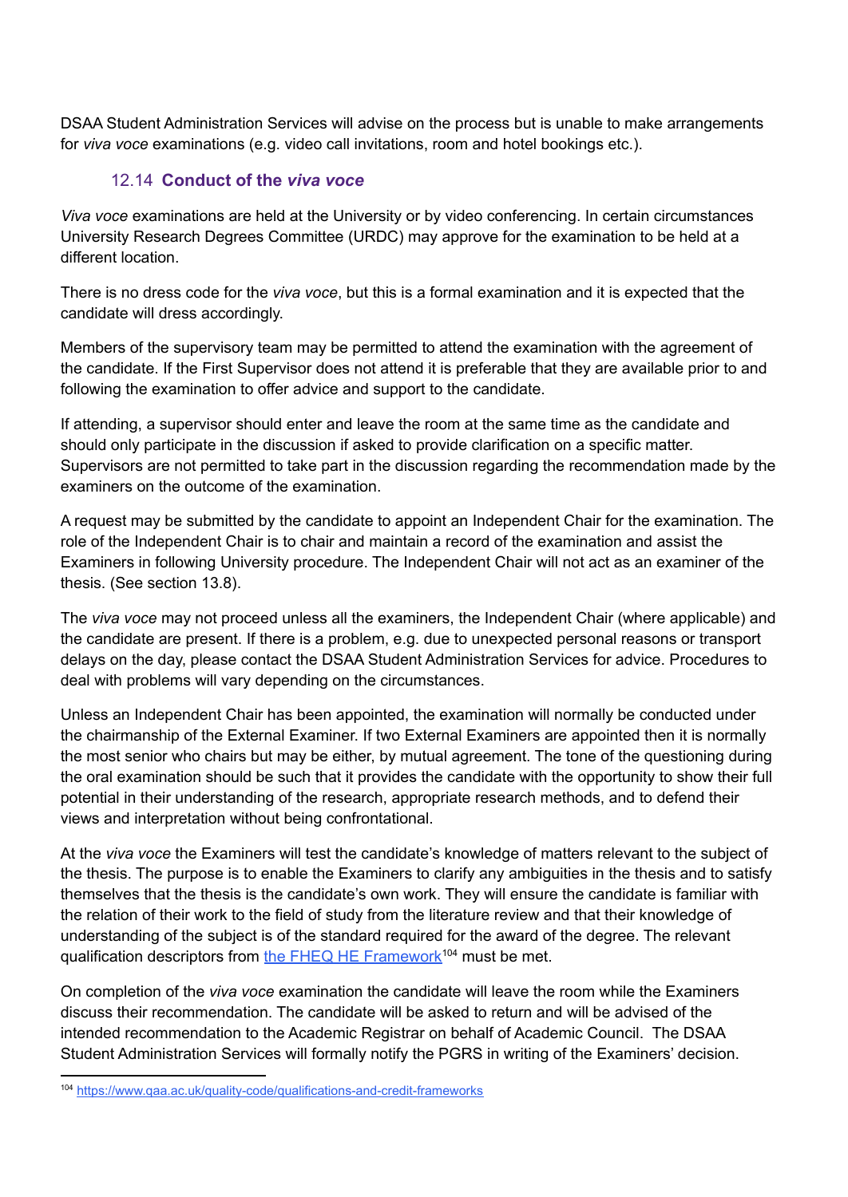DSAA Student Administration Services will advise on the process but is unable to make arrangements for *viva voce* examinations (e.g. video call invitations, room and hotel bookings etc.).

### 12.14 **Conduct of the *viva voce***

*Viva voce* examinations are held at the University or by video conferencing. In certain circumstances University Research Degrees Committee (URDC) may approve for the examination to be held at a different location.

There is no dress code for the *viva voce*, but this is a formal examination and it is expected that the candidate will dress accordingly.

Members of the supervisory team may be permitted to attend the examination with the agreement of the candidate. If the First Supervisor does not attend it is preferable that they are available prior to and following the examination to offer advice and support to the candidate.

If attending, a supervisor should enter and leave the room at the same time as the candidate and should only participate in the discussion if asked to provide clarification on a specific matter. Supervisors are not permitted to take part in the discussion regarding the recommendation made by the examiners on the outcome of the examination.

A request may be submitted by the candidate to appoint an Independent Chair for the examination. The role of the Independent Chair is to chair and maintain a record of the examination and assist the Examiners in following University procedure. The Independent Chair will not act as an examiner of the thesis. (See section 13.8).

The *viva voce* may not proceed unless all the examiners, the Independent Chair (where applicable) and the candidate are present. If there is a problem, e.g. due to unexpected personal reasons or transport delays on the day, please contact the DSAA Student Administration Services for advice. Procedures to deal with problems will vary depending on the circumstances.

Unless an Independent Chair has been appointed, the examination will normally be conducted under the chairmanship of the External Examiner. If two External Examiners are appointed then it is normally the most senior who chairs but may be either, by mutual agreement. The tone of the questioning during the oral examination should be such that it provides the candidate with the opportunity to show their full potential in their understanding of the research, appropriate research methods, and to defend their views and interpretation without being confrontational.

At the *viva voce* the Examiners will test the candidate's knowledge of matters relevant to the subject of the thesis. The purpose is to enable the Examiners to clarify any ambiguities in the thesis and to satisfy themselves that the thesis is the candidate's own work. They will ensure the candidate is familiar with the relation of their work to the field of study from the literature review and that their knowledge of understanding of the subject is of the standard required for the award of the degree. The relevant qualification descriptors from [the FHEQ HE Framework](https://www.qaa.ac.uk/quality-code/qualifications-and-credit-frameworks)[104] must be met.

On completion of the *viva voce* examination the candidate will leave the room while the Examiners discuss their recommendation. The candidate will be asked to return and will be advised of the intended recommendation to the Academic Registrar on behalf of Academic Council. The DSAA Student Administration Services will formally notify the PGRS in writing of the Examiners' decision.

---

[104] https://www.qaa.ac.uk/quality-code/qualifications-and-credit-frameworks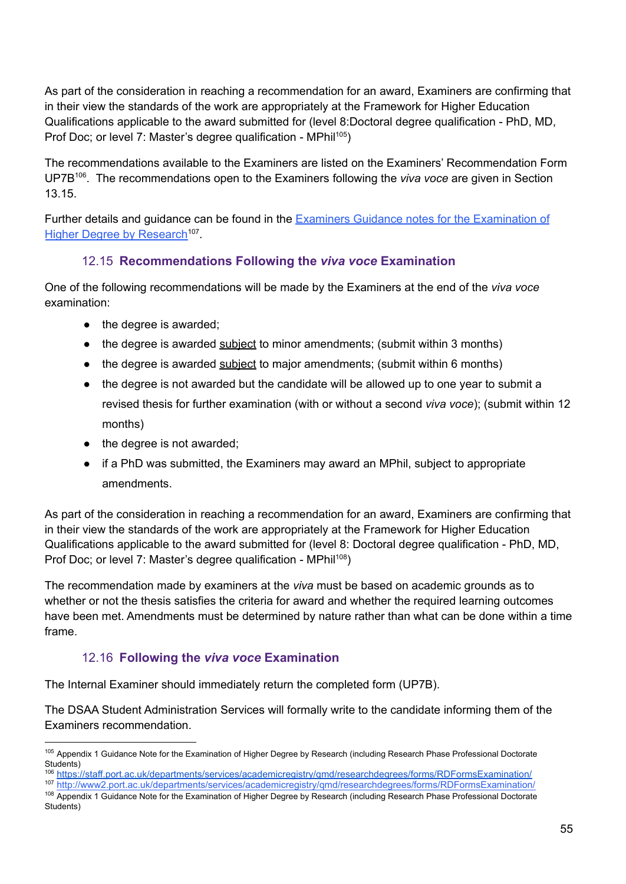As part of the consideration in reaching a recommendation for an award, Examiners are confirming that in their view the standards of the work are appropriately at the Framework for Higher Education Qualifications applicable to the award submitted for (level 8:Doctoral degree qualification - PhD, MD, Prof Doc; or level 7: Master's degree qualification - MPhil[105])

The recommendations available to the Examiners are listed on the Examiners' Recommendation Form UP7B[106]. The recommendations open to the Examiners following the *viva voce* are given in Section 13.15.

Further details and guidance can be found in the [Examiners Guidance notes for the Examination of Higher Degree by Research][107].

### 12.15 **Recommendations Following the *viva voce* Examination**

One of the following recommendations will be made by the Examiners at the end of the *viva voce* examination:

- the degree is awarded;
- the degree is awarded <u>subject</u> to minor amendments; (submit within 3 months)
- the degree is awarded <u>subject</u> to major amendments; (submit within 6 months)
- the degree is not awarded but the candidate will be allowed up to one year to submit a revised thesis for further examination (with or without a second *viva voce*); (submit within 12 months)
- the degree is not awarded;
- if a PhD was submitted, the Examiners may award an MPhil, subject to appropriate amendments.

As part of the consideration in reaching a recommendation for an award, Examiners are confirming that in their view the standards of the work are appropriately at the Framework for Higher Education Qualifications applicable to the award submitted for (level 8: Doctoral degree qualification - PhD, MD, Prof Doc; or level 7: Master's degree qualification - MPhil[108])

The recommendation made by examiners at the *viva* must be based on academic grounds as to whether or not the thesis satisfies the criteria for award and whether the required learning outcomes have been met. Amendments must be determined by nature rather than what can be done within a time frame.

### 12.16 **Following the *viva voce* Examination**

The Internal Examiner should immediately return the completed form (UP7B).

The DSAA Student Administration Services will formally write to the candidate informing them of the Examiners recommendation.

---

[105] Appendix 1 Guidance Note for the Examination of Higher Degree by Research (including Research Phase Professional Doctorate Students)
[106] https://staff.port.ac.uk/departments/services/academicregistry/qmd/researchdegrees/forms/RDFormsExamination/
[107] http://www2.port.ac.uk/departments/services/academicregistry/qmd/researchdegrees/forms/RDFormsExamination/
[108] Appendix 1 Guidance Note for the Examination of Higher Degree by Research (including Research Phase Professional Doctorate Students)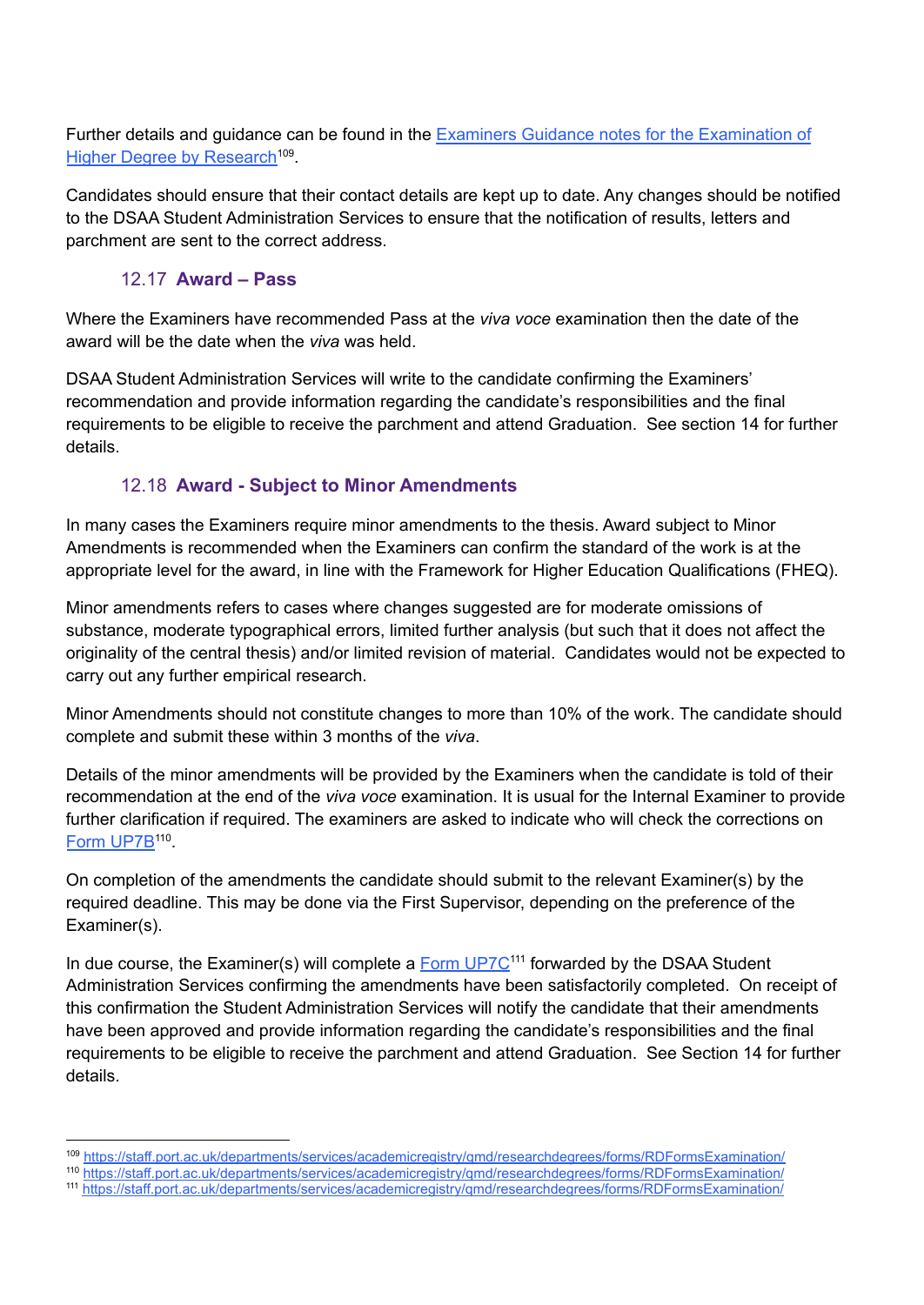Further details and guidance can be found in the [Examiners Guidance notes for the Examination of Higher Degree by Research](https://staff.port.ac.uk/departments/services/academicregistry/qmd/researchdegrees/forms/RDFormsExamination/)[109].

Candidates should ensure that their contact details are kept up to date. Any changes should be notified to the DSAA Student Administration Services to ensure that the notification of results, letters and parchment are sent to the correct address.

### 12.17 **Award – Pass**

Where the Examiners have recommended Pass at the *viva voce* examination then the date of the award will be the date when the *viva* was held.

DSAA Student Administration Services will write to the candidate confirming the Examiners' recommendation and provide information regarding the candidate's responsibilities and the final requirements to be eligible to receive the parchment and attend Graduation. See section 14 for further details.

### 12.18 **Award - Subject to Minor Amendments**

In many cases the Examiners require minor amendments to the thesis. Award subject to Minor Amendments is recommended when the Examiners can confirm the standard of the work is at the appropriate level for the award, in line with the Framework for Higher Education Qualifications (FHEQ).

Minor amendments refers to cases where changes suggested are for moderate omissions of substance, moderate typographical errors, limited further analysis (but such that it does not affect the originality of the central thesis) and/or limited revision of material. Candidates would not be expected to carry out any further empirical research.

Minor Amendments should not constitute changes to more than 10% of the work. The candidate should complete and submit these within 3 months of the *viva*.

Details of the minor amendments will be provided by the Examiners when the candidate is told of their recommendation at the end of the *viva voce* examination. It is usual for the Internal Examiner to provide further clarification if required. The examiners are asked to indicate who will check the corrections on [Form UP7B](https://staff.port.ac.uk/departments/services/academicregistry/qmd/researchdegrees/forms/RDFormsExamination/)[110].

On completion of the amendments the candidate should submit to the relevant Examiner(s) by the required deadline. This may be done via the First Supervisor, depending on the preference of the Examiner(s).

In due course, the Examiner(s) will complete a [Form UP7C](https://staff.port.ac.uk/departments/services/academicregistry/qmd/researchdegrees/forms/RDFormsExamination/)[111] forwarded by the DSAA Student Administration Services confirming the amendments have been satisfactorily completed. On receipt of this confirmation the Student Administration Services will notify the candidate that their amendments have been approved and provide information regarding the candidate's responsibilities and the final requirements to be eligible to receive the parchment and attend Graduation. See Section 14 for further details.

---

[109] https://staff.port.ac.uk/departments/services/academicregistry/qmd/researchdegrees/forms/RDFormsExamination/
[110] https://staff.port.ac.uk/departments/services/academicregistry/qmd/researchdegrees/forms/RDFormsExamination/
[111] https://staff.port.ac.uk/departments/services/academicregistry/qmd/researchdegrees/forms/RDFormsExamination/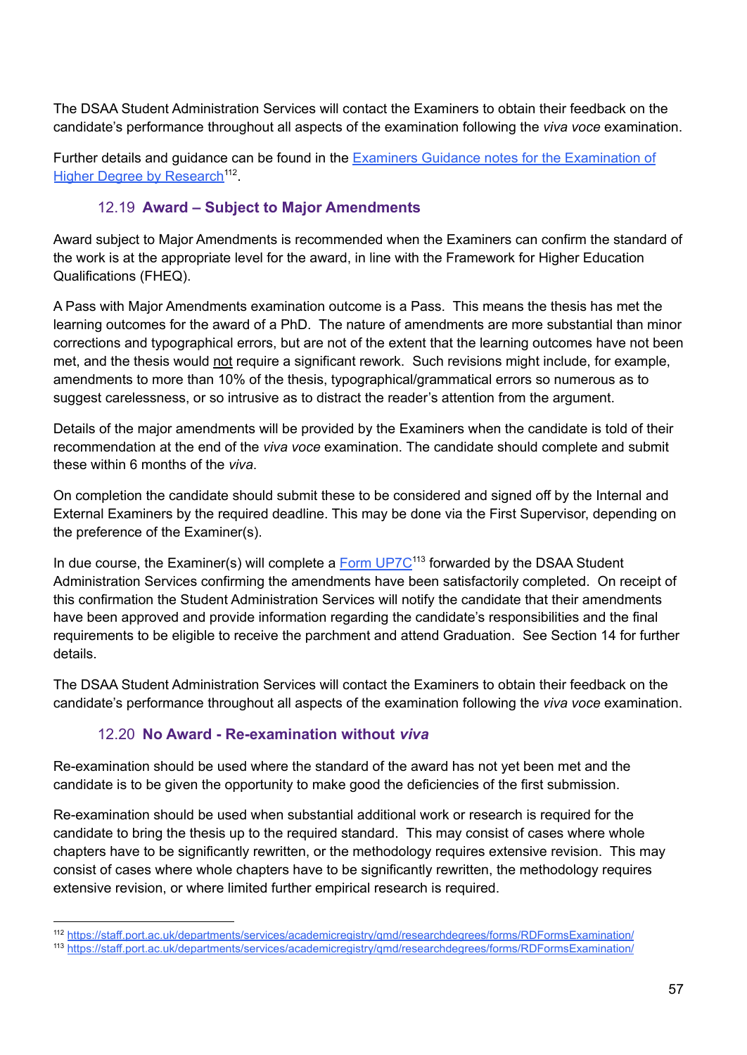The DSAA Student Administration Services will contact the Examiners to obtain their feedback on the candidate's performance throughout all aspects of the examination following the *viva voce* examination.

Further details and guidance can be found in the [Examiners Guidance notes for the Examination of Higher Degree by Research](https://staff.port.ac.uk/departments/services/academicregistry/qmd/researchdegrees/forms/RDFormsExamination/)[112].

### 12.19 Award – Subject to Major Amendments

Award subject to Major Amendments is recommended when the Examiners can confirm the standard of the work is at the appropriate level for the award, in line with the Framework for Higher Education Qualifications (FHEQ).

A Pass with Major Amendments examination outcome is a Pass. This means the thesis has met the learning outcomes for the award of a PhD. The nature of amendments are more substantial than minor corrections and typographical errors, but are not of the extent that the learning outcomes have not been met, and the thesis would <u>not</u> require a significant rework. Such revisions might include, for example, amendments to more than 10% of the thesis, typographical/grammatical errors so numerous as to suggest carelessness, or so intrusive as to distract the reader's attention from the argument.

Details of the major amendments will be provided by the Examiners when the candidate is told of their recommendation at the end of the *viva voce* examination. The candidate should complete and submit these within 6 months of the *viva*.

On completion the candidate should submit these to be considered and signed off by the Internal and External Examiners by the required deadline. This may be done via the First Supervisor, depending on the preference of the Examiner(s).

In due course, the Examiner(s) will complete a [Form UP7C](https://staff.port.ac.uk/departments/services/academicregistry/qmd/researchdegrees/forms/RDFormsExamination/)[113] forwarded by the DSAA Student Administration Services confirming the amendments have been satisfactorily completed. On receipt of this confirmation the Student Administration Services will notify the candidate that their amendments have been approved and provide information regarding the candidate's responsibilities and the final requirements to be eligible to receive the parchment and attend Graduation. See Section 14 for further details.

The DSAA Student Administration Services will contact the Examiners to obtain their feedback on the candidate's performance throughout all aspects of the examination following the *viva voce* examination.

### 12.20 No Award - Re-examination without *viva*

Re-examination should be used where the standard of the award has not yet been met and the candidate is to be given the opportunity to make good the deficiencies of the first submission.

Re-examination should be used when substantial additional work or research is required for the candidate to bring the thesis up to the required standard. This may consist of cases where whole chapters have to be significantly rewritten, or the methodology requires extensive revision. This may consist of cases where whole chapters have to be significantly rewritten, the methodology requires extensive revision, or where limited further empirical research is required.

---

[112] https://staff.port.ac.uk/departments/services/academicregistry/qmd/researchdegrees/forms/RDFormsExamination/

[113] https://staff.port.ac.uk/departments/services/academicregistry/qmd/researchdegrees/forms/RDFormsExamination/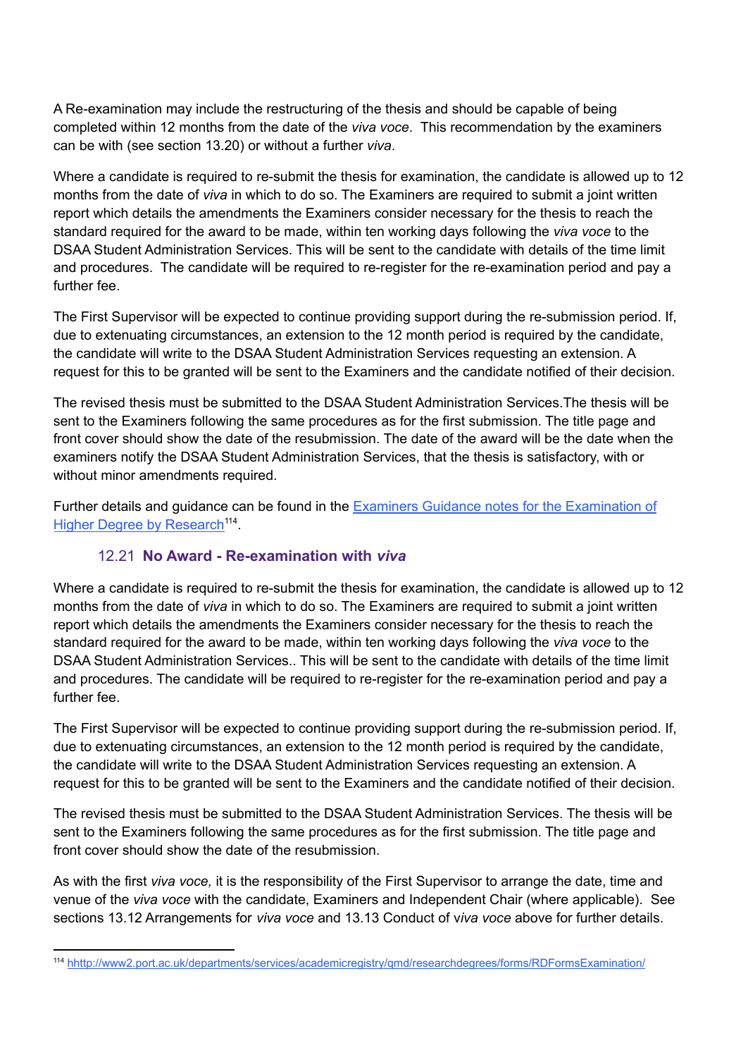A Re-examination may include the restructuring of the thesis and should be capable of being completed within 12 months from the date of the *viva voce*.  This recommendation by the examiners can be with (see section 13.20) or without a further *viva*.

Where a candidate is required to re-submit the thesis for examination, the candidate is allowed up to 12 months from the date of *viva* in which to do so. The Examiners are required to submit a joint written report which details the amendments the Examiners consider necessary for the thesis to reach the standard required for the award to be made, within ten working days following the *viva voce* to the DSAA Student Administration Services. This will be sent to the candidate with details of the time limit and procedures.  The candidate will be required to re-register for the re-examination period and pay a further fee.

The First Supervisor will be expected to continue providing support during the re-submission period. If, due to extenuating circumstances, an extension to the 12 month period is required by the candidate, the candidate will write to the DSAA Student Administration Services requesting an extension. A request for this to be granted will be sent to the Examiners and the candidate notified of their decision.

The revised thesis must be submitted to the DSAA Student Administration Services.The thesis will be sent to the Examiners following the same procedures as for the first submission. The title page and front cover should show the date of the resubmission. The date of the award will be the date when the examiners notify the DSAA Student Administration Services, that the thesis is satisfactory, with or without minor amendments required.

Further details and guidance can be found in the [Examiners Guidance notes for the Examination of Higher Degree by Research](hhttp://www2.port.ac.uk/departments/services/academicregistry/qmd/researchdegrees/forms/RDFormsExamination/)[114].

### 12.21 **No Award - Re-examination with *viva***

Where a candidate is required to re-submit the thesis for examination, the candidate is allowed up to 12 months from the date of *viva* in which to do so. The Examiners are required to submit a joint written report which details the amendments the Examiners consider necessary for the thesis to reach the standard required for the award to be made, within ten working days following the *viva voce* to the DSAA Student Administration Services.. This will be sent to the candidate with details of the time limit and procedures. The candidate will be required to re-register for the re-examination period and pay a further fee.

The First Supervisor will be expected to continue providing support during the re-submission period. If, due to extenuating circumstances, an extension to the 12 month period is required by the candidate, the candidate will write to the DSAA Student Administration Services requesting an extension. A request for this to be granted will be sent to the Examiners and the candidate notified of their decision.

The revised thesis must be submitted to the DSAA Student Administration Services. The thesis will be sent to the Examiners following the same procedures as for the first submission. The title page and front cover should show the date of the resubmission.

As with the first *viva voce,* it is the responsibility of the First Supervisor to arrange the date, time and venue of the *viva voce* with the candidate, Examiners and Independent Chair (where applicable).  See sections 13.12 Arrangements for *viva voce* and 13.13 Conduct of v*iva voce* above for further details.

---

[114] hhttp://www2.port.ac.uk/departments/services/academicregistry/qmd/researchdegrees/forms/RDFormsExamination/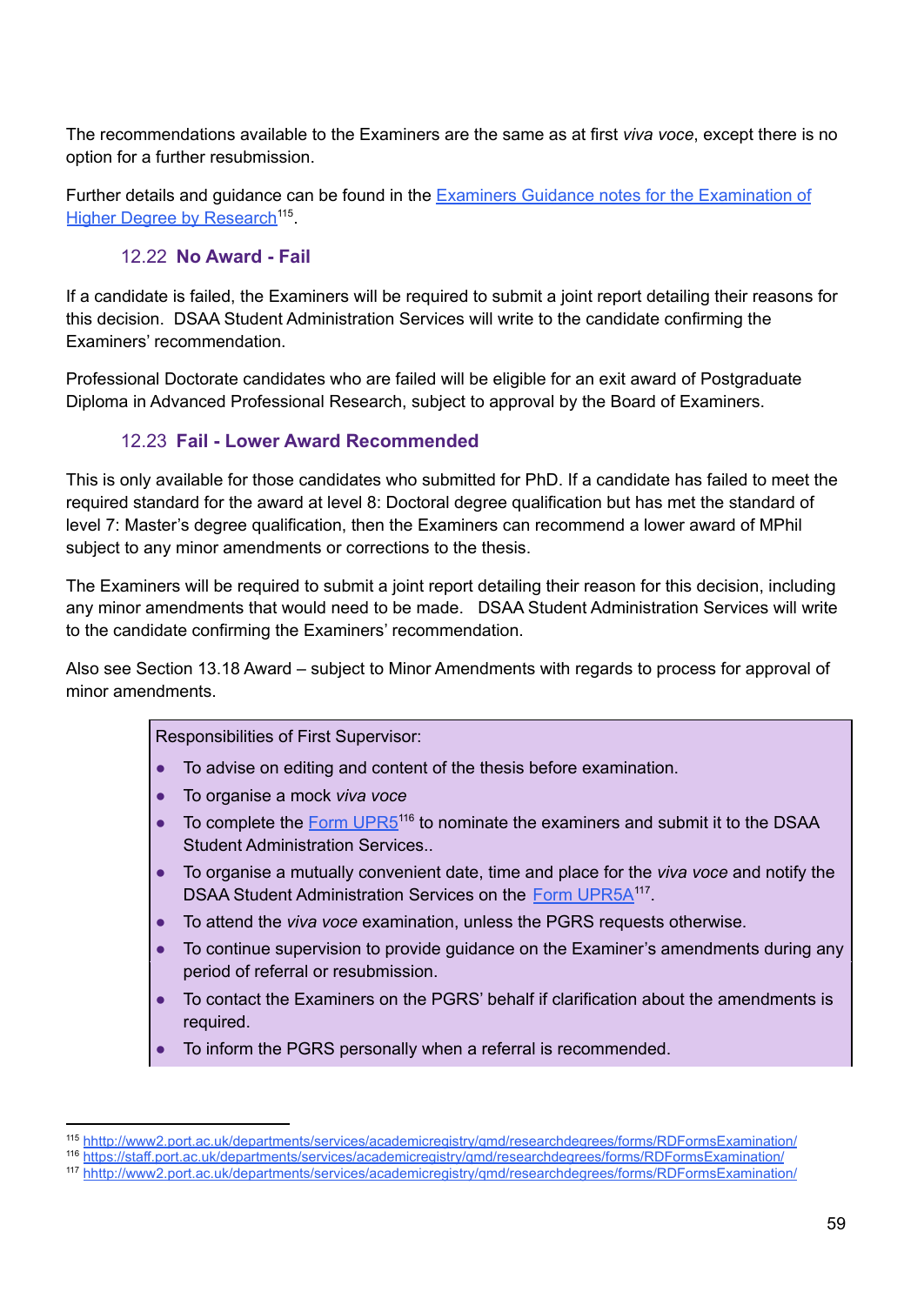The recommendations available to the Examiners are the same as at first *viva voce*, except there is no option for a further resubmission.

Further details and guidance can be found in the [Examiners Guidance notes for the Examination of Higher Degree by Research][115].

### 12.22 **No Award - Fail**

If a candidate is failed, the Examiners will be required to submit a joint report detailing their reasons for this decision. DSAA Student Administration Services will write to the candidate confirming the Examiners' recommendation.

Professional Doctorate candidates who are failed will be eligible for an exit award of Postgraduate Diploma in Advanced Professional Research, subject to approval by the Board of Examiners.

### 12.23 **Fail - Lower Award Recommended**

This is only available for those candidates who submitted for PhD. If a candidate has failed to meet the required standard for the award at level 8: Doctoral degree qualification but has met the standard of level 7: Master's degree qualification, then the Examiners can recommend a lower award of MPhil subject to any minor amendments or corrections to the thesis.

The Examiners will be required to submit a joint report detailing their reason for this decision, including any minor amendments that would need to be made. DSAA Student Administration Services will write to the candidate confirming the Examiners' recommendation.

Also see Section 13.18 Award – subject to Minor Amendments with regards to process for approval of minor amendments.

> Responsibilities of First Supervisor:
>
> - To advise on editing and content of the thesis before examination.
> - To organise a mock *viva voce*
> - To complete the Form UPR5[116] to nominate the examiners and submit it to the DSAA Student Administration Services..
> - To organise a mutually convenient date, time and place for the *viva voce* and notify the DSAA Student Administration Services on the Form UPR5A[117].
> - To attend the *viva voce* examination, unless the PGRS requests otherwise.
> - To continue supervision to provide guidance on the Examiner's amendments during any period of referral or resubmission.
> - To contact the Examiners on the PGRS' behalf if clarification about the amendments is required.
> - To inform the PGRS personally when a referral is recommended.

---

[115] hhttp://www2.port.ac.uk/departments/services/academicregistry/qmd/researchdegrees/forms/RDFormsExamination/

[116] https://staff.port.ac.uk/departments/services/academicregistry/qmd/researchdegrees/forms/RDFormsExamination/

[117] hhttp://www2.port.ac.uk/departments/services/academicregistry/qmd/researchdegrees/forms/RDFormsExamination/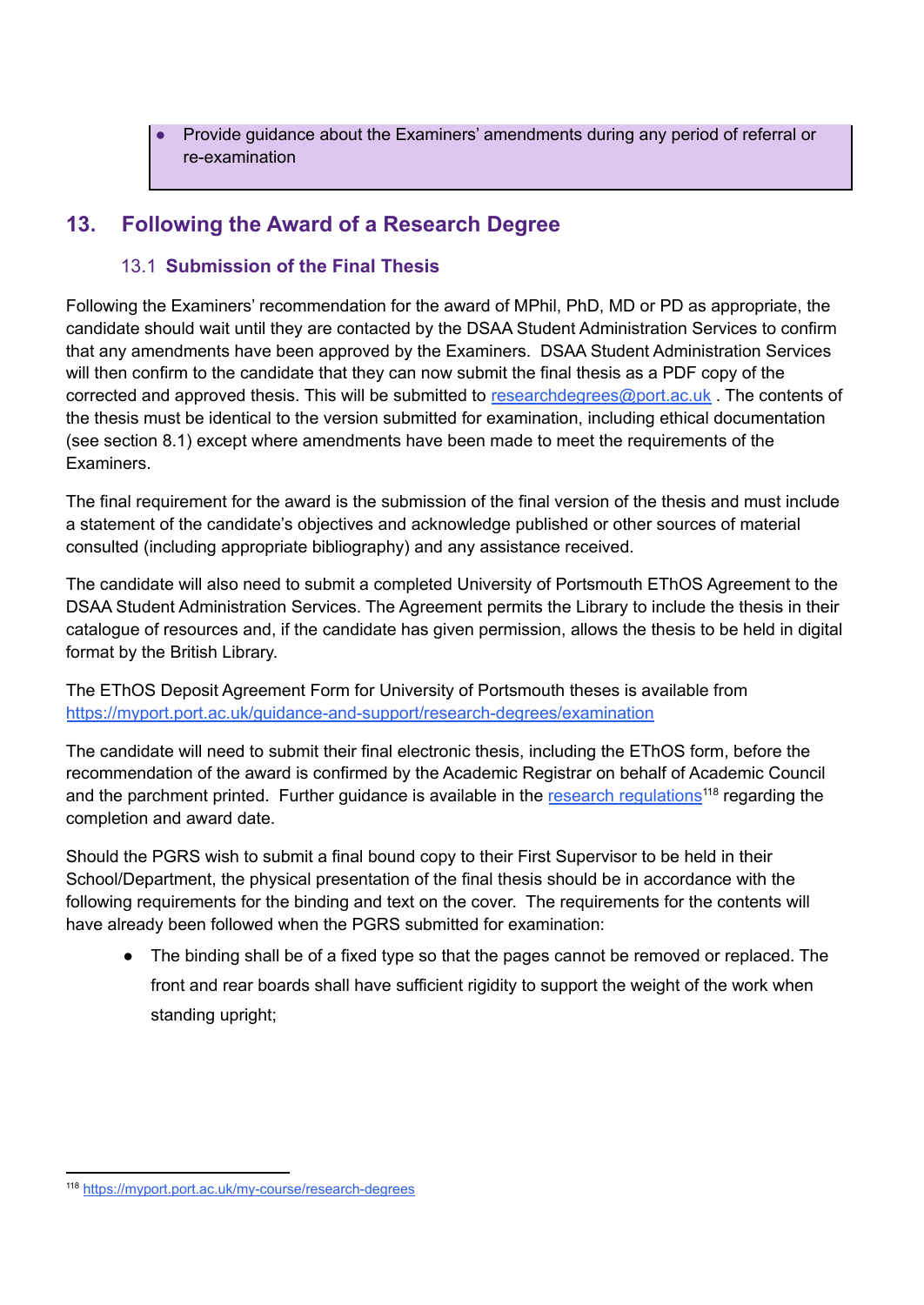- Provide guidance about the Examiners' amendments during any period of referral or re-examination

## 13. Following the Award of a Research Degree

### 13.1 Submission of the Final Thesis

Following the Examiners' recommendation for the award of MPhil, PhD, MD or PD as appropriate, the candidate should wait until they are contacted by the DSAA Student Administration Services to confirm that any amendments have been approved by the Examiners. DSAA Student Administration Services will then confirm to the candidate that they can now submit the final thesis as a PDF copy of the corrected and approved thesis. This will be submitted to researchdegrees@port.ac.uk . The contents of the thesis must be identical to the version submitted for examination, including ethical documentation (see section 8.1) except where amendments have been made to meet the requirements of the Examiners.

The final requirement for the award is the submission of the final version of the thesis and must include a statement of the candidate's objectives and acknowledge published or other sources of material consulted (including appropriate bibliography) and any assistance received.

The candidate will also need to submit a completed University of Portsmouth EThOS Agreement to the DSAA Student Administration Services. The Agreement permits the Library to include the thesis in their catalogue of resources and, if the candidate has given permission, allows the thesis to be held in digital format by the British Library.

The EThOS Deposit Agreement Form for University of Portsmouth theses is available from https://myport.port.ac.uk/guidance-and-support/research-degrees/examination

The candidate will need to submit their final electronic thesis, including the EThOS form, before the recommendation of the award is confirmed by the Academic Registrar on behalf of Academic Council and the parchment printed. Further guidance is available in the research regulations[118] regarding the completion and award date.

Should the PGRS wish to submit a final bound copy to their First Supervisor to be held in their School/Department, the physical presentation of the final thesis should be in accordance with the following requirements for the binding and text on the cover. The requirements for the contents will have already been followed when the PGRS submitted for examination:

- The binding shall be of a fixed type so that the pages cannot be removed or replaced. The front and rear boards shall have sufficient rigidity to support the weight of the work when standing upright;

[118] https://myport.port.ac.uk/my-course/research-degrees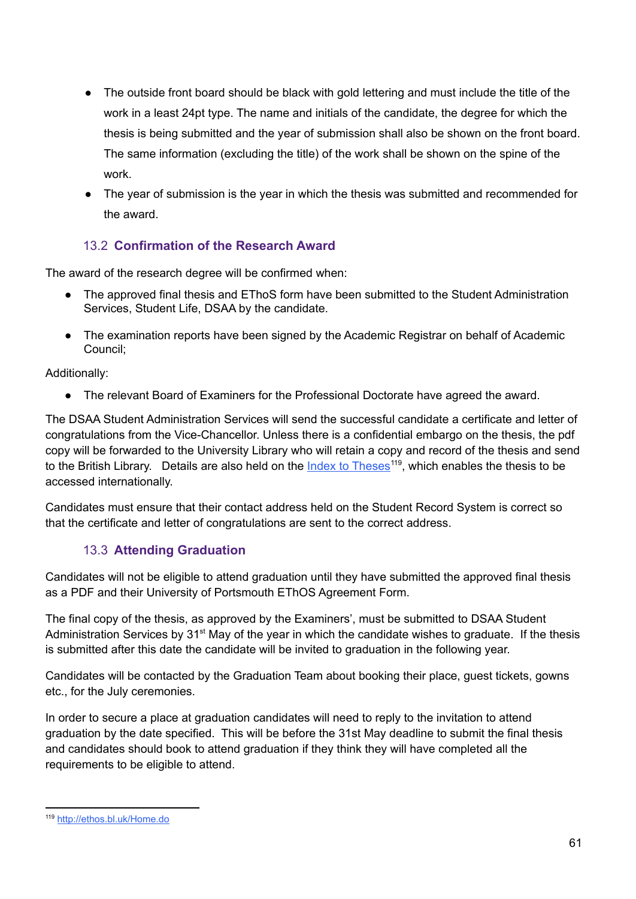- The outside front board should be black with gold lettering and must include the title of the work in a least 24pt type. The name and initials of the candidate, the degree for which the thesis is being submitted and the year of submission shall also be shown on the front board. The same information (excluding the title) of the work shall be shown on the spine of the work.
- The year of submission is the year in which the thesis was submitted and recommended for the award.

### 13.2 Confirmation of the Research Award

The award of the research degree will be confirmed when:

- The approved final thesis and EThoS form have been submitted to the Student Administration Services, Student Life, DSAA by the candidate.
- The examination reports have been signed by the Academic Registrar on behalf of Academic Council;

Additionally:

- The relevant Board of Examiners for the Professional Doctorate have agreed the award.

The DSAA Student Administration Services will send the successful candidate a certificate and letter of congratulations from the Vice-Chancellor. Unless there is a confidential embargo on the thesis, the pdf copy will be forwarded to the University Library who will retain a copy and record of the thesis and send to the British Library. Details are also held on the Index to Theses[119], which enables the thesis to be accessed internationally.

Candidates must ensure that their contact address held on the Student Record System is correct so that the certificate and letter of congratulations are sent to the correct address.

### 13.3 Attending Graduation

Candidates will not be eligible to attend graduation until they have submitted the approved final thesis as a PDF and their University of Portsmouth EThOS Agreement Form.

The final copy of the thesis, as approved by the Examiners', must be submitted to DSAA Student Administration Services by 31st May of the year in which the candidate wishes to graduate. If the thesis is submitted after this date the candidate will be invited to graduation in the following year.

Candidates will be contacted by the Graduation Team about booking their place, guest tickets, gowns etc., for the July ceremonies.

In order to secure a place at graduation candidates will need to reply to the invitation to attend graduation by the date specified. This will be before the 31st May deadline to submit the final thesis and candidates should book to attend graduation if they think they will have completed all the requirements to be eligible to attend.

---

[119] http://ethos.bl.uk/Home.do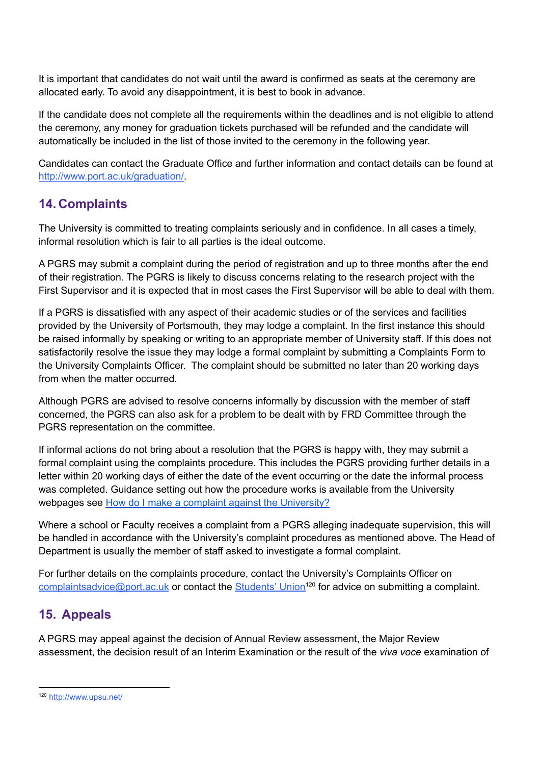It is important that candidates do not wait until the award is confirmed as seats at the ceremony are allocated early. To avoid any disappointment, it is best to book in advance.

If the candidate does not complete all the requirements within the deadlines and is not eligible to attend the ceremony, any money for graduation tickets purchased will be refunded and the candidate will automatically be included in the list of those invited to the ceremony in the following year.

Candidates can contact the Graduate Office and further information and contact details can be found at [http://www.port.ac.uk/graduation/](http://www.port.ac.uk/graduation/).

## 14. Complaints

The University is committed to treating complaints seriously and in confidence. In all cases a timely, informal resolution which is fair to all parties is the ideal outcome.

A PGRS may submit a complaint during the period of registration and up to three months after the end of their registration. The PGRS is likely to discuss concerns relating to the research project with the First Supervisor and it is expected that in most cases the First Supervisor will be able to deal with them.

If a PGRS is dissatisfied with any aspect of their academic studies or of the services and facilities provided by the University of Portsmouth, they may lodge a complaint. In the first instance this should be raised informally by speaking or writing to an appropriate member of University staff. If this does not satisfactorily resolve the issue they may lodge a formal complaint by submitting a Complaints Form to the University Complaints Officer. The complaint should be submitted no later than 20 working days from when the matter occurred.

Although PGRS are advised to resolve concerns informally by discussion with the member of staff concerned, the PGRS can also ask for a problem to be dealt with by FRD Committee through the PGRS representation on the committee.

If informal actions do not bring about a resolution that the PGRS is happy with, they may submit a formal complaint using the complaints procedure. This includes the PGRS providing further details in a letter within 20 working days of either the date of the event occurring or the date the informal process was completed. Guidance setting out how the procedure works is available from the University webpages see How do I make a complaint against the University?

Where a school or Faculty receives a complaint from a PGRS alleging inadequate supervision, this will be handled in accordance with the University's complaint procedures as mentioned above. The Head of Department is usually the member of staff asked to investigate a formal complaint.

For further details on the complaints procedure, contact the University's Complaints Officer on [complaintsadvice@port.ac.uk](mailto:complaintsadvice@port.ac.uk) or contact the Students' Union[120] for advice on submitting a complaint.

## 15. Appeals

A PGRS may appeal against the decision of Annual Review assessment, the Major Review assessment, the decision result of an Interim Examination or the result of the *viva voce* examination of

---

[120] [http://www.upsu.net/](http://www.upsu.net/)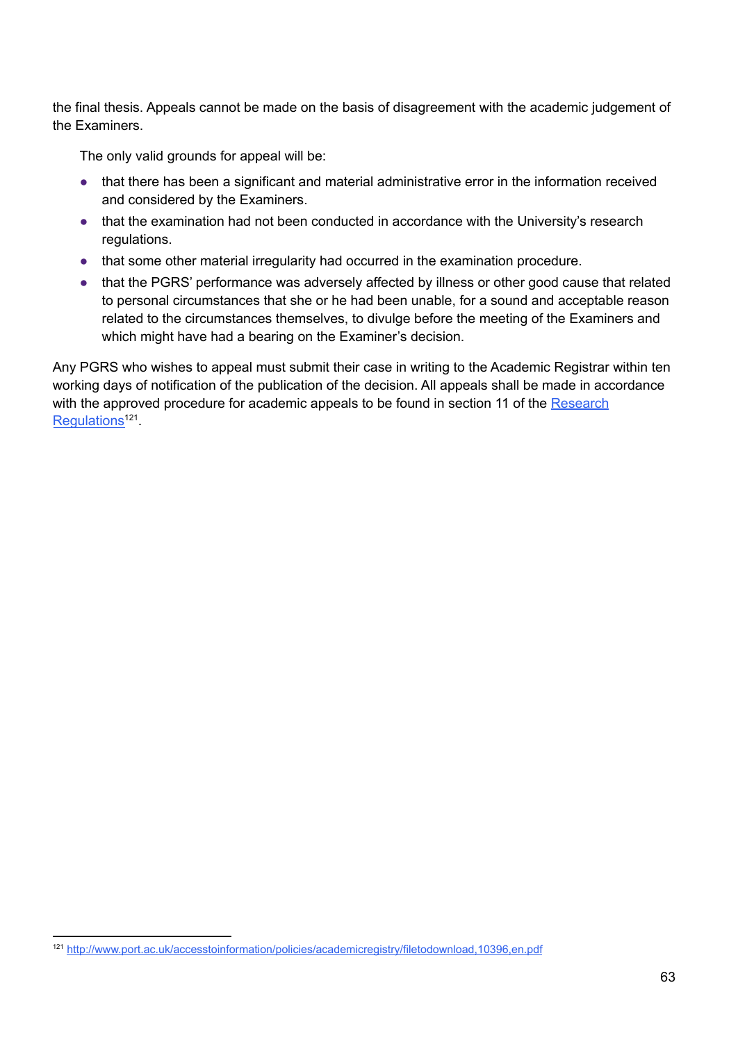the final thesis. Appeals cannot be made on the basis of disagreement with the academic judgement of the Examiners.

The only valid grounds for appeal will be:

- that there has been a significant and material administrative error in the information received and considered by the Examiners.
- that the examination had not been conducted in accordance with the University's research regulations.
- that some other material irregularity had occurred in the examination procedure.
- that the PGRS' performance was adversely affected by illness or other good cause that related to personal circumstances that she or he had been unable, for a sound and acceptable reason related to the circumstances themselves, to divulge before the meeting of the Examiners and which might have had a bearing on the Examiner's decision.

Any PGRS who wishes to appeal must submit their case in writing to the Academic Registrar within ten working days of notification of the publication of the decision. All appeals shall be made in accordance with the approved procedure for academic appeals to be found in section 11 of the [Research Regulations](http://www.port.ac.uk/accesstoinformation/policies/academicregistry/filetodownload,10396,en.pdf)[121].

[121] http://www.port.ac.uk/accesstoinformation/policies/academicregistry/filetodownload,10396,en.pdf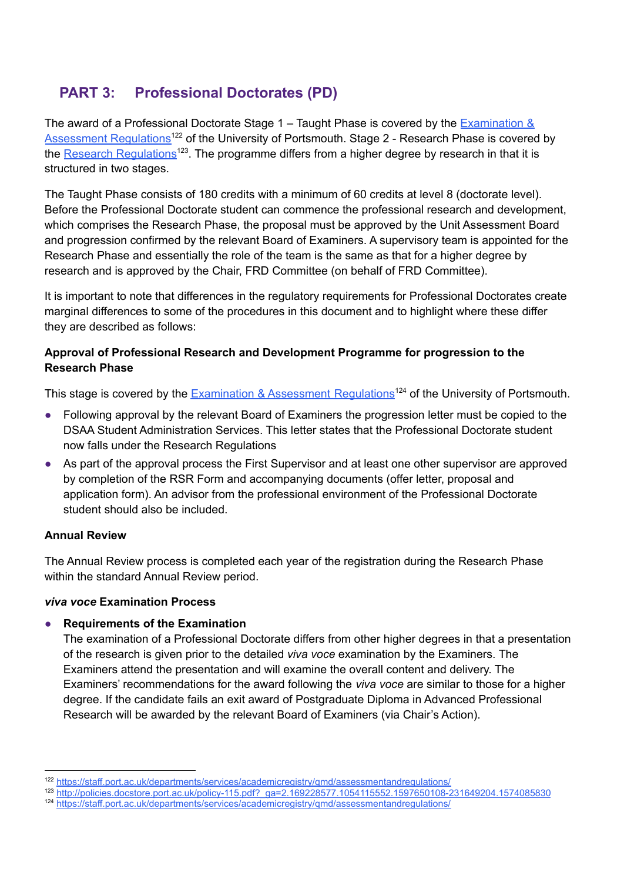# PART 3: Professional Doctorates (PD)

The award of a Professional Doctorate Stage 1 – Taught Phase is covered by the [Examination & Assessment Regulations](https://staff.port.ac.uk/departments/services/academicregistry/qmd/assessmentandregulations/)[122] of the University of Portsmouth. Stage 2 - Research Phase is covered by the [Research Regulations](http://policies.docstore.port.ac.uk/policy-115.pdf?_ga=2.169228577.1054115552.1597650108-231649204.1574085830)[123]. The programme differs from a higher degree by research in that it is structured in two stages.

The Taught Phase consists of 180 credits with a minimum of 60 credits at level 8 (doctorate level). Before the Professional Doctorate student can commence the professional research and development, which comprises the Research Phase, the proposal must be approved by the Unit Assessment Board and progression confirmed by the relevant Board of Examiners. A supervisory team is appointed for the Research Phase and essentially the role of the team is the same as that for a higher degree by research and is approved by the Chair, FRD Committee (on behalf of FRD Committee).

It is important to note that differences in the regulatory requirements for Professional Doctorates create marginal differences to some of the procedures in this document and to highlight where these differ they are described as follows:

**Approval of Professional Research and Development Programme for progression to the Research Phase**

This stage is covered by the [Examination & Assessment Regulations](https://staff.port.ac.uk/departments/services/academicregistry/qmd/assessmentandregulations/)[124] of the University of Portsmouth.

- Following approval by the relevant Board of Examiners the progression letter must be copied to the DSAA Student Administration Services. This letter states that the Professional Doctorate student now falls under the Research Regulations
- As part of the approval process the First Supervisor and at least one other supervisor are approved by completion of the RSR Form and accompanying documents (offer letter, proposal and application form). An advisor from the professional environment of the Professional Doctorate student should also be included.

**Annual Review**

The Annual Review process is completed each year of the registration during the Research Phase within the standard Annual Review period.

***viva voce* Examination Process**

- **Requirements of the Examination**
  The examination of a Professional Doctorate differs from other higher degrees in that a presentation of the research is given prior to the detailed *viva voce* examination by the Examiners. The Examiners attend the presentation and will examine the overall content and delivery. The Examiners' recommendations for the award following the *viva voce* are similar to those for a higher degree. If the candidate fails an exit award of Postgraduate Diploma in Advanced Professional Research will be awarded by the relevant Board of Examiners (via Chair's Action).

---

[122] https://staff.port.ac.uk/departments/services/academicregistry/qmd/assessmentandregulations/
[123] http://policies.docstore.port.ac.uk/policy-115.pdf?_ga=2.169228577.1054115552.1597650108-231649204.1574085830
[124] https://staff.port.ac.uk/departments/services/academicregistry/qmd/assessmentandregulations/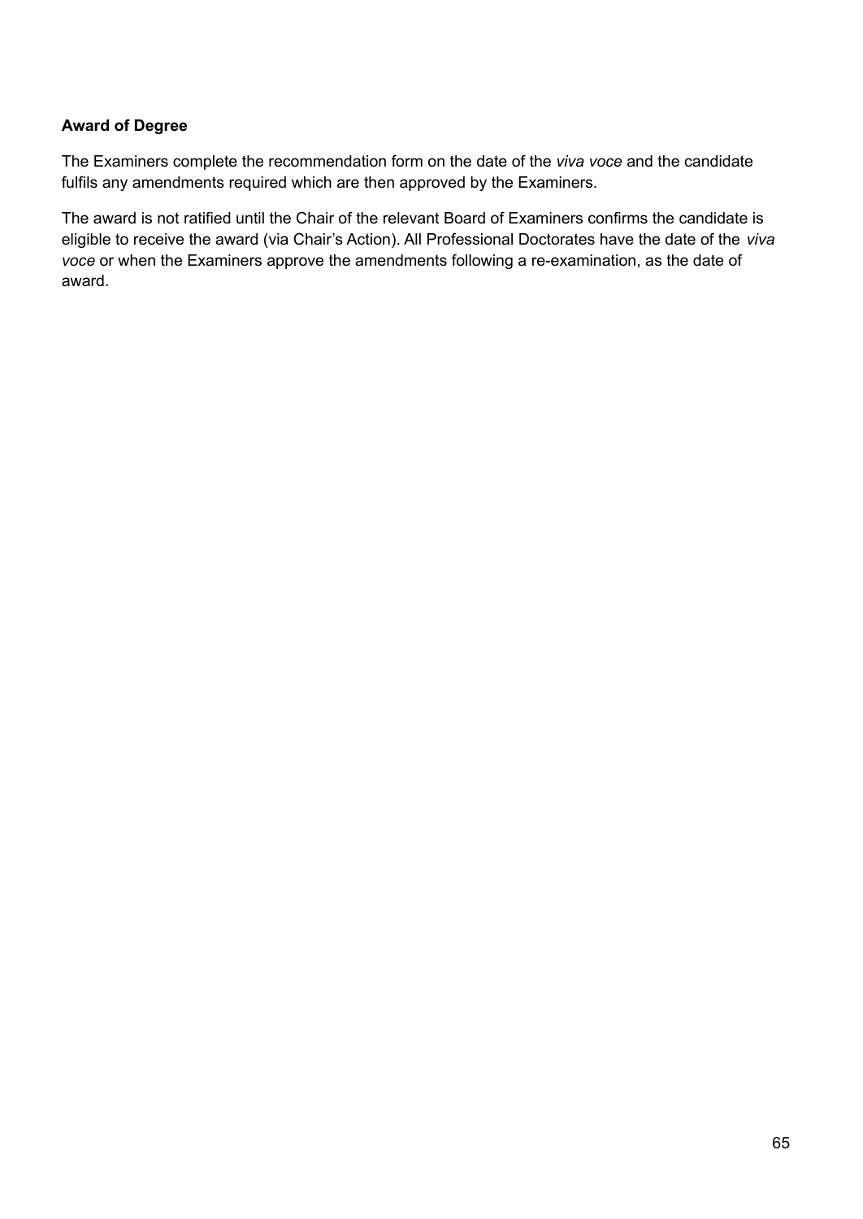**Award of Degree**

The Examiners complete the recommendation form on the date of the *viva voce* and the candidate fulfils any amendments required which are then approved by the Examiners.

The award is not ratified until the Chair of the relevant Board of Examiners confirms the candidate is eligible to receive the award (via Chair's Action). All Professional Doctorates have the date of the *viva voce* or when the Examiners approve the amendments following a re-examination, as the date of award.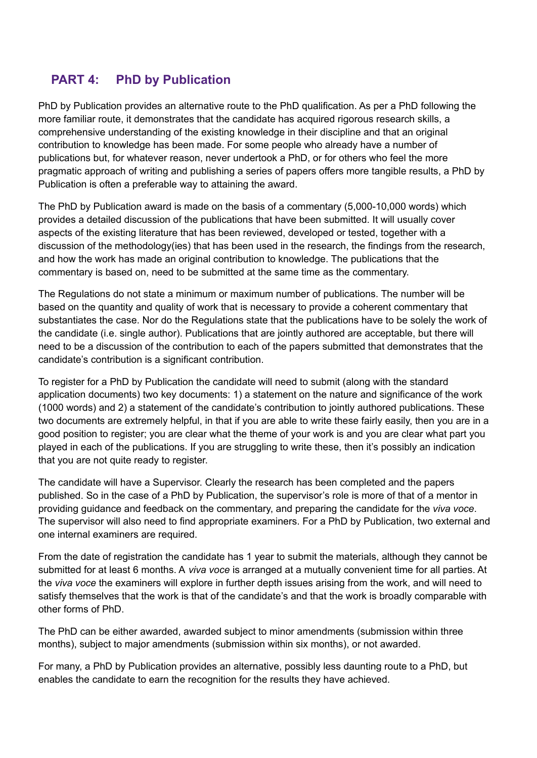## PART 4: PhD by Publication

PhD by Publication provides an alternative route to the PhD qualification. As per a PhD following the more familiar route, it demonstrates that the candidate has acquired rigorous research skills, a comprehensive understanding of the existing knowledge in their discipline and that an original contribution to knowledge has been made. For some people who already have a number of publications but, for whatever reason, never undertook a PhD, or for others who feel the more pragmatic approach of writing and publishing a series of papers offers more tangible results, a PhD by Publication is often a preferable way to attaining the award.

The PhD by Publication award is made on the basis of a commentary (5,000-10,000 words) which provides a detailed discussion of the publications that have been submitted. It will usually cover aspects of the existing literature that has been reviewed, developed or tested, together with a discussion of the methodology(ies) that has been used in the research, the findings from the research, and how the work has made an original contribution to knowledge. The publications that the commentary is based on, need to be submitted at the same time as the commentary.

The Regulations do not state a minimum or maximum number of publications. The number will be based on the quantity and quality of work that is necessary to provide a coherent commentary that substantiates the case. Nor do the Regulations state that the publications have to be solely the work of the candidate (i.e. single author). Publications that are jointly authored are acceptable, but there will need to be a discussion of the contribution to each of the papers submitted that demonstrates that the candidate's contribution is a significant contribution.

To register for a PhD by Publication the candidate will need to submit (along with the standard application documents) two key documents: 1) a statement on the nature and significance of the work (1000 words) and 2) a statement of the candidate's contribution to jointly authored publications. These two documents are extremely helpful, in that if you are able to write these fairly easily, then you are in a good position to register; you are clear what the theme of your work is and you are clear what part you played in each of the publications. If you are struggling to write these, then it's possibly an indication that you are not quite ready to register.

The candidate will have a Supervisor. Clearly the research has been completed and the papers published. So in the case of a PhD by Publication, the supervisor's role is more of that of a mentor in providing guidance and feedback on the commentary, and preparing the candidate for the *viva voce*. The supervisor will also need to find appropriate examiners. For a PhD by Publication, two external and one internal examiners are required.

From the date of registration the candidate has 1 year to submit the materials, although they cannot be submitted for at least 6 months. A *viva voce* is arranged at a mutually convenient time for all parties. At the *viva voce* the examiners will explore in further depth issues arising from the work, and will need to satisfy themselves that the work is that of the candidate's and that the work is broadly comparable with other forms of PhD.

The PhD can be either awarded, awarded subject to minor amendments (submission within three months), subject to major amendments (submission within six months), or not awarded.

For many, a PhD by Publication provides an alternative, possibly less daunting route to a PhD, but enables the candidate to earn the recognition for the results they have achieved.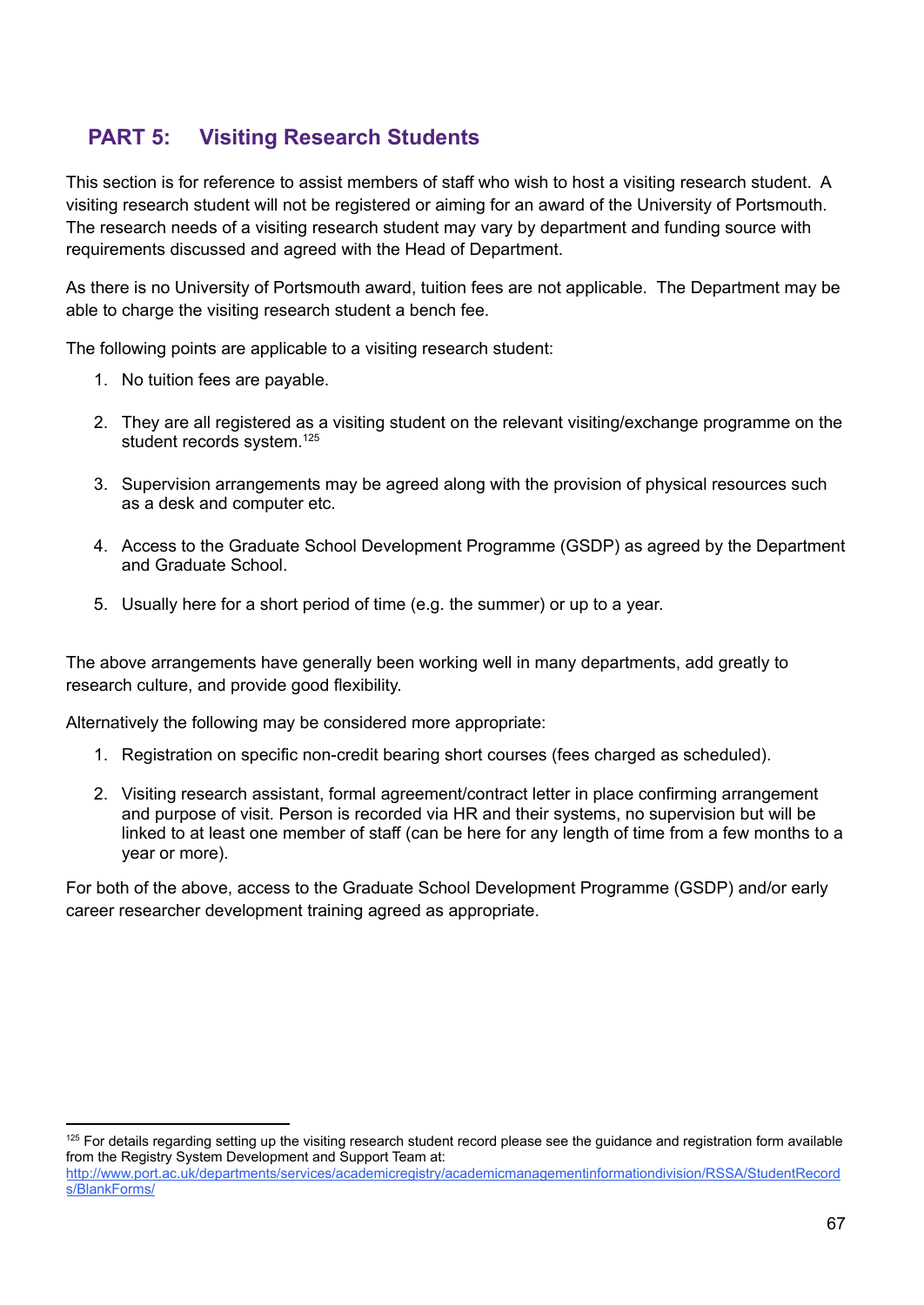## PART 5: Visiting Research Students

This section is for reference to assist members of staff who wish to host a visiting research student. A visiting research student will not be registered or aiming for an award of the University of Portsmouth. The research needs of a visiting research student may vary by department and funding source with requirements discussed and agreed with the Head of Department.

As there is no University of Portsmouth award, tuition fees are not applicable. The Department may be able to charge the visiting research student a bench fee.

The following points are applicable to a visiting research student:

1. No tuition fees are payable.
2. They are all registered as a visiting student on the relevant visiting/exchange programme on the student records system.[125]
3. Supervision arrangements may be agreed along with the provision of physical resources such as a desk and computer etc.
4. Access to the Graduate School Development Programme (GSDP) as agreed by the Department and Graduate School.
5. Usually here for a short period of time (e.g. the summer) or up to a year.

The above arrangements have generally been working well in many departments, add greatly to research culture, and provide good flexibility.

Alternatively the following may be considered more appropriate:

1. Registration on specific non-credit bearing short courses (fees charged as scheduled).
2. Visiting research assistant, formal agreement/contract letter in place confirming arrangement and purpose of visit. Person is recorded via HR and their systems, no supervision but will be linked to at least one member of staff (can be here for any length of time from a few months to a year or more).

For both of the above, access to the Graduate School Development Programme (GSDP) and/or early career researcher development training agreed as appropriate.

---

[125] For details regarding setting up the visiting research student record please see the guidance and registration form available from the Registry System Development and Support Team at: http://www.port.ac.uk/departments/services/academicregistry/academicmanagementinformationdivision/RSSA/StudentRecords/BlankForms/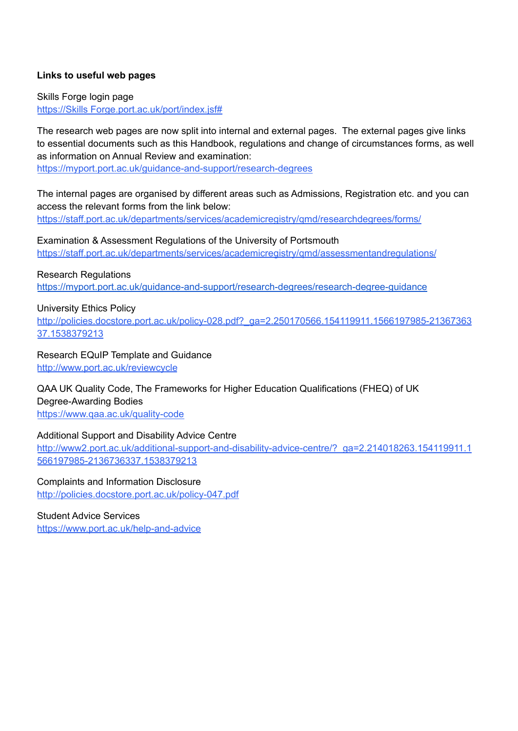**Links to useful web pages**

Skills Forge login page
https://Skills Forge.port.ac.uk/port/index.jsf#

The research web pages are now split into internal and external pages. The external pages give links to essential documents such as this Handbook, regulations and change of circumstances forms, as well as information on Annual Review and examination:
https://myport.port.ac.uk/guidance-and-support/research-degrees

The internal pages are organised by different areas such as Admissions, Registration etc. and you can access the relevant forms from the link below:
https://staff.port.ac.uk/departments/services/academicregistry/qmd/researchdegrees/forms/

Examination & Assessment Regulations of the University of Portsmouth
https://staff.port.ac.uk/departments/services/academicregistry/qmd/assessmentandregulations/

Research Regulations
https://myport.port.ac.uk/guidance-and-support/research-degrees/research-degree-guidance

University Ethics Policy
http://policies.docstore.port.ac.uk/policy-028.pdf?_ga=2.250170566.154119911.1566197985-2136736337.1538379213

Research EQuIP Template and Guidance
http://www.port.ac.uk/reviewcycle

QAA UK Quality Code, The Frameworks for Higher Education Qualifications (FHEQ) of UK Degree-Awarding Bodies
https://www.qaa.ac.uk/quality-code

Additional Support and Disability Advice Centre
http://www2.port.ac.uk/additional-support-and-disability-advice-centre/?_ga=2.214018263.154119911.1566197985-2136736337.1538379213

Complaints and Information Disclosure
http://policies.docstore.port.ac.uk/policy-047.pdf

Student Advice Services
https://www.port.ac.uk/help-and-advice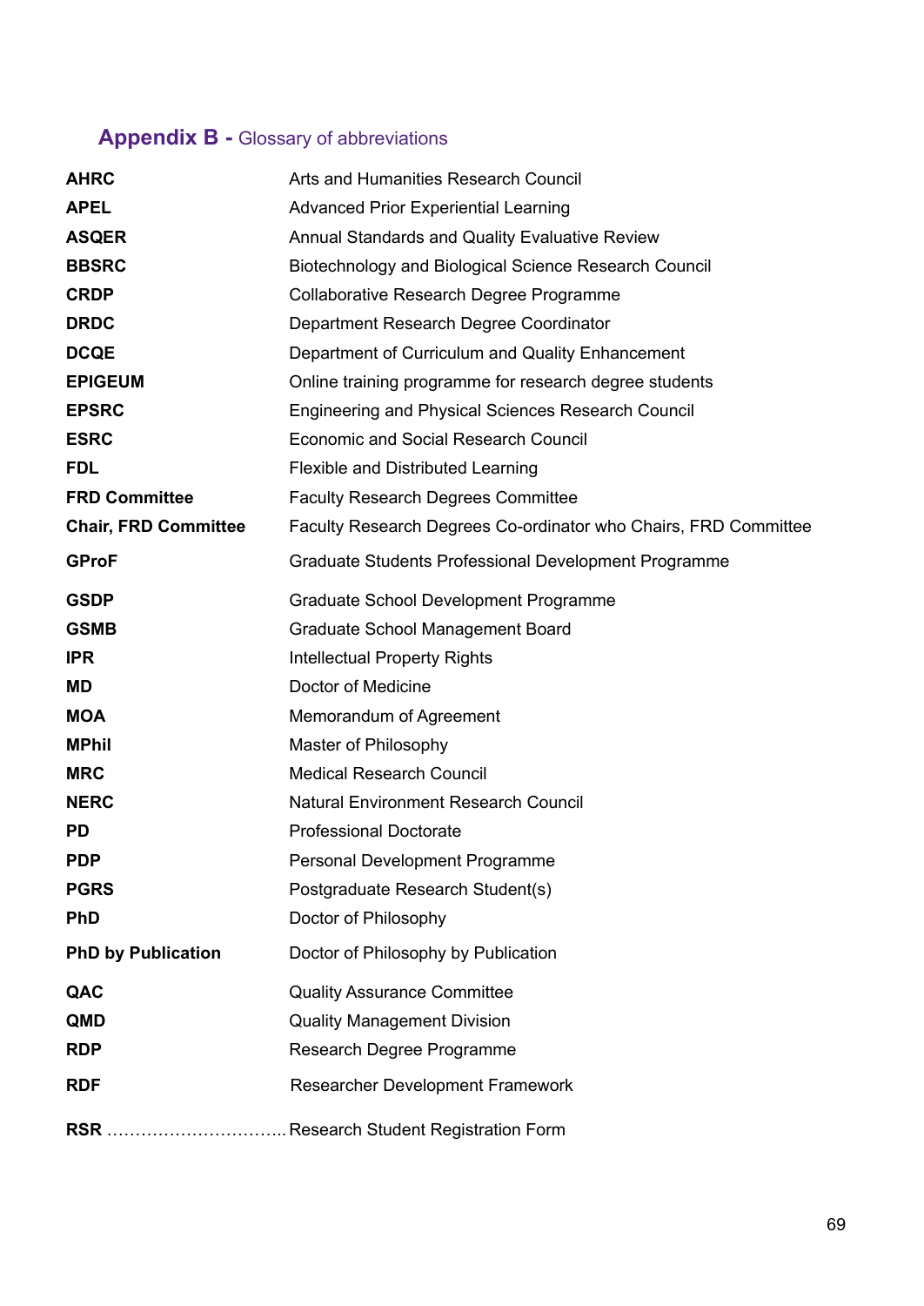## **Appendix B -** Glossary of abbreviations

| | |
|---|---|
| **AHRC** | Arts and Humanities Research Council |
| **APEL** | Advanced Prior Experiential Learning |
| **ASQER** | Annual Standards and Quality Evaluative Review |
| **BBSRC** | Biotechnology and Biological Science Research Council |
| **CRDP** | Collaborative Research Degree Programme |
| **DRDC** | Department Research Degree Coordinator |
| **DCQE** | Department of Curriculum and Quality Enhancement |
| **EPIGEUM** | Online training programme for research degree students |
| **EPSRC** | Engineering and Physical Sciences Research Council |
| **ESRC** | Economic and Social Research Council |
| **FDL** | Flexible and Distributed Learning |
| **FRD Committee** | Faculty Research Degrees Committee |
| **Chair, FRD Committee** | Faculty Research Degrees Co-ordinator who Chairs, FRD Committee |
| **GProF** | Graduate Students Professional Development Programme |
| **GSDP** | Graduate School Development Programme |
| **GSMB** | Graduate School Management Board |
| **IPR** | Intellectual Property Rights |
| **MD** | Doctor of Medicine |
| **MOA** | Memorandum of Agreement |
| **MPhil** | Master of Philosophy |
| **MRC** | Medical Research Council |
| **NERC** | Natural Environment Research Council |
| **PD** | Professional Doctorate |
| **PDP** | Personal Development Programme |
| **PGRS** | Postgraduate Research Student(s) |
| **PhD** | Doctor of Philosophy |
| **PhD by Publication** | Doctor of Philosophy by Publication |
| **QAC** | Quality Assurance Committee |
| **QMD** | Quality Management Division |
| **RDP** | Research Degree Programme |
| **RDF** | Researcher Development Framework |
| **RSR** | Research Student Registration Form |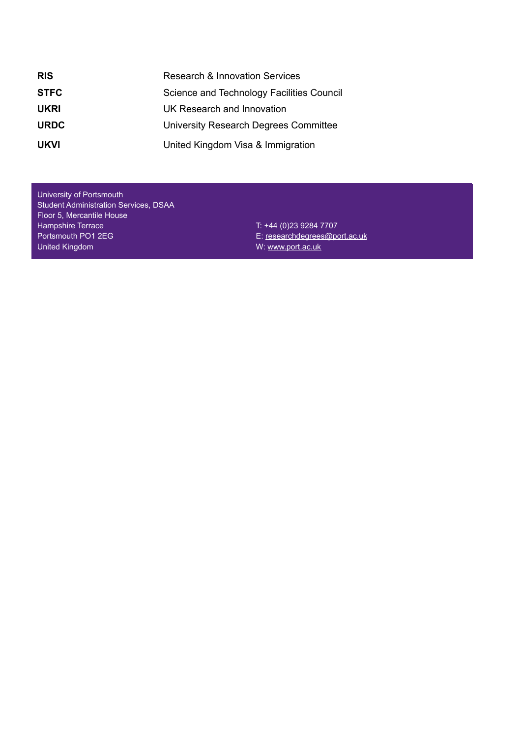| | |
|---|---|
| **RIS** | Research & Innovation Services |
| **STFC** | Science and Technology Facilities Council |
| **UKRI** | UK Research and Innovation |
| **URDC** | University Research Degrees Committee |
| **UKVI** | United Kingdom Visa & Immigration |

University of Portsmouth
Student Administration Services, DSAA
Floor 5, Mercantile House
Hampshire Terrace
Portsmouth PO1 2EG
United Kingdom

T: +44 (0)23 9284 7707
E: researchdegrees@port.ac.uk
W: www.port.ac.uk